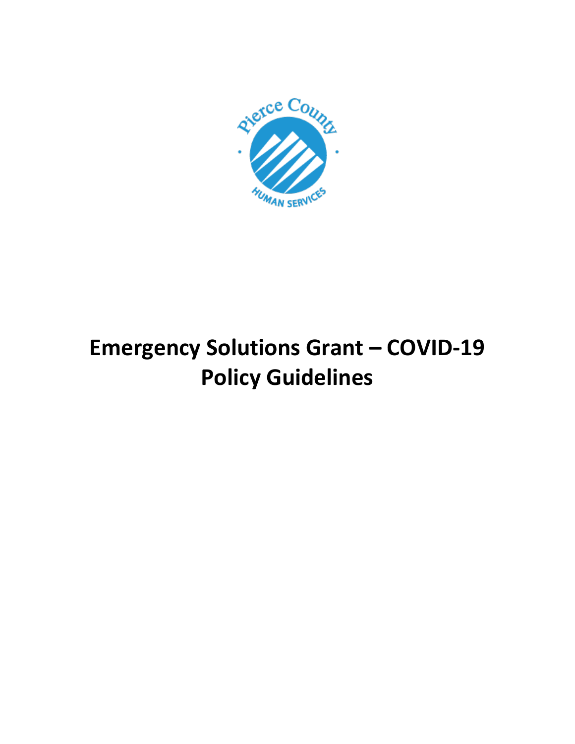# Emergency Solutions Grant – COVID-19 Policy Guidelines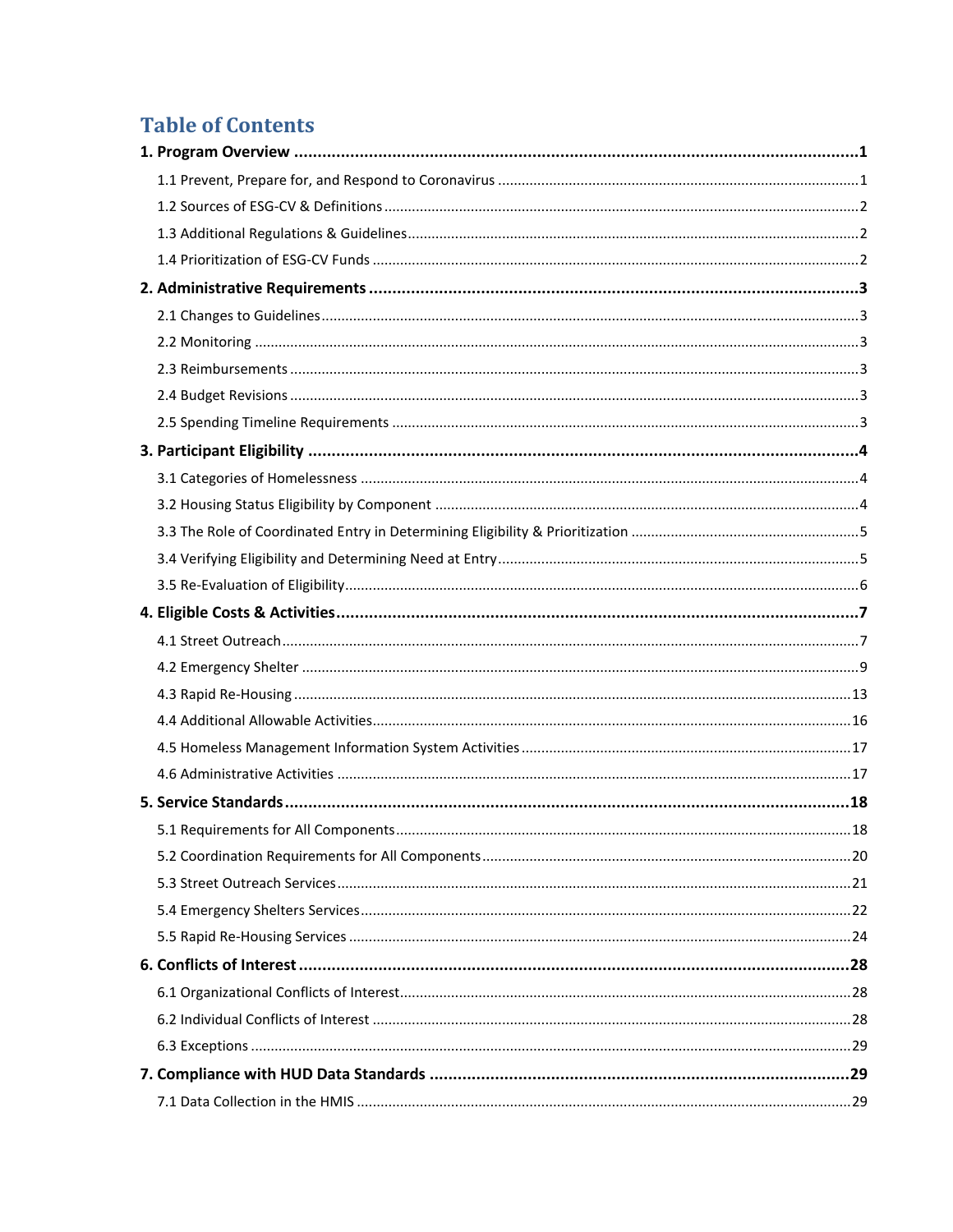# Table of Contents

**1. Program Overview** ..... **1**

- 1.1 Prevent, Prepare for, and Respond to Coronavirus ..... 1
- 1.2 Sources of ESG-CV & Definitions ..... 2
- 1.3 Additional Regulations & Guidelines ..... 2
- 1.4 Prioritization of ESG-CV Funds ..... 2

**2. Administrative Requirements** ..... **3**

- 2.1 Changes to Guidelines ..... 3
- 2.2 Monitoring ..... 3
- 2.3 Reimbursements ..... 3
- 2.4 Budget Revisions ..... 3
- 2.5 Spending Timeline Requirements ..... 3

**3. Participant Eligibility** ..... **4**

- 3.1 Categories of Homelessness ..... 4
- 3.2 Housing Status Eligibility by Component ..... 4
- 3.3 The Role of Coordinated Entry in Determining Eligibility & Prioritization ..... 5
- 3.4 Verifying Eligibility and Determining Need at Entry ..... 5
- 3.5 Re-Evaluation of Eligibility ..... 6

**4. Eligible Costs & Activities** ..... **7**

- 4.1 Street Outreach ..... 7
- 4.2 Emergency Shelter ..... 9
- 4.3 Rapid Re-Housing ..... 13
- 4.4 Additional Allowable Activities ..... 16
- 4.5 Homeless Management Information System Activities ..... 17
- 4.6 Administrative Activities ..... 17

**5. Service Standards** ..... **18**

- 5.1 Requirements for All Components ..... 18
- 5.2 Coordination Requirements for All Components ..... 20
- 5.3 Street Outreach Services ..... 21
- 5.4 Emergency Shelters Services ..... 22
- 5.5 Rapid Re-Housing Services ..... 24

**6. Conflicts of Interest** ..... **28**

- 6.1 Organizational Conflicts of Interest ..... 28
- 6.2 Individual Conflicts of Interest ..... 28
- 6.3 Exceptions ..... 29

**7. Compliance with HUD Data Standards** ..... **29**

- 7.1 Data Collection in the HMIS ..... 29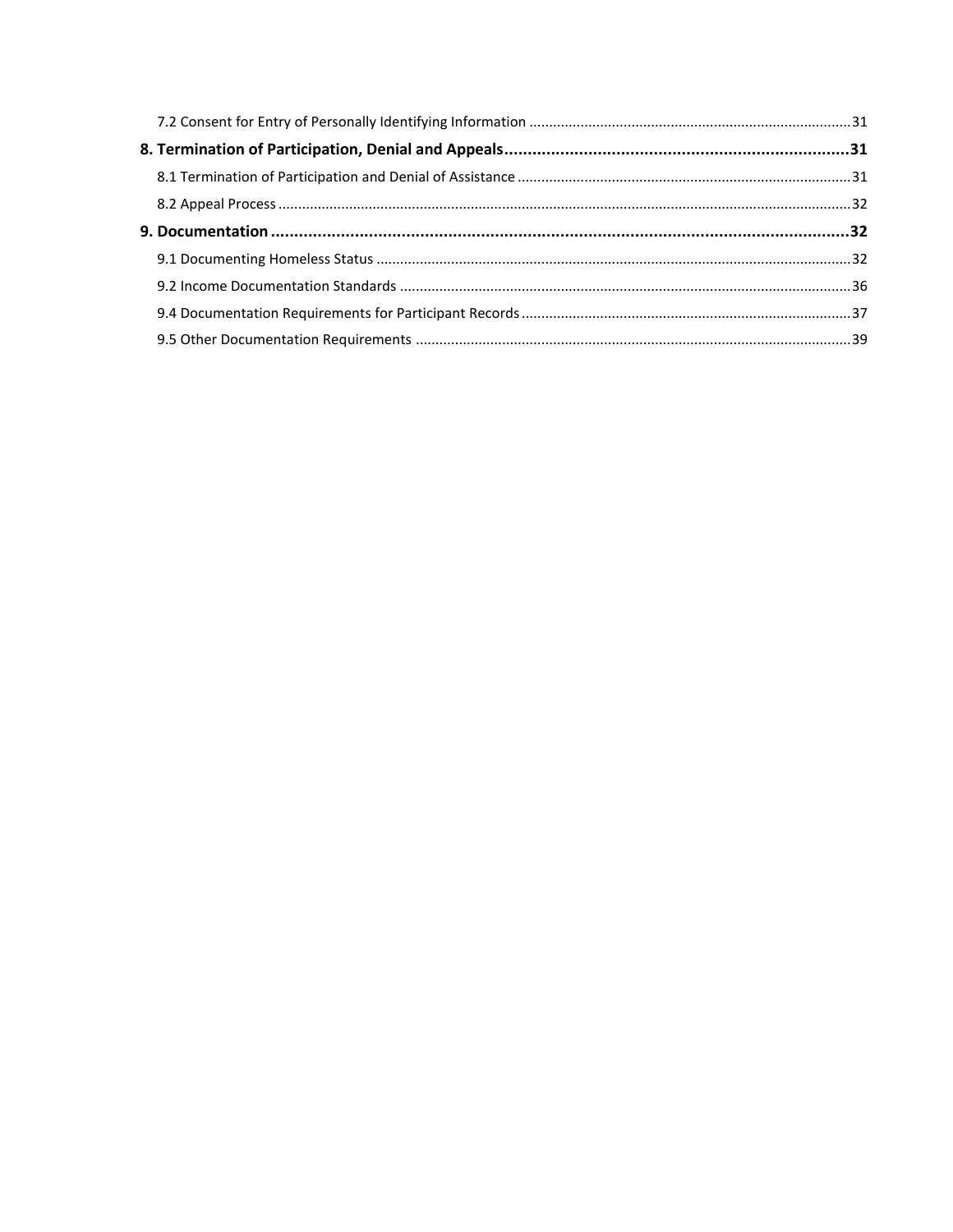7.2 Consent for Entry of Personally Identifying Information ....................................................................................31

**8. Termination of Participation, Denial and Appeals..........................................................................31**

8.1 Termination of Participation and Denial of Assistance ......................................................................................31

8.2 Appeal Process ..................................................................................................................................................32

**9. Documentation ..........................................................................................................................32**

9.1 Documenting Homeless Status .........................................................................................................................32

9.2 Income Documentation Standards ...................................................................................................................36

9.4 Documentation Requirements for Participant Records ....................................................................................37

9.5 Other Documentation Requirements ...............................................................................................................39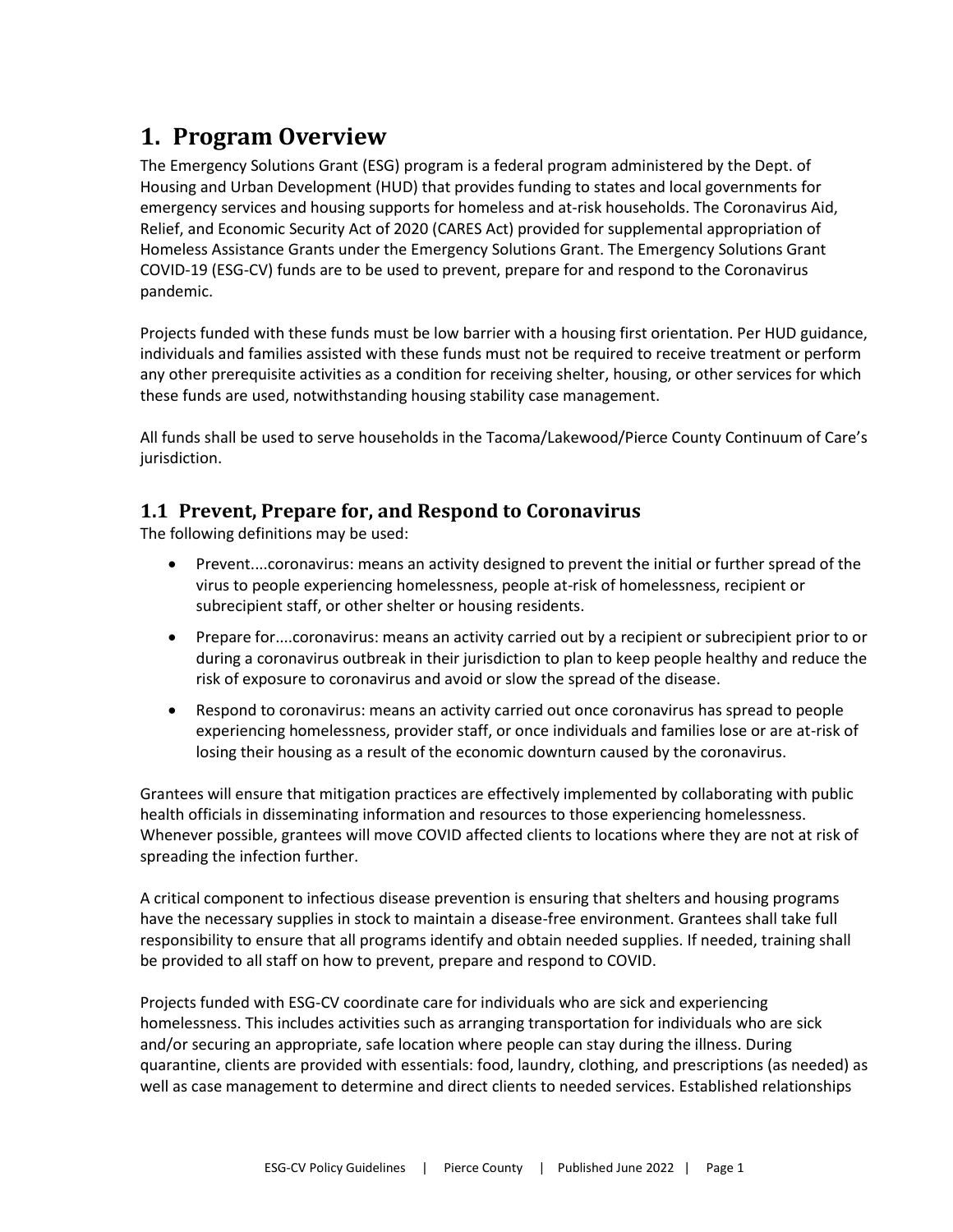# 1. Program Overview

The Emergency Solutions Grant (ESG) program is a federal program administered by the Dept. of Housing and Urban Development (HUD) that provides funding to states and local governments for emergency services and housing supports for homeless and at-risk households. The Coronavirus Aid, Relief, and Economic Security Act of 2020 (CARES Act) provided for supplemental appropriation of Homeless Assistance Grants under the Emergency Solutions Grant. The Emergency Solutions Grant COVID-19 (ESG-CV) funds are to be used to prevent, prepare for and respond to the Coronavirus pandemic.

Projects funded with these funds must be low barrier with a housing first orientation. Per HUD guidance, individuals and families assisted with these funds must not be required to receive treatment or perform any other prerequisite activities as a condition for receiving shelter, housing, or other services for which these funds are used, notwithstanding housing stability case management.

All funds shall be used to serve households in the Tacoma/Lakewood/Pierce County Continuum of Care's jurisdiction.

## 1.1 Prevent, Prepare for, and Respond to Coronavirus

The following definitions may be used:

- Prevent....coronavirus: means an activity designed to prevent the initial or further spread of the virus to people experiencing homelessness, people at-risk of homelessness, recipient or subrecipient staff, or other shelter or housing residents.
- Prepare for....coronavirus: means an activity carried out by a recipient or subrecipient prior to or during a coronavirus outbreak in their jurisdiction to plan to keep people healthy and reduce the risk of exposure to coronavirus and avoid or slow the spread of the disease.
- Respond to coronavirus: means an activity carried out once coronavirus has spread to people experiencing homelessness, provider staff, or once individuals and families lose or are at-risk of losing their housing as a result of the economic downturn caused by the coronavirus.

Grantees will ensure that mitigation practices are effectively implemented by collaborating with public health officials in disseminating information and resources to those experiencing homelessness. Whenever possible, grantees will move COVID affected clients to locations where they are not at risk of spreading the infection further.

A critical component to infectious disease prevention is ensuring that shelters and housing programs have the necessary supplies in stock to maintain a disease-free environment. Grantees shall take full responsibility to ensure that all programs identify and obtain needed supplies. If needed, training shall be provided to all staff on how to prevent, prepare and respond to COVID.

Projects funded with ESG-CV coordinate care for individuals who are sick and experiencing homelessness. This includes activities such as arranging transportation for individuals who are sick and/or securing an appropriate, safe location where people can stay during the illness. During quarantine, clients are provided with essentials: food, laundry, clothing, and prescriptions (as needed) as well as case management to determine and direct clients to needed services. Established relationships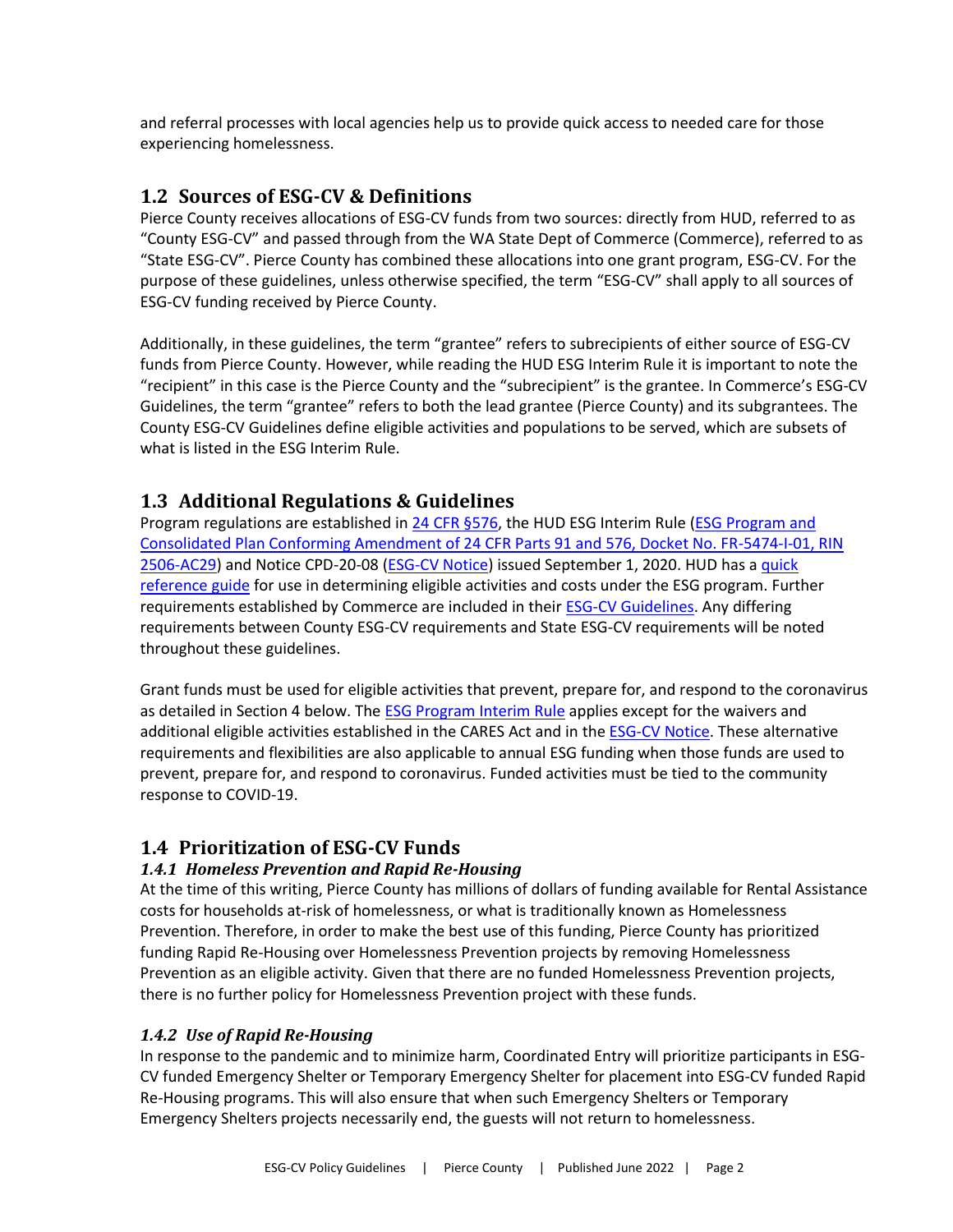and referral processes with local agencies help us to provide quick access to needed care for those experiencing homelessness.

## 1.2 Sources of ESG-CV & Definitions

Pierce County receives allocations of ESG-CV funds from two sources: directly from HUD, referred to as "County ESG-CV" and passed through from the WA State Dept of Commerce (Commerce), referred to as "State ESG-CV". Pierce County has combined these allocations into one grant program, ESG-CV. For the purpose of these guidelines, unless otherwise specified, the term "ESG-CV" shall apply to all sources of ESG-CV funding received by Pierce County.

Additionally, in these guidelines, the term "grantee" refers to subrecipients of either source of ESG-CV funds from Pierce County. However, while reading the HUD ESG Interim Rule it is important to note the "recipient" in this case is the Pierce County and the "subrecipient" is the grantee. In Commerce's ESG-CV Guidelines, the term "grantee" refers to both the lead grantee (Pierce County) and its subgrantees. The County ESG-CV Guidelines define eligible activities and populations to be served, which are subsets of what is listed in the ESG Interim Rule.

## 1.3 Additional Regulations & Guidelines

Program regulations are established in 24 CFR §576, the HUD ESG Interim Rule (ESG Program and Consolidated Plan Conforming Amendment of 24 CFR Parts 91 and 576, Docket No. FR-5474-I-01, RIN 2506-AC29) and Notice CPD-20-08 (ESG-CV Notice) issued September 1, 2020. HUD has a quick reference guide for use in determining eligible activities and costs under the ESG program. Further requirements established by Commerce are included in their ESG-CV Guidelines. Any differing requirements between County ESG-CV requirements and State ESG-CV requirements will be noted throughout these guidelines.

Grant funds must be used for eligible activities that prevent, prepare for, and respond to the coronavirus as detailed in Section 4 below. The ESG Program Interim Rule applies except for the waivers and additional eligible activities established in the CARES Act and in the ESG-CV Notice. These alternative requirements and flexibilities are also applicable to annual ESG funding when those funds are used to prevent, prepare for, and respond to coronavirus. Funded activities must be tied to the community response to COVID-19.

## 1.4 Prioritization of ESG-CV Funds

### *1.4.1 Homeless Prevention and Rapid Re-Housing*

At the time of this writing, Pierce County has millions of dollars of funding available for Rental Assistance costs for households at-risk of homelessness, or what is traditionally known as Homelessness Prevention. Therefore, in order to make the best use of this funding, Pierce County has prioritized funding Rapid Re-Housing over Homelessness Prevention projects by removing Homelessness Prevention as an eligible activity. Given that there are no funded Homelessness Prevention projects, there is no further policy for Homelessness Prevention project with these funds.

### *1.4.2 Use of Rapid Re-Housing*

In response to the pandemic and to minimize harm, Coordinated Entry will prioritize participants in ESG-CV funded Emergency Shelter or Temporary Emergency Shelter for placement into ESG-CV funded Rapid Re-Housing programs. This will also ensure that when such Emergency Shelters or Temporary Emergency Shelters projects necessarily end, the guests will not return to homelessness.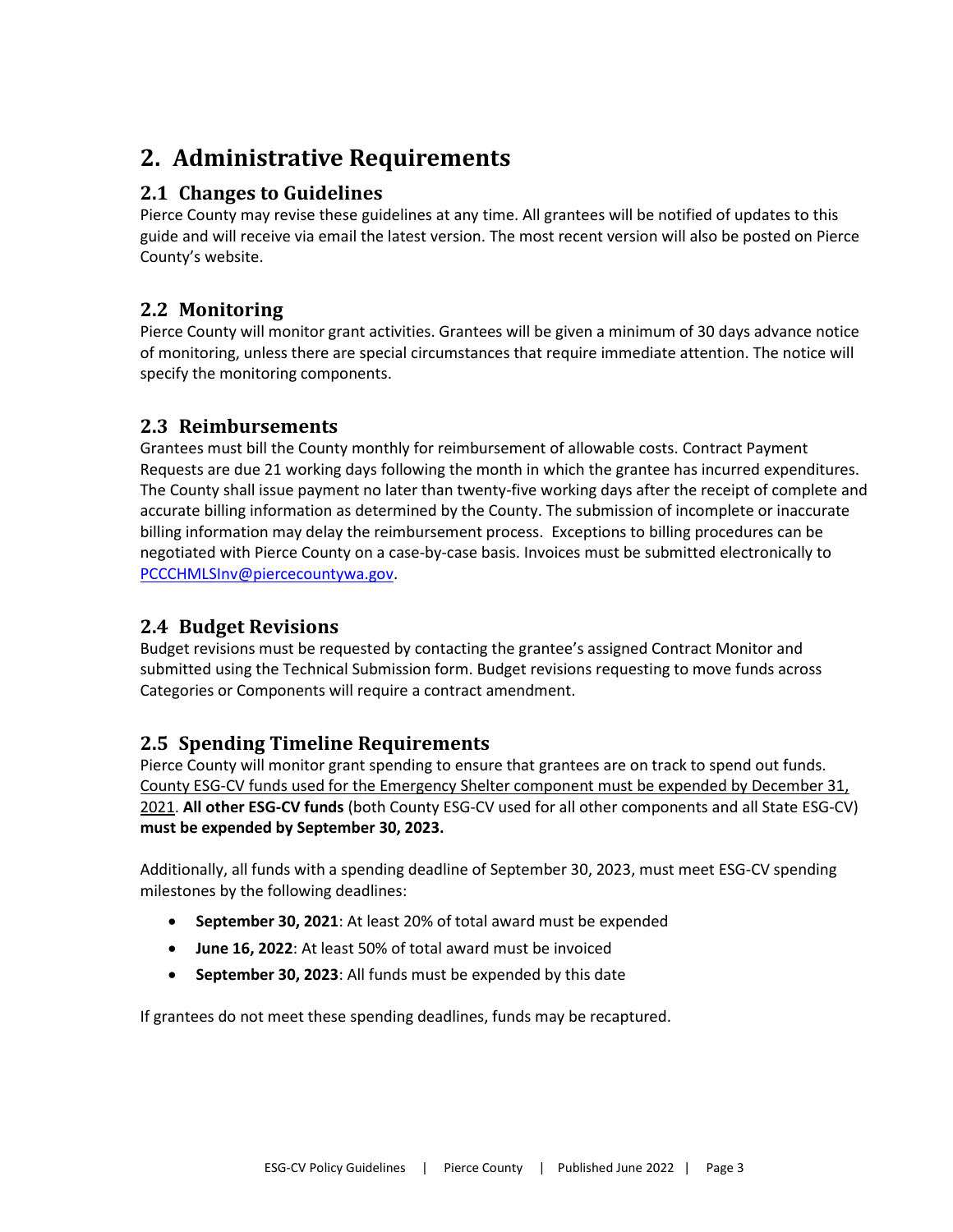# 2. Administrative Requirements

## 2.1 Changes to Guidelines

Pierce County may revise these guidelines at any time. All grantees will be notified of updates to this guide and will receive via email the latest version. The most recent version will also be posted on Pierce County's website.

## 2.2 Monitoring

Pierce County will monitor grant activities. Grantees will be given a minimum of 30 days advance notice of monitoring, unless there are special circumstances that require immediate attention. The notice will specify the monitoring components.

## 2.3 Reimbursements

Grantees must bill the County monthly for reimbursement of allowable costs. Contract Payment Requests are due 21 working days following the month in which the grantee has incurred expenditures. The County shall issue payment no later than twenty-five working days after the receipt of complete and accurate billing information as determined by the County. The submission of incomplete or inaccurate billing information may delay the reimbursement process. Exceptions to billing procedures can be negotiated with Pierce County on a case-by-case basis. Invoices must be submitted electronically to PCCCHMLSInv@piercecountywa.gov.

## 2.4 Budget Revisions

Budget revisions must be requested by contacting the grantee's assigned Contract Monitor and submitted using the Technical Submission form. Budget revisions requesting to move funds across Categories or Components will require a contract amendment.

## 2.5 Spending Timeline Requirements

Pierce County will monitor grant spending to ensure that grantees are on track to spend out funds. County ESG-CV funds used for the Emergency Shelter component must be expended by December 31, 2021. **All other ESG-CV funds** (both County ESG-CV used for all other components and all State ESG-CV) **must be expended by September 30, 2023.**

Additionally, all funds with a spending deadline of September 30, 2023, must meet ESG-CV spending milestones by the following deadlines:

- **September 30, 2021**: At least 20% of total award must be expended
- **June 16, 2022**: At least 50% of total award must be invoiced
- **September 30, 2023**: All funds must be expended by this date

If grantees do not meet these spending deadlines, funds may be recaptured.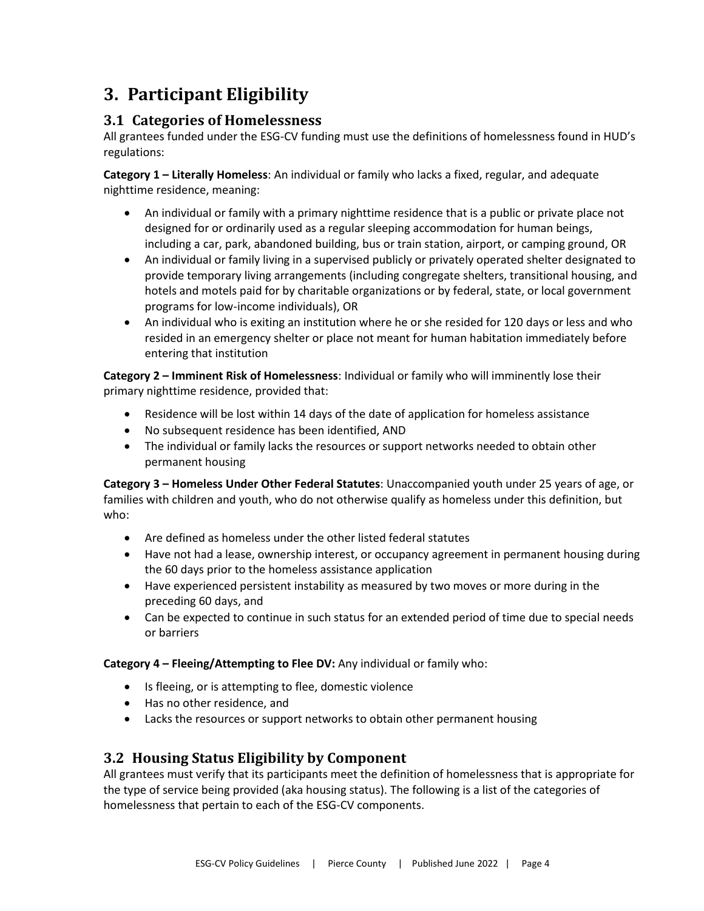# 3. Participant Eligibility

## 3.1 Categories of Homelessness

All grantees funded under the ESG-CV funding must use the definitions of homelessness found in HUD's regulations:

**Category 1 – Literally Homeless**: An individual or family who lacks a fixed, regular, and adequate nighttime residence, meaning:

- An individual or family with a primary nighttime residence that is a public or private place not designed for or ordinarily used as a regular sleeping accommodation for human beings, including a car, park, abandoned building, bus or train station, airport, or camping ground, OR
- An individual or family living in a supervised publicly or privately operated shelter designated to provide temporary living arrangements (including congregate shelters, transitional housing, and hotels and motels paid for by charitable organizations or by federal, state, or local government programs for low-income individuals), OR
- An individual who is exiting an institution where he or she resided for 120 days or less and who resided in an emergency shelter or place not meant for human habitation immediately before entering that institution

**Category 2 – Imminent Risk of Homelessness**: Individual or family who will imminently lose their primary nighttime residence, provided that:

- Residence will be lost within 14 days of the date of application for homeless assistance
- No subsequent residence has been identified, AND
- The individual or family lacks the resources or support networks needed to obtain other permanent housing

**Category 3 – Homeless Under Other Federal Statutes**: Unaccompanied youth under 25 years of age, or families with children and youth, who do not otherwise qualify as homeless under this definition, but who:

- Are defined as homeless under the other listed federal statutes
- Have not had a lease, ownership interest, or occupancy agreement in permanent housing during the 60 days prior to the homeless assistance application
- Have experienced persistent instability as measured by two moves or more during in the preceding 60 days, and
- Can be expected to continue in such status for an extended period of time due to special needs or barriers

**Category 4 – Fleeing/Attempting to Flee DV:** Any individual or family who:

- Is fleeing, or is attempting to flee, domestic violence
- Has no other residence, and
- Lacks the resources or support networks to obtain other permanent housing

## 3.2 Housing Status Eligibility by Component

All grantees must verify that its participants meet the definition of homelessness that is appropriate for the type of service being provided (aka housing status). The following is a list of the categories of homelessness that pertain to each of the ESG-CV components.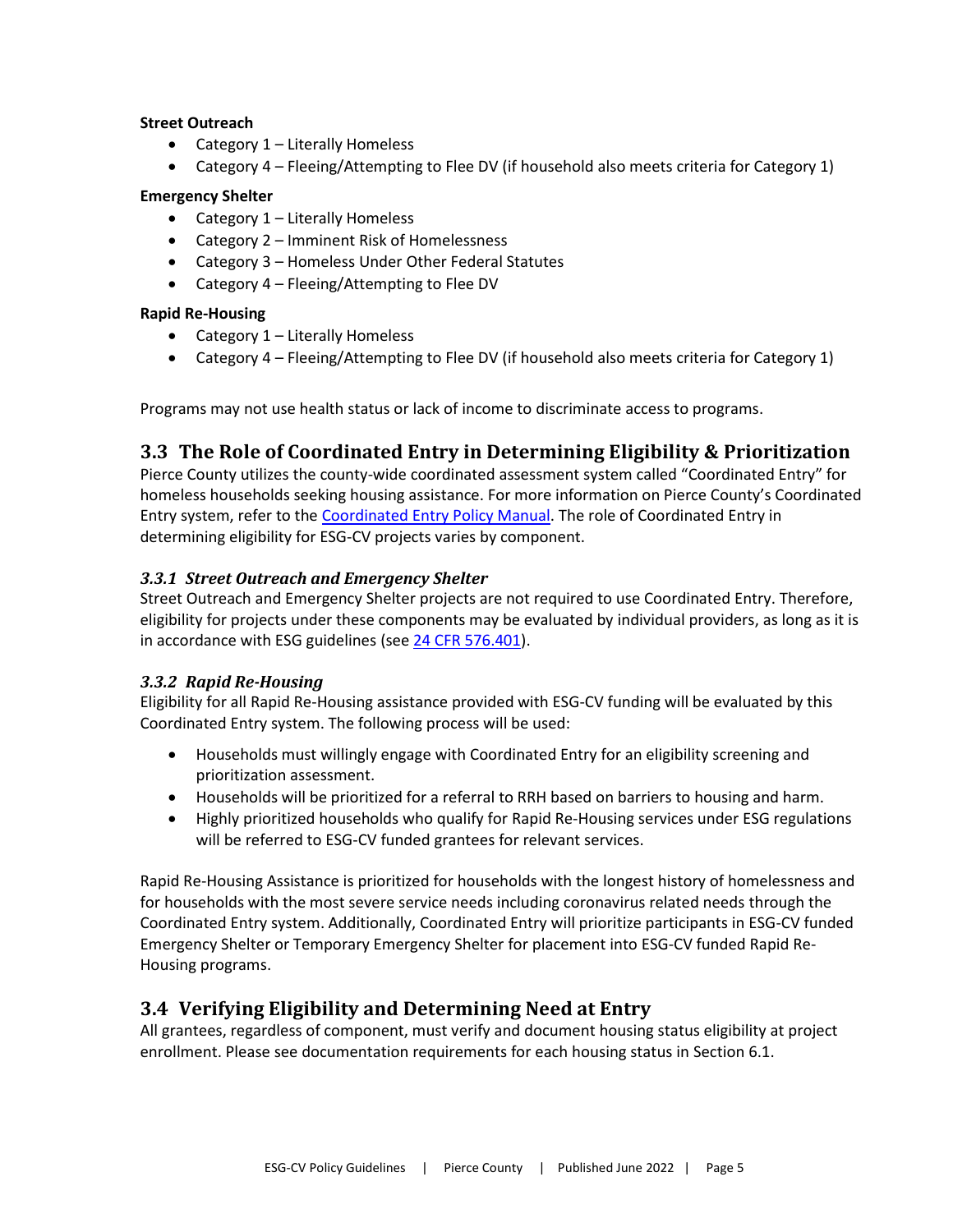**Street Outreach**

- Category 1 – Literally Homeless
- Category 4 – Fleeing/Attempting to Flee DV (if household also meets criteria for Category 1)

**Emergency Shelter**

- Category 1 – Literally Homeless
- Category 2 – Imminent Risk of Homelessness
- Category 3 – Homeless Under Other Federal Statutes
- Category 4 – Fleeing/Attempting to Flee DV

**Rapid Re-Housing**

- Category 1 – Literally Homeless
- Category 4 – Fleeing/Attempting to Flee DV (if household also meets criteria for Category 1)

Programs may not use health status or lack of income to discriminate access to programs.

## 3.3 The Role of Coordinated Entry in Determining Eligibility & Prioritization

Pierce County utilizes the county-wide coordinated assessment system called "Coordinated Entry" for homeless households seeking housing assistance. For more information on Pierce County's Coordinated Entry system, refer to the Coordinated Entry Policy Manual. The role of Coordinated Entry in determining eligibility for ESG-CV projects varies by component.

### *3.3.1 Street Outreach and Emergency Shelter*

Street Outreach and Emergency Shelter projects are not required to use Coordinated Entry. Therefore, eligibility for projects under these components may be evaluated by individual providers, as long as it is in accordance with ESG guidelines (see 24 CFR 576.401).

### *3.3.2 Rapid Re-Housing*

Eligibility for all Rapid Re-Housing assistance provided with ESG-CV funding will be evaluated by this Coordinated Entry system. The following process will be used:

- Households must willingly engage with Coordinated Entry for an eligibility screening and prioritization assessment.
- Households will be prioritized for a referral to RRH based on barriers to housing and harm.
- Highly prioritized households who qualify for Rapid Re-Housing services under ESG regulations will be referred to ESG-CV funded grantees for relevant services.

Rapid Re-Housing Assistance is prioritized for households with the longest history of homelessness and for households with the most severe service needs including coronavirus related needs through the Coordinated Entry system. Additionally, Coordinated Entry will prioritize participants in ESG-CV funded Emergency Shelter or Temporary Emergency Shelter for placement into ESG-CV funded Rapid Re-Housing programs.

## 3.4 Verifying Eligibility and Determining Need at Entry

All grantees, regardless of component, must verify and document housing status eligibility at project enrollment. Please see documentation requirements for each housing status in Section 6.1.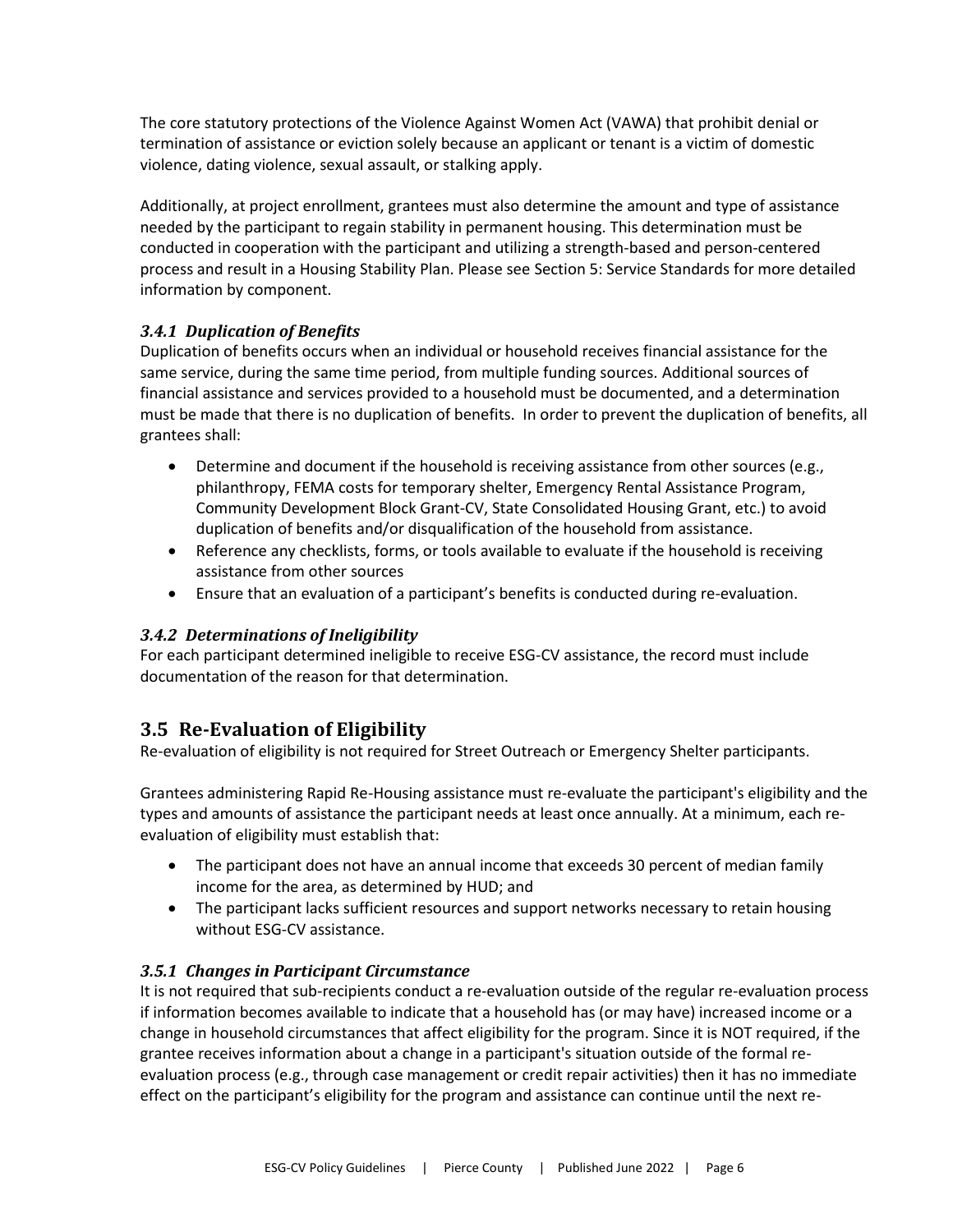The core statutory protections of the Violence Against Women Act (VAWA) that prohibit denial or termination of assistance or eviction solely because an applicant or tenant is a victim of domestic violence, dating violence, sexual assault, or stalking apply.

Additionally, at project enrollment, grantees must also determine the amount and type of assistance needed by the participant to regain stability in permanent housing. This determination must be conducted in cooperation with the participant and utilizing a strength-based and person-centered process and result in a Housing Stability Plan. Please see Section 5: Service Standards for more detailed information by component.

### *3.4.1 Duplication of Benefits*

Duplication of benefits occurs when an individual or household receives financial assistance for the same service, during the same time period, from multiple funding sources. Additional sources of financial assistance and services provided to a household must be documented, and a determination must be made that there is no duplication of benefits. In order to prevent the duplication of benefits, all grantees shall:

- Determine and document if the household is receiving assistance from other sources (e.g., philanthropy, FEMA costs for temporary shelter, Emergency Rental Assistance Program, Community Development Block Grant-CV, State Consolidated Housing Grant, etc.) to avoid duplication of benefits and/or disqualification of the household from assistance.
- Reference any checklists, forms, or tools available to evaluate if the household is receiving assistance from other sources
- Ensure that an evaluation of a participant's benefits is conducted during re-evaluation.

### *3.4.2 Determinations of Ineligibility*

For each participant determined ineligible to receive ESG-CV assistance, the record must include documentation of the reason for that determination.

## 3.5 Re-Evaluation of Eligibility

Re-evaluation of eligibility is not required for Street Outreach or Emergency Shelter participants.

Grantees administering Rapid Re-Housing assistance must re-evaluate the participant's eligibility and the types and amounts of assistance the participant needs at least once annually. At a minimum, each re-evaluation of eligibility must establish that:

- The participant does not have an annual income that exceeds 30 percent of median family income for the area, as determined by HUD; and
- The participant lacks sufficient resources and support networks necessary to retain housing without ESG-CV assistance.

### *3.5.1 Changes in Participant Circumstance*

It is not required that sub-recipients conduct a re-evaluation outside of the regular re-evaluation process if information becomes available to indicate that a household has (or may have) increased income or a change in household circumstances that affect eligibility for the program. Since it is NOT required, if the grantee receives information about a change in a participant's situation outside of the formal re-evaluation process (e.g., through case management or credit repair activities) then it has no immediate effect on the participant's eligibility for the program and assistance can continue until the next re-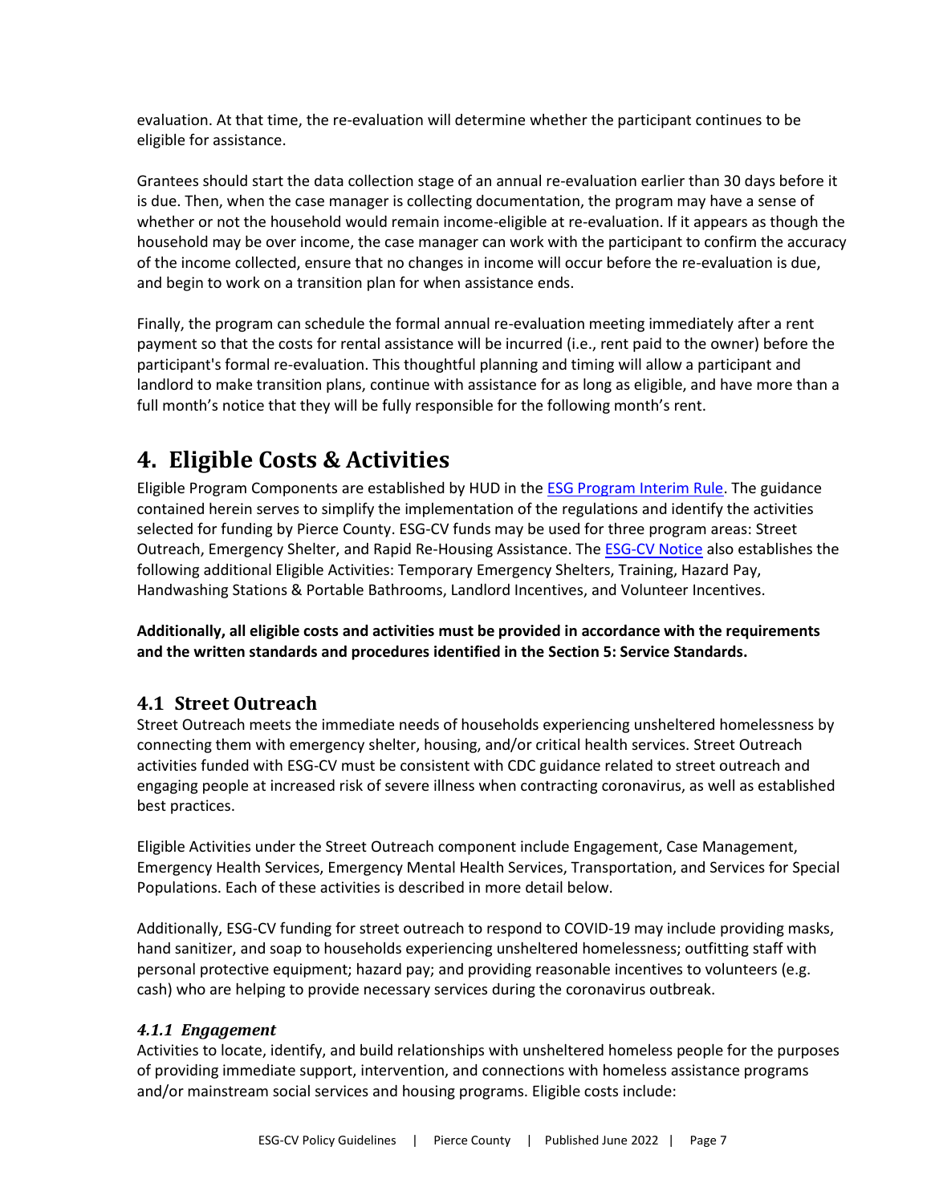evaluation. At that time, the re-evaluation will determine whether the participant continues to be eligible for assistance.

Grantees should start the data collection stage of an annual re-evaluation earlier than 30 days before it is due. Then, when the case manager is collecting documentation, the program may have a sense of whether or not the household would remain income-eligible at re-evaluation. If it appears as though the household may be over income, the case manager can work with the participant to confirm the accuracy of the income collected, ensure that no changes in income will occur before the re-evaluation is due, and begin to work on a transition plan for when assistance ends.

Finally, the program can schedule the formal annual re-evaluation meeting immediately after a rent payment so that the costs for rental assistance will be incurred (i.e., rent paid to the owner) before the participant's formal re-evaluation. This thoughtful planning and timing will allow a participant and landlord to make transition plans, continue with assistance for as long as eligible, and have more than a full month's notice that they will be fully responsible for the following month's rent.

# 4. Eligible Costs & Activities

Eligible Program Components are established by HUD in the ESG Program Interim Rule. The guidance contained herein serves to simplify the implementation of the regulations and identify the activities selected for funding by Pierce County. ESG-CV funds may be used for three program areas: Street Outreach, Emergency Shelter, and Rapid Re-Housing Assistance. The ESG-CV Notice also establishes the following additional Eligible Activities: Temporary Emergency Shelters, Training, Hazard Pay, Handwashing Stations & Portable Bathrooms, Landlord Incentives, and Volunteer Incentives.

**Additionally, all eligible costs and activities must be provided in accordance with the requirements and the written standards and procedures identified in the Section 5: Service Standards.**

## 4.1 Street Outreach

Street Outreach meets the immediate needs of households experiencing unsheltered homelessness by connecting them with emergency shelter, housing, and/or critical health services. Street Outreach activities funded with ESG-CV must be consistent with CDC guidance related to street outreach and engaging people at increased risk of severe illness when contracting coronavirus, as well as established best practices.

Eligible Activities under the Street Outreach component include Engagement, Case Management, Emergency Health Services, Emergency Mental Health Services, Transportation, and Services for Special Populations. Each of these activities is described in more detail below.

Additionally, ESG-CV funding for street outreach to respond to COVID-19 may include providing masks, hand sanitizer, and soap to households experiencing unsheltered homelessness; outfitting staff with personal protective equipment; hazard pay; and providing reasonable incentives to volunteers (e.g. cash) who are helping to provide necessary services during the coronavirus outbreak.

### *4.1.1 Engagement*

Activities to locate, identify, and build relationships with unsheltered homeless people for the purposes of providing immediate support, intervention, and connections with homeless assistance programs and/or mainstream social services and housing programs. Eligible costs include: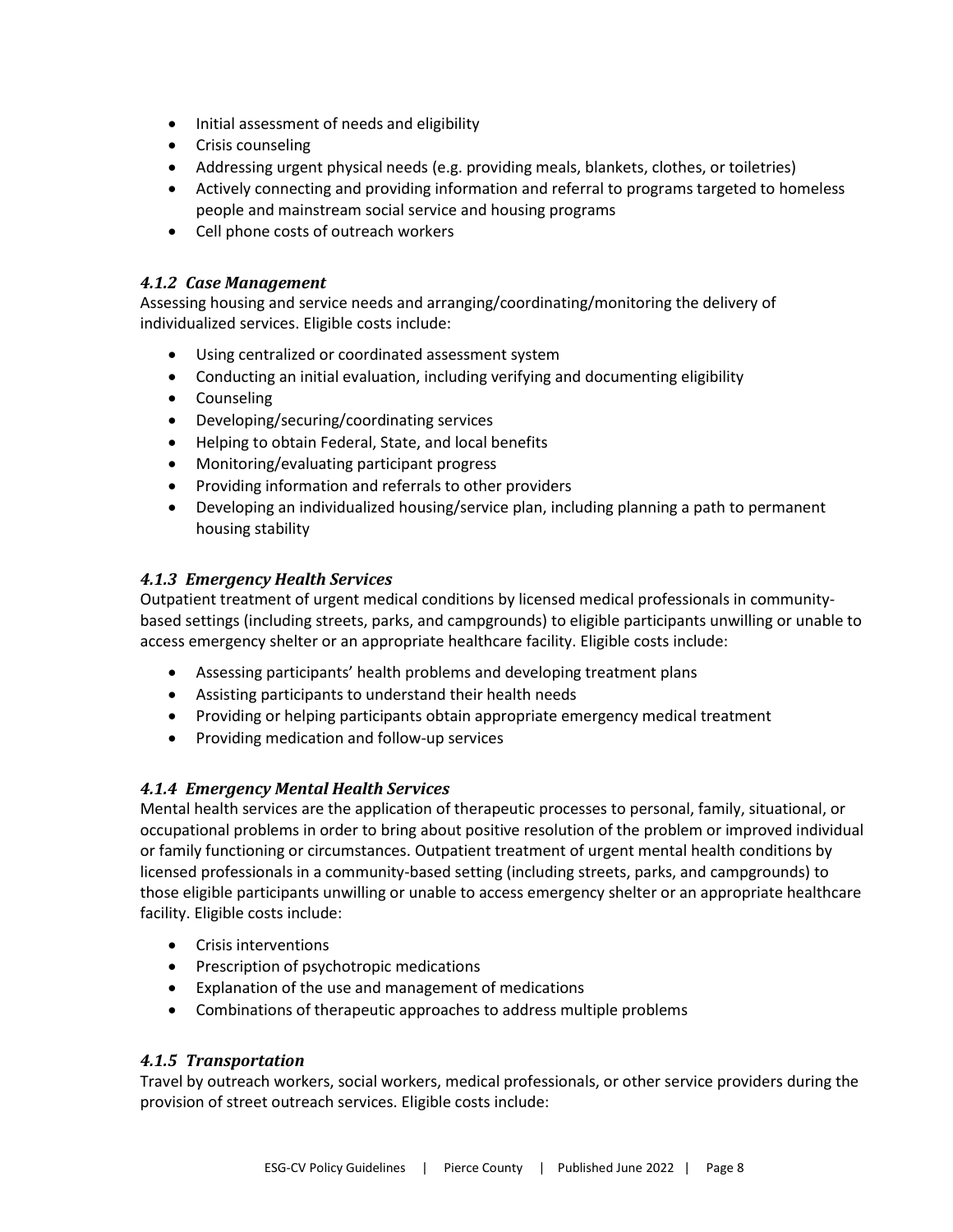- Initial assessment of needs and eligibility
- Crisis counseling
- Addressing urgent physical needs (e.g. providing meals, blankets, clothes, or toiletries)
- Actively connecting and providing information and referral to programs targeted to homeless people and mainstream social service and housing programs
- Cell phone costs of outreach workers

### *4.1.2 Case Management*

Assessing housing and service needs and arranging/coordinating/monitoring the delivery of individualized services. Eligible costs include:

- Using centralized or coordinated assessment system
- Conducting an initial evaluation, including verifying and documenting eligibility
- Counseling
- Developing/securing/coordinating services
- Helping to obtain Federal, State, and local benefits
- Monitoring/evaluating participant progress
- Providing information and referrals to other providers
- Developing an individualized housing/service plan, including planning a path to permanent housing stability

### *4.1.3 Emergency Health Services*

Outpatient treatment of urgent medical conditions by licensed medical professionals in community-based settings (including streets, parks, and campgrounds) to eligible participants unwilling or unable to access emergency shelter or an appropriate healthcare facility. Eligible costs include:

- Assessing participants' health problems and developing treatment plans
- Assisting participants to understand their health needs
- Providing or helping participants obtain appropriate emergency medical treatment
- Providing medication and follow-up services

### *4.1.4 Emergency Mental Health Services*

Mental health services are the application of therapeutic processes to personal, family, situational, or occupational problems in order to bring about positive resolution of the problem or improved individual or family functioning or circumstances. Outpatient treatment of urgent mental health conditions by licensed professionals in a community-based setting (including streets, parks, and campgrounds) to those eligible participants unwilling or unable to access emergency shelter or an appropriate healthcare facility. Eligible costs include:

- Crisis interventions
- Prescription of psychotropic medications
- Explanation of the use and management of medications
- Combinations of therapeutic approaches to address multiple problems

### *4.1.5 Transportation*

Travel by outreach workers, social workers, medical professionals, or other service providers during the provision of street outreach services. Eligible costs include: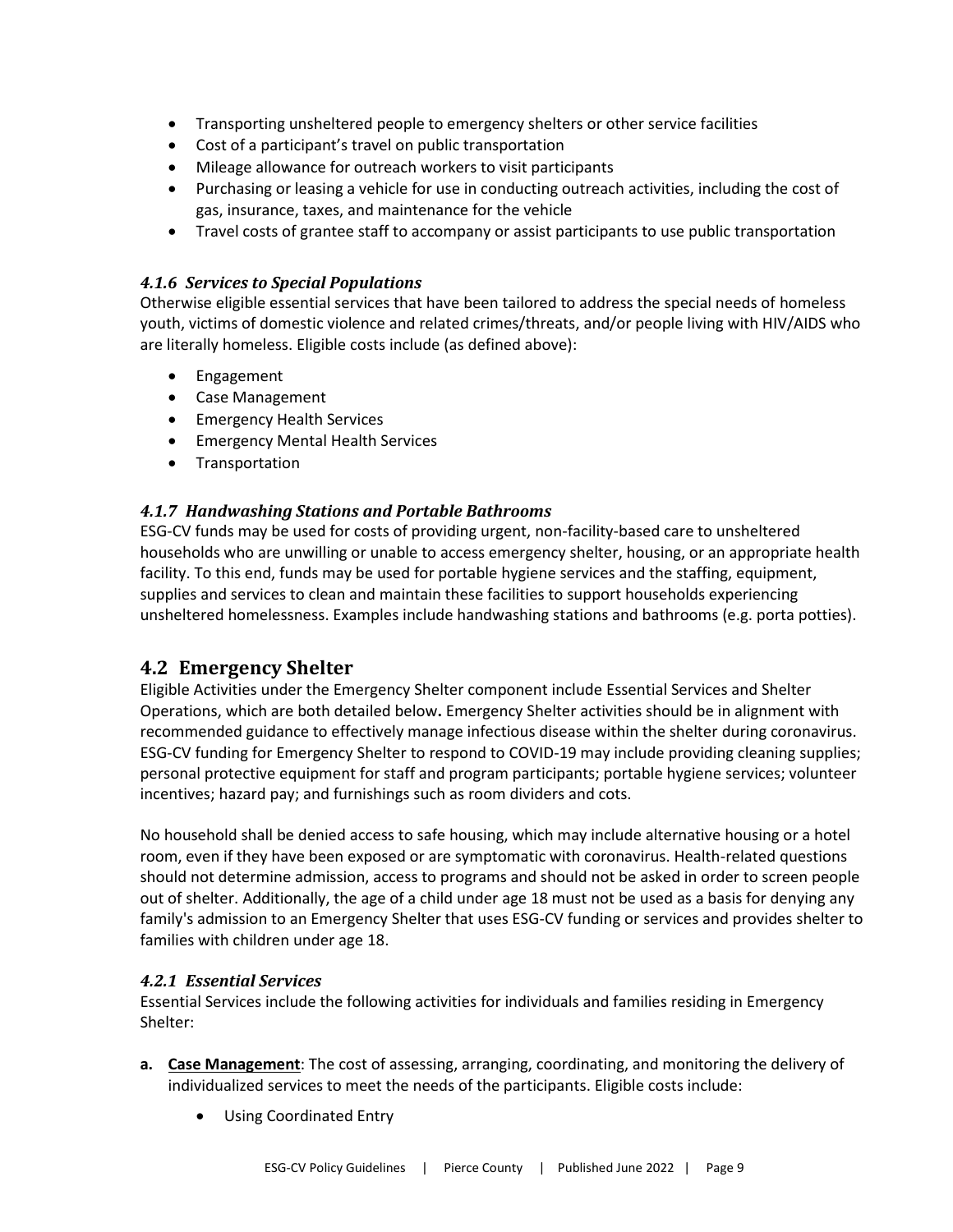- Transporting unsheltered people to emergency shelters or other service facilities
- Cost of a participant's travel on public transportation
- Mileage allowance for outreach workers to visit participants
- Purchasing or leasing a vehicle for use in conducting outreach activities, including the cost of gas, insurance, taxes, and maintenance for the vehicle
- Travel costs of grantee staff to accompany or assist participants to use public transportation

### *4.1.6 Services to Special Populations*

Otherwise eligible essential services that have been tailored to address the special needs of homeless youth, victims of domestic violence and related crimes/threats, and/or people living with HIV/AIDS who are literally homeless. Eligible costs include (as defined above):

- Engagement
- Case Management
- Emergency Health Services
- Emergency Mental Health Services
- Transportation

### *4.1.7 Handwashing Stations and Portable Bathrooms*

ESG-CV funds may be used for costs of providing urgent, non-facility-based care to unsheltered households who are unwilling or unable to access emergency shelter, housing, or an appropriate health facility. To this end, funds may be used for portable hygiene services and the staffing, equipment, supplies and services to clean and maintain these facilities to support households experiencing unsheltered homelessness. Examples include handwashing stations and bathrooms (e.g. porta potties).

## 4.2 Emergency Shelter

Eligible Activities under the Emergency Shelter component include Essential Services and Shelter Operations, which are both detailed below**.** Emergency Shelter activities should be in alignment with recommended guidance to effectively manage infectious disease within the shelter during coronavirus. ESG-CV funding for Emergency Shelter to respond to COVID-19 may include providing cleaning supplies; personal protective equipment for staff and program participants; portable hygiene services; volunteer incentives; hazard pay; and furnishings such as room dividers and cots.

No household shall be denied access to safe housing, which may include alternative housing or a hotel room, even if they have been exposed or are symptomatic with coronavirus. Health-related questions should not determine admission, access to programs and should not be asked in order to screen people out of shelter. Additionally, the age of a child under age 18 must not be used as a basis for denying any family's admission to an Emergency Shelter that uses ESG-CV funding or services and provides shelter to families with children under age 18.

### *4.2.1 Essential Services*

Essential Services include the following activities for individuals and families residing in Emergency Shelter:

**a. Case Management**: The cost of assessing, arranging, coordinating, and monitoring the delivery of individualized services to meet the needs of the participants. Eligible costs include:

- Using Coordinated Entry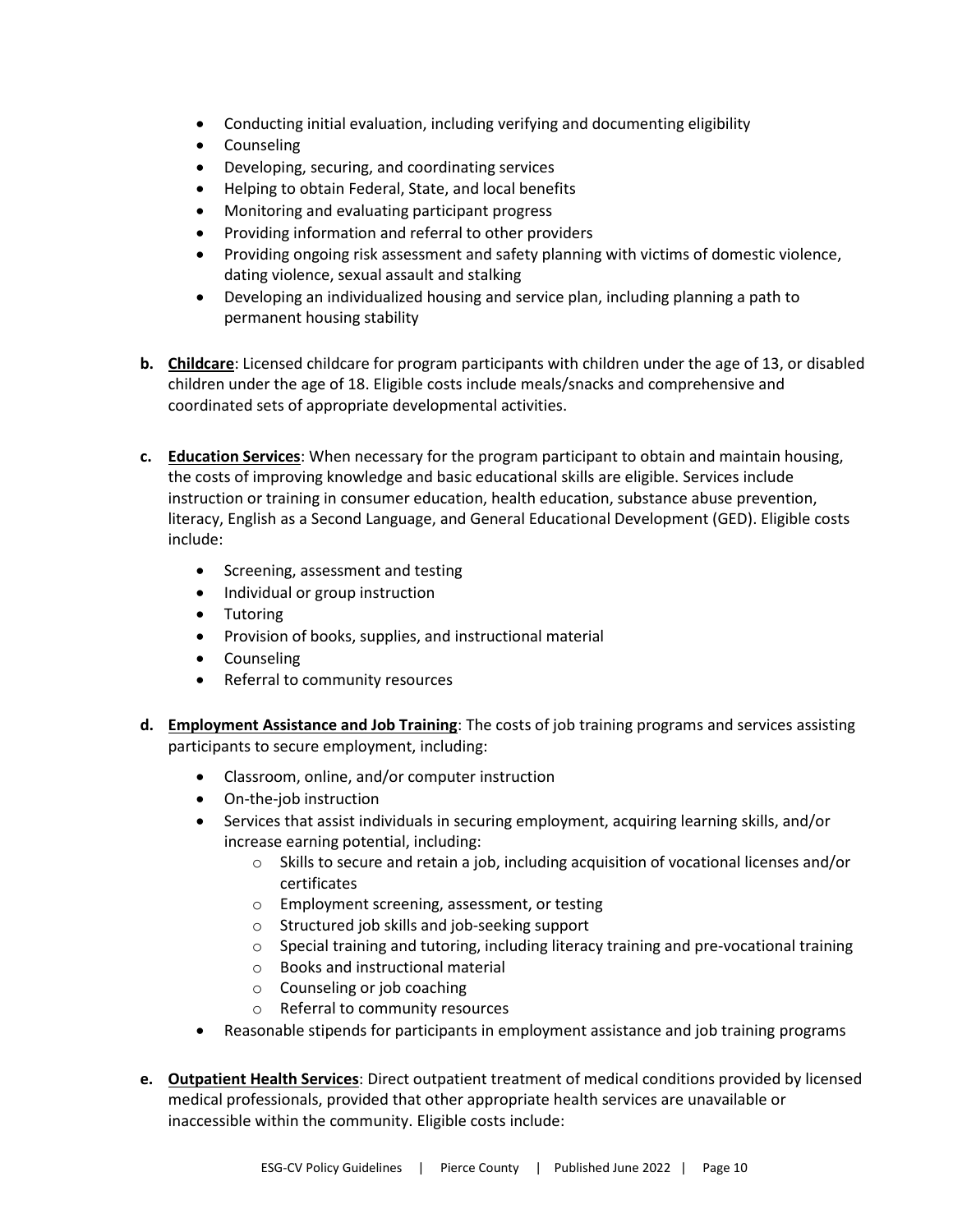- Conducting initial evaluation, including verifying and documenting eligibility
- Counseling
- Developing, securing, and coordinating services
- Helping to obtain Federal, State, and local benefits
- Monitoring and evaluating participant progress
- Providing information and referral to other providers
- Providing ongoing risk assessment and safety planning with victims of domestic violence, dating violence, sexual assault and stalking
- Developing an individualized housing and service plan, including planning a path to permanent housing stability

**b. <u>Childcare</u>**: Licensed childcare for program participants with children under the age of 13, or disabled children under the age of 18. Eligible costs include meals/snacks and comprehensive and coordinated sets of appropriate developmental activities.

**c. <u>Education Services</u>**: When necessary for the program participant to obtain and maintain housing, the costs of improving knowledge and basic educational skills are eligible. Services include instruction or training in consumer education, health education, substance abuse prevention, literacy, English as a Second Language, and General Educational Development (GED). Eligible costs include:

- Screening, assessment and testing
- Individual or group instruction
- Tutoring
- Provision of books, supplies, and instructional material
- Counseling
- Referral to community resources

**d. <u>Employment Assistance and Job Training</u>**: The costs of job training programs and services assisting participants to secure employment, including:

- Classroom, online, and/or computer instruction
- On-the-job instruction
- Services that assist individuals in securing employment, acquiring learning skills, and/or increase earning potential, including:
  - Skills to secure and retain a job, including acquisition of vocational licenses and/or certificates
  - Employment screening, assessment, or testing
  - Structured job skills and job-seeking support
  - Special training and tutoring, including literacy training and pre-vocational training
  - Books and instructional material
  - Counseling or job coaching
  - Referral to community resources
- Reasonable stipends for participants in employment assistance and job training programs

**e. <u>Outpatient Health Services</u>**: Direct outpatient treatment of medical conditions provided by licensed medical professionals, provided that other appropriate health services are unavailable or inaccessible within the community. Eligible costs include: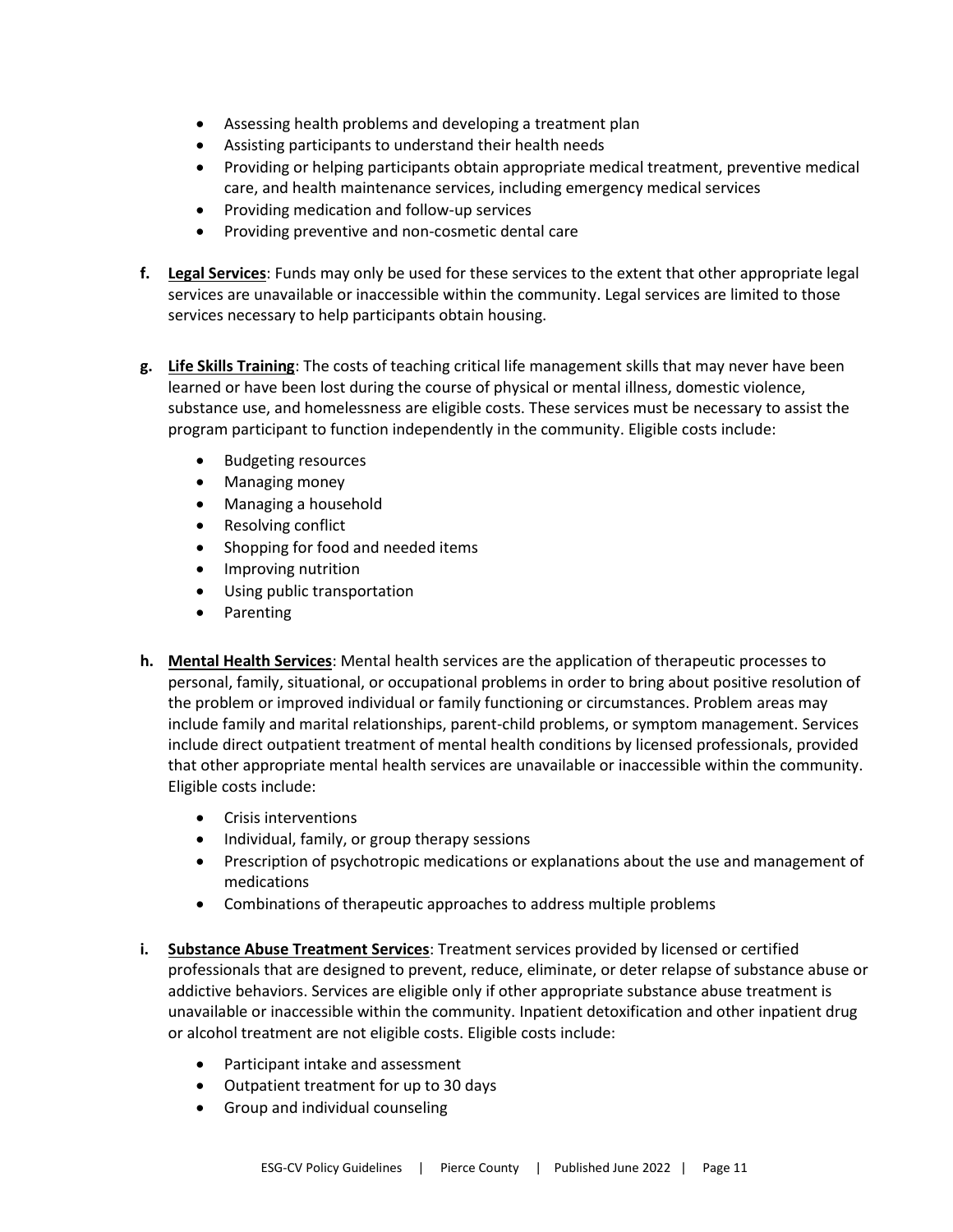- Assessing health problems and developing a treatment plan
- Assisting participants to understand their health needs
- Providing or helping participants obtain appropriate medical treatment, preventive medical care, and health maintenance services, including emergency medical services
- Providing medication and follow-up services
- Providing preventive and non-cosmetic dental care

**f.** **Legal Services**: Funds may only be used for these services to the extent that other appropriate legal services are unavailable or inaccessible within the community. Legal services are limited to those services necessary to help participants obtain housing.

**g.** **Life Skills Training**: The costs of teaching critical life management skills that may never have been learned or have been lost during the course of physical or mental illness, domestic violence, substance use, and homelessness are eligible costs. These services must be necessary to assist the program participant to function independently in the community. Eligible costs include:

- Budgeting resources
- Managing money
- Managing a household
- Resolving conflict
- Shopping for food and needed items
- Improving nutrition
- Using public transportation
- Parenting

**h.** **Mental Health Services**: Mental health services are the application of therapeutic processes to personal, family, situational, or occupational problems in order to bring about positive resolution of the problem or improved individual or family functioning or circumstances. Problem areas may include family and marital relationships, parent-child problems, or symptom management. Services include direct outpatient treatment of mental health conditions by licensed professionals, provided that other appropriate mental health services are unavailable or inaccessible within the community. Eligible costs include:

- Crisis interventions
- Individual, family, or group therapy sessions
- Prescription of psychotropic medications or explanations about the use and management of medications
- Combinations of therapeutic approaches to address multiple problems

**i.** **Substance Abuse Treatment Services**: Treatment services provided by licensed or certified professionals that are designed to prevent, reduce, eliminate, or deter relapse of substance abuse or addictive behaviors. Services are eligible only if other appropriate substance abuse treatment is unavailable or inaccessible within the community. Inpatient detoxification and other inpatient drug or alcohol treatment are not eligible costs. Eligible costs include:

- Participant intake and assessment
- Outpatient treatment for up to 30 days
- Group and individual counseling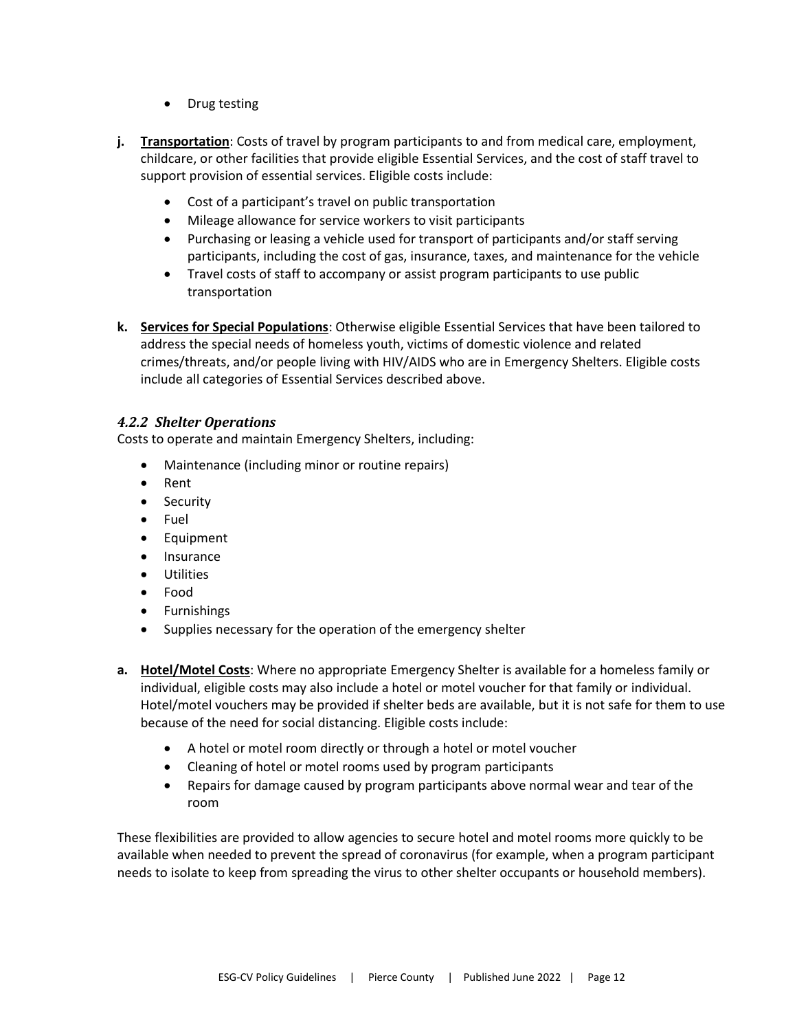- Drug testing

**j. Transportation**: Costs of travel by program participants to and from medical care, employment, childcare, or other facilities that provide eligible Essential Services, and the cost of staff travel to support provision of essential services. Eligible costs include:

- Cost of a participant's travel on public transportation
- Mileage allowance for service workers to visit participants
- Purchasing or leasing a vehicle used for transport of participants and/or staff serving participants, including the cost of gas, insurance, taxes, and maintenance for the vehicle
- Travel costs of staff to accompany or assist program participants to use public transportation

**k. Services for Special Populations**: Otherwise eligible Essential Services that have been tailored to address the special needs of homeless youth, victims of domestic violence and related crimes/threats, and/or people living with HIV/AIDS who are in Emergency Shelters. Eligible costs include all categories of Essential Services described above.

### *4.2.2 Shelter Operations*

Costs to operate and maintain Emergency Shelters, including:

- Maintenance (including minor or routine repairs)
- Rent
- Security
- Fuel
- Equipment
- Insurance
- Utilities
- Food
- Furnishings
- Supplies necessary for the operation of the emergency shelter

**a. Hotel/Motel Costs**: Where no appropriate Emergency Shelter is available for a homeless family or individual, eligible costs may also include a hotel or motel voucher for that family or individual. Hotel/motel vouchers may be provided if shelter beds are available, but it is not safe for them to use because of the need for social distancing. Eligible costs include:

- A hotel or motel room directly or through a hotel or motel voucher
- Cleaning of hotel or motel rooms used by program participants
- Repairs for damage caused by program participants above normal wear and tear of the room

These flexibilities are provided to allow agencies to secure hotel and motel rooms more quickly to be available when needed to prevent the spread of coronavirus (for example, when a program participant needs to isolate to keep from spreading the virus to other shelter occupants or household members).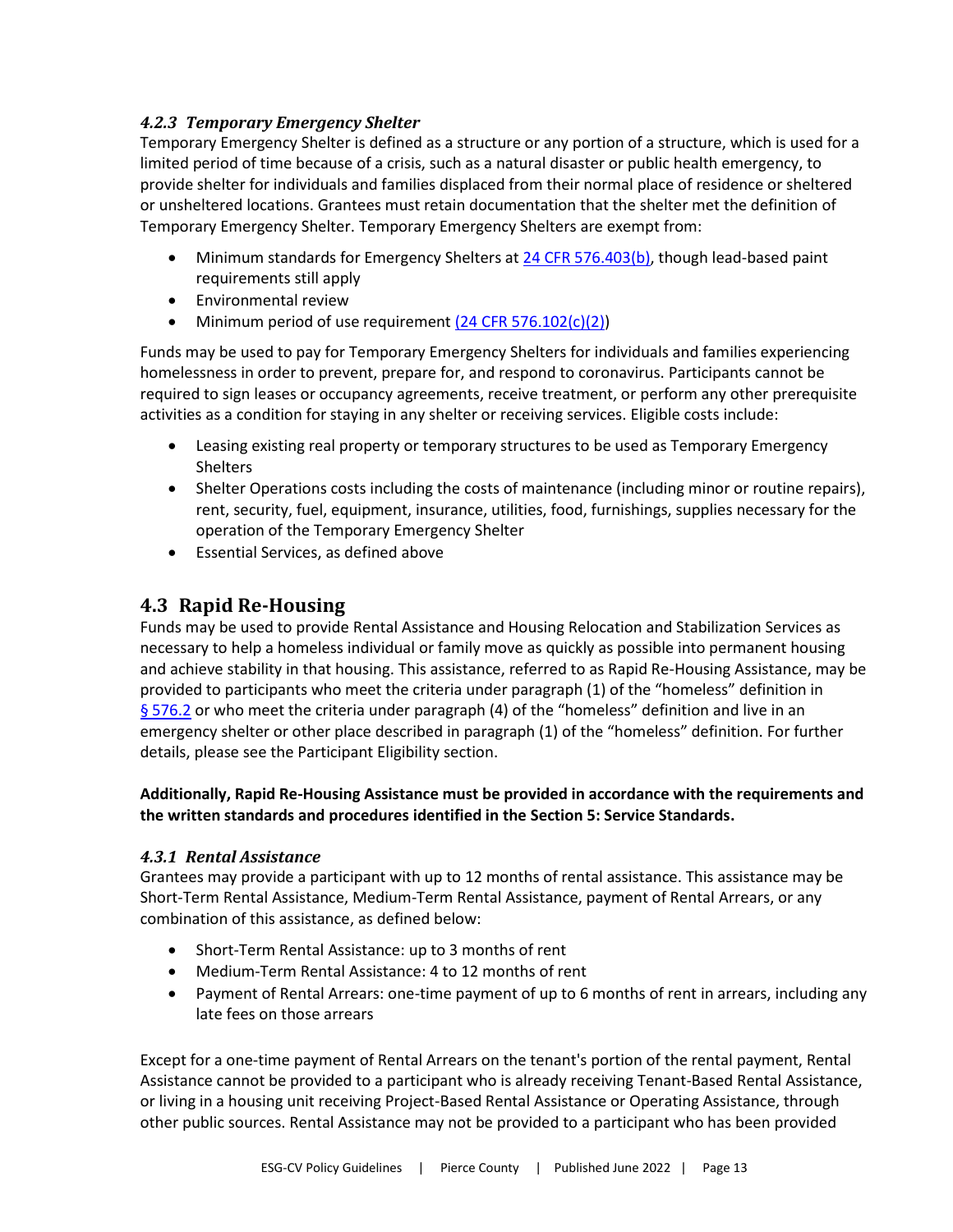### *4.2.3 Temporary Emergency Shelter*

Temporary Emergency Shelter is defined as a structure or any portion of a structure, which is used for a limited period of time because of a crisis, such as a natural disaster or public health emergency, to provide shelter for individuals and families displaced from their normal place of residence or sheltered or unsheltered locations. Grantees must retain documentation that the shelter met the definition of Temporary Emergency Shelter. Temporary Emergency Shelters are exempt from:

- Minimum standards for Emergency Shelters at 24 CFR 576.403(b), though lead-based paint requirements still apply
- Environmental review
- Minimum period of use requirement (24 CFR 576.102(c)(2))

Funds may be used to pay for Temporary Emergency Shelters for individuals and families experiencing homelessness in order to prevent, prepare for, and respond to coronavirus. Participants cannot be required to sign leases or occupancy agreements, receive treatment, or perform any other prerequisite activities as a condition for staying in any shelter or receiving services. Eligible costs include:

- Leasing existing real property or temporary structures to be used as Temporary Emergency Shelters
- Shelter Operations costs including the costs of maintenance (including minor or routine repairs), rent, security, fuel, equipment, insurance, utilities, food, furnishings, supplies necessary for the operation of the Temporary Emergency Shelter
- Essential Services, as defined above

## 4.3 Rapid Re-Housing

Funds may be used to provide Rental Assistance and Housing Relocation and Stabilization Services as necessary to help a homeless individual or family move as quickly as possible into permanent housing and achieve stability in that housing. This assistance, referred to as Rapid Re-Housing Assistance, may be provided to participants who meet the criteria under paragraph (1) of the "homeless" definition in § 576.2 or who meet the criteria under paragraph (4) of the "homeless" definition and live in an emergency shelter or other place described in paragraph (1) of the "homeless" definition. For further details, please see the Participant Eligibility section.

**Additionally, Rapid Re-Housing Assistance must be provided in accordance with the requirements and the written standards and procedures identified in the Section 5: Service Standards.**

### *4.3.1 Rental Assistance*

Grantees may provide a participant with up to 12 months of rental assistance. This assistance may be Short-Term Rental Assistance, Medium-Term Rental Assistance, payment of Rental Arrears, or any combination of this assistance, as defined below:

- Short-Term Rental Assistance: up to 3 months of rent
- Medium-Term Rental Assistance: 4 to 12 months of rent
- Payment of Rental Arrears: one-time payment of up to 6 months of rent in arrears, including any late fees on those arrears

Except for a one-time payment of Rental Arrears on the tenant's portion of the rental payment, Rental Assistance cannot be provided to a participant who is already receiving Tenant-Based Rental Assistance, or living in a housing unit receiving Project-Based Rental Assistance or Operating Assistance, through other public sources. Rental Assistance may not be provided to a participant who has been provided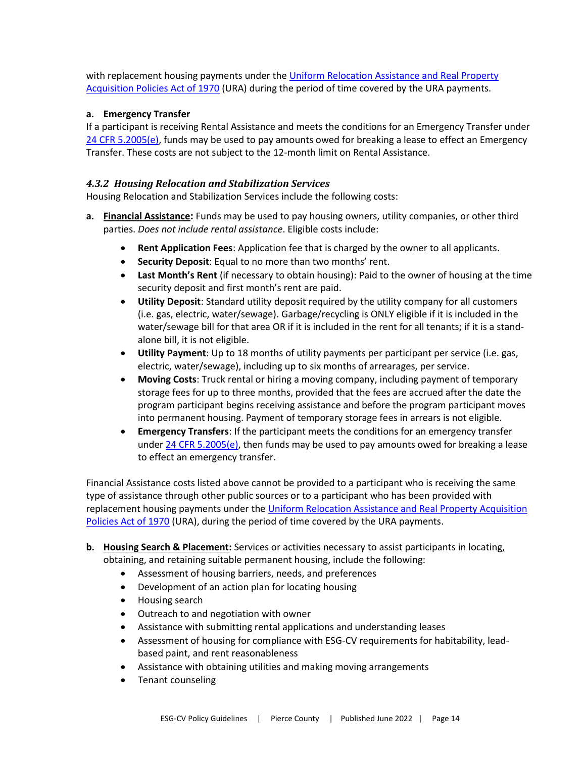with replacement housing payments under the [Uniform Relocation Assistance and Real Property Acquisition Policies Act of 1970](#) (URA) during the period of time covered by the URA payments.

**a. Emergency Transfer**

If a participant is receiving Rental Assistance and meets the conditions for an Emergency Transfer under [24 CFR 5.2005(e)](#), funds may be used to pay amounts owed for breaking a lease to effect an Emergency Transfer. These costs are not subject to the 12-month limit on Rental Assistance.

### *4.3.2 Housing Relocation and Stabilization Services*

Housing Relocation and Stabilization Services include the following costs:

**a. Financial Assistance:** Funds may be used to pay housing owners, utility companies, or other third parties. *Does not include rental assistance*. Eligible costs include:

- **Rent Application Fees**: Application fee that is charged by the owner to all applicants.
- **Security Deposit**: Equal to no more than two months' rent.
- **Last Month's Rent** (if necessary to obtain housing): Paid to the owner of housing at the time security deposit and first month's rent are paid.
- **Utility Deposit**: Standard utility deposit required by the utility company for all customers (i.e. gas, electric, water/sewage). Garbage/recycling is ONLY eligible if it is included in the water/sewage bill for that area OR if it is included in the rent for all tenants; if it is a stand-alone bill, it is not eligible.
- **Utility Payment**: Up to 18 months of utility payments per participant per service (i.e. gas, electric, water/sewage), including up to six months of arrearages, per service.
- **Moving Costs**: Truck rental or hiring a moving company, including payment of temporary storage fees for up to three months, provided that the fees are accrued after the date the program participant begins receiving assistance and before the program participant moves into permanent housing. Payment of temporary storage fees in arrears is not eligible.
- **Emergency Transfers**: If the participant meets the conditions for an emergency transfer under [24 CFR 5.2005(e)](#), then funds may be used to pay amounts owed for breaking a lease to effect an emergency transfer.

Financial Assistance costs listed above cannot be provided to a participant who is receiving the same type of assistance through other public sources or to a participant who has been provided with replacement housing payments under the [Uniform Relocation Assistance and Real Property Acquisition Policies Act of 1970](#) (URA), during the period of time covered by the URA payments.

**b. Housing Search & Placement:** Services or activities necessary to assist participants in locating, obtaining, and retaining suitable permanent housing, include the following:

- Assessment of housing barriers, needs, and preferences
- Development of an action plan for locating housing
- Housing search
- Outreach to and negotiation with owner
- Assistance with submitting rental applications and understanding leases
- Assessment of housing for compliance with ESG-CV requirements for habitability, lead-based paint, and rent reasonableness
- Assistance with obtaining utilities and making moving arrangements
- Tenant counseling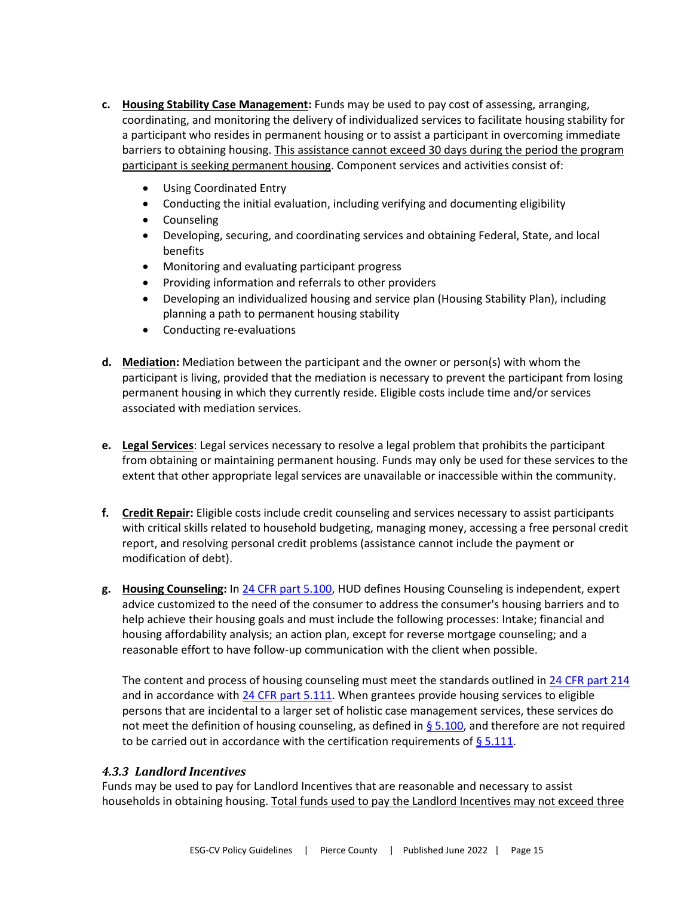c. **Housing Stability Case Management:** Funds may be used to pay cost of assessing, arranging, coordinating, and monitoring the delivery of individualized services to facilitate housing stability for a participant who resides in permanent housing or to assist a participant in overcoming immediate barriers to obtaining housing. This assistance cannot exceed 30 days during the period the program participant is seeking permanent housing. Component services and activities consist of:

- Using Coordinated Entry
- Conducting the initial evaluation, including verifying and documenting eligibility
- Counseling
- Developing, securing, and coordinating services and obtaining Federal, State, and local benefits
- Monitoring and evaluating participant progress
- Providing information and referrals to other providers
- Developing an individualized housing and service plan (Housing Stability Plan), including planning a path to permanent housing stability
- Conducting re-evaluations

d. **Mediation:** Mediation between the participant and the owner or person(s) with whom the participant is living, provided that the mediation is necessary to prevent the participant from losing permanent housing in which they currently reside. Eligible costs include time and/or services associated with mediation services.

e. **Legal Services**: Legal services necessary to resolve a legal problem that prohibits the participant from obtaining or maintaining permanent housing. Funds may only be used for these services to the extent that other appropriate legal services are unavailable or inaccessible within the community.

f. **Credit Repair:** Eligible costs include credit counseling and services necessary to assist participants with critical skills related to household budgeting, managing money, accessing a free personal credit report, and resolving personal credit problems (assistance cannot include the payment or modification of debt).

g. **Housing Counseling:** In 24 CFR part 5.100, HUD defines Housing Counseling is independent, expert advice customized to the need of the consumer to address the consumer's housing barriers and to help achieve their housing goals and must include the following processes: Intake; financial and housing affordability analysis; an action plan, except for reverse mortgage counseling; and a reasonable effort to have follow-up communication with the client when possible.

The content and process of housing counseling must meet the standards outlined in 24 CFR part 214 and in accordance with 24 CFR part 5.111. When grantees provide housing services to eligible persons that are incidental to a larger set of holistic case management services, these services do not meet the definition of housing counseling, as defined in § 5.100, and therefore are not required to be carried out in accordance with the certification requirements of § 5.111.

### *4.3.3 Landlord Incentives*

Funds may be used to pay for Landlord Incentives that are reasonable and necessary to assist households in obtaining housing. Total funds used to pay the Landlord Incentives may not exceed three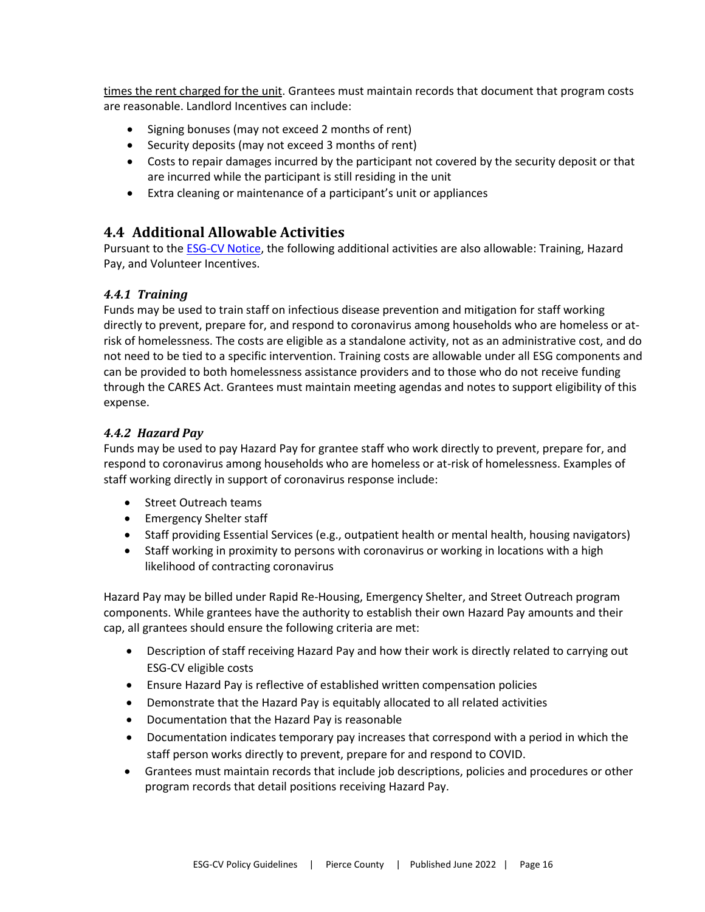times the rent charged for the unit. Grantees must maintain records that document that program costs are reasonable. Landlord Incentives can include:

- Signing bonuses (may not exceed 2 months of rent)
- Security deposits (may not exceed 3 months of rent)
- Costs to repair damages incurred by the participant not covered by the security deposit or that are incurred while the participant is still residing in the unit
- Extra cleaning or maintenance of a participant's unit or appliances

## 4.4 Additional Allowable Activities

Pursuant to the ESG-CV Notice, the following additional activities are also allowable: Training, Hazard Pay, and Volunteer Incentives.

### *4.4.1 Training*

Funds may be used to train staff on infectious disease prevention and mitigation for staff working directly to prevent, prepare for, and respond to coronavirus among households who are homeless or at-risk of homelessness. The costs are eligible as a standalone activity, not as an administrative cost, and do not need to be tied to a specific intervention. Training costs are allowable under all ESG components and can be provided to both homelessness assistance providers and to those who do not receive funding through the CARES Act. Grantees must maintain meeting agendas and notes to support eligibility of this expense.

### *4.4.2 Hazard Pay*

Funds may be used to pay Hazard Pay for grantee staff who work directly to prevent, prepare for, and respond to coronavirus among households who are homeless or at-risk of homelessness. Examples of staff working directly in support of coronavirus response include:

- Street Outreach teams
- Emergency Shelter staff
- Staff providing Essential Services (e.g., outpatient health or mental health, housing navigators)
- Staff working in proximity to persons with coronavirus or working in locations with a high likelihood of contracting coronavirus

Hazard Pay may be billed under Rapid Re-Housing, Emergency Shelter, and Street Outreach program components. While grantees have the authority to establish their own Hazard Pay amounts and their cap, all grantees should ensure the following criteria are met:

- Description of staff receiving Hazard Pay and how their work is directly related to carrying out ESG-CV eligible costs
- Ensure Hazard Pay is reflective of established written compensation policies
- Demonstrate that the Hazard Pay is equitably allocated to all related activities
- Documentation that the Hazard Pay is reasonable
- Documentation indicates temporary pay increases that correspond with a period in which the staff person works directly to prevent, prepare for and respond to COVID.
- Grantees must maintain records that include job descriptions, policies and procedures or other program records that detail positions receiving Hazard Pay.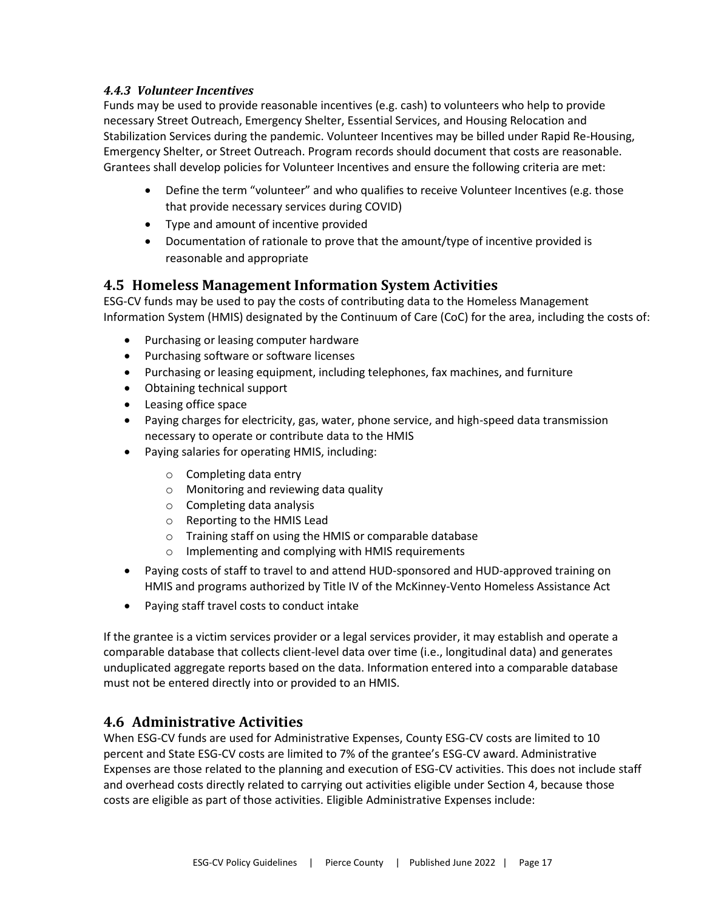#### *4.4.3 Volunteer Incentives*

Funds may be used to provide reasonable incentives (e.g. cash) to volunteers who help to provide necessary Street Outreach, Emergency Shelter, Essential Services, and Housing Relocation and Stabilization Services during the pandemic. Volunteer Incentives may be billed under Rapid Re-Housing, Emergency Shelter, or Street Outreach. Program records should document that costs are reasonable. Grantees shall develop policies for Volunteer Incentives and ensure the following criteria are met:

- Define the term "volunteer" and who qualifies to receive Volunteer Incentives (e.g. those that provide necessary services during COVID)
- Type and amount of incentive provided
- Documentation of rationale to prove that the amount/type of incentive provided is reasonable and appropriate

## 4.5 Homeless Management Information System Activities

ESG-CV funds may be used to pay the costs of contributing data to the Homeless Management Information System (HMIS) designated by the Continuum of Care (CoC) for the area, including the costs of:

- Purchasing or leasing computer hardware
- Purchasing software or software licenses
- Purchasing or leasing equipment, including telephones, fax machines, and furniture
- Obtaining technical support
- Leasing office space
- Paying charges for electricity, gas, water, phone service, and high-speed data transmission necessary to operate or contribute data to the HMIS
- Paying salaries for operating HMIS, including:
    - Completing data entry
    - Monitoring and reviewing data quality
    - Completing data analysis
    - Reporting to the HMIS Lead
    - Training staff on using the HMIS or comparable database
    - Implementing and complying with HMIS requirements
- Paying costs of staff to travel to and attend HUD-sponsored and HUD-approved training on HMIS and programs authorized by Title IV of the McKinney-Vento Homeless Assistance Act
- Paying staff travel costs to conduct intake

If the grantee is a victim services provider or a legal services provider, it may establish and operate a comparable database that collects client-level data over time (i.e., longitudinal data) and generates unduplicated aggregate reports based on the data. Information entered into a comparable database must not be entered directly into or provided to an HMIS.

## 4.6 Administrative Activities

When ESG-CV funds are used for Administrative Expenses, County ESG-CV costs are limited to 10 percent and State ESG-CV costs are limited to 7% of the grantee's ESG-CV award. Administrative Expenses are those related to the planning and execution of ESG-CV activities. This does not include staff and overhead costs directly related to carrying out activities eligible under Section 4, because those costs are eligible as part of those activities. Eligible Administrative Expenses include: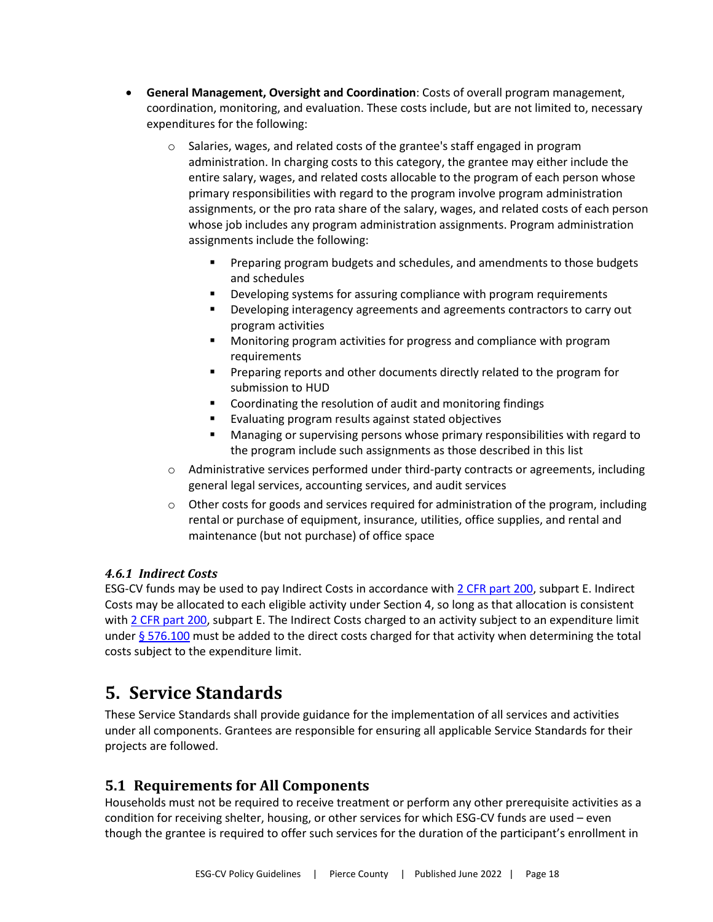- **General Management, Oversight and Coordination**: Costs of overall program management, coordination, monitoring, and evaluation. These costs include, but are not limited to, necessary expenditures for the following:
    - Salaries, wages, and related costs of the grantee's staff engaged in program administration. In charging costs to this category, the grantee may either include the entire salary, wages, and related costs allocable to the program of each person whose primary responsibilities with regard to the program involve program administration assignments, or the pro rata share of the salary, wages, and related costs of each person whose job includes any program administration assignments. Program administration assignments include the following:
        - Preparing program budgets and schedules, and amendments to those budgets and schedules
        - Developing systems for assuring compliance with program requirements
        - Developing interagency agreements and agreements contractors to carry out program activities
        - Monitoring program activities for progress and compliance with program requirements
        - Preparing reports and other documents directly related to the program for submission to HUD
        - Coordinating the resolution of audit and monitoring findings
        - Evaluating program results against stated objectives
        - Managing or supervising persons whose primary responsibilities with regard to the program include such assignments as those described in this list
    - Administrative services performed under third-party contracts or agreements, including general legal services, accounting services, and audit services
    - Other costs for goods and services required for administration of the program, including rental or purchase of equipment, insurance, utilities, office supplies, and rental and maintenance (but not purchase) of office space

#### *4.6.1 Indirect Costs*

ESG-CV funds may be used to pay Indirect Costs in accordance with 2 CFR part 200, subpart E. Indirect Costs may be allocated to each eligible activity under Section 4, so long as that allocation is consistent with 2 CFR part 200, subpart E. The Indirect Costs charged to an activity subject to an expenditure limit under § 576.100 must be added to the direct costs charged for that activity when determining the total costs subject to the expenditure limit.

# 5. Service Standards

These Service Standards shall provide guidance for the implementation of all services and activities under all components. Grantees are responsible for ensuring all applicable Service Standards for their projects are followed.

## 5.1 Requirements for All Components

Households must not be required to receive treatment or perform any other prerequisite activities as a condition for receiving shelter, housing, or other services for which ESG-CV funds are used – even though the grantee is required to offer such services for the duration of the participant's enrollment in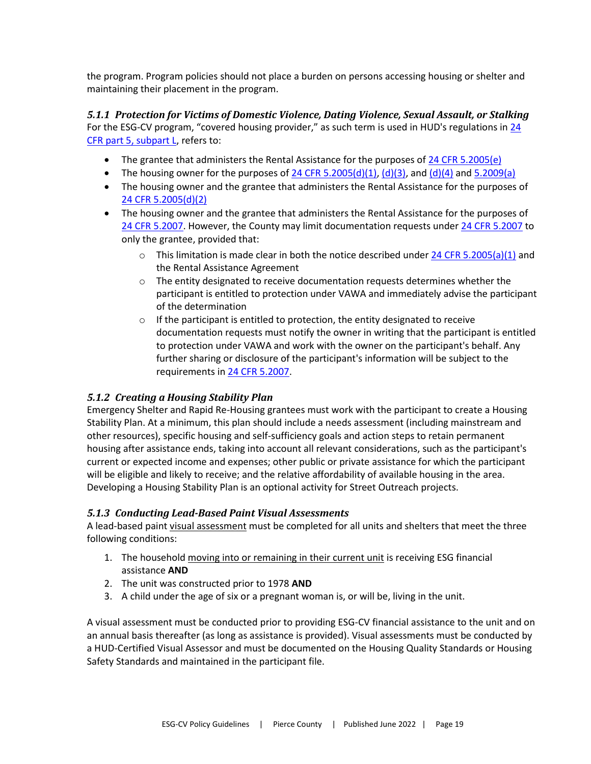the program. Program policies should not place a burden on persons accessing housing or shelter and maintaining their placement in the program.

### *5.1.1 Protection for Victims of Domestic Violence, Dating Violence, Sexual Assault, or Stalking*

For the ESG-CV program, "covered housing provider," as such term is used in HUD's regulations in 24 CFR part 5, subpart L, refers to:

- The grantee that administers the Rental Assistance for the purposes of 24 CFR 5.2005(e)
- The housing owner for the purposes of 24 CFR 5.2005(d)(1), (d)(3), and (d)(4) and 5.2009(a)
- The housing owner and the grantee that administers the Rental Assistance for the purposes of 24 CFR 5.2005(d)(2)
- The housing owner and the grantee that administers the Rental Assistance for the purposes of 24 CFR 5.2007. However, the County may limit documentation requests under 24 CFR 5.2007 to only the grantee, provided that:
  - This limitation is made clear in both the notice described under 24 CFR 5.2005(a)(1) and the Rental Assistance Agreement
  - The entity designated to receive documentation requests determines whether the participant is entitled to protection under VAWA and immediately advise the participant of the determination
  - If the participant is entitled to protection, the entity designated to receive documentation requests must notify the owner in writing that the participant is entitled to protection under VAWA and work with the owner on the participant's behalf. Any further sharing or disclosure of the participant's information will be subject to the requirements in 24 CFR 5.2007.

### *5.1.2 Creating a Housing Stability Plan*

Emergency Shelter and Rapid Re-Housing grantees must work with the participant to create a Housing Stability Plan. At a minimum, this plan should include a needs assessment (including mainstream and other resources), specific housing and self-sufficiency goals and action steps to retain permanent housing after assistance ends, taking into account all relevant considerations, such as the participant's current or expected income and expenses; other public or private assistance for which the participant will be eligible and likely to receive; and the relative affordability of available housing in the area. Developing a Housing Stability Plan is an optional activity for Street Outreach projects.

### *5.1.3 Conducting Lead-Based Paint Visual Assessments*

A lead-based paint visual assessment must be completed for all units and shelters that meet the three following conditions:

1. The household moving into or remaining in their current unit is receiving ESG financial assistance **AND**
2. The unit was constructed prior to 1978 **AND**
3. A child under the age of six or a pregnant woman is, or will be, living in the unit.

A visual assessment must be conducted prior to providing ESG-CV financial assistance to the unit and on an annual basis thereafter (as long as assistance is provided). Visual assessments must be conducted by a HUD-Certified Visual Assessor and must be documented on the Housing Quality Standards or Housing Safety Standards and maintained in the participant file.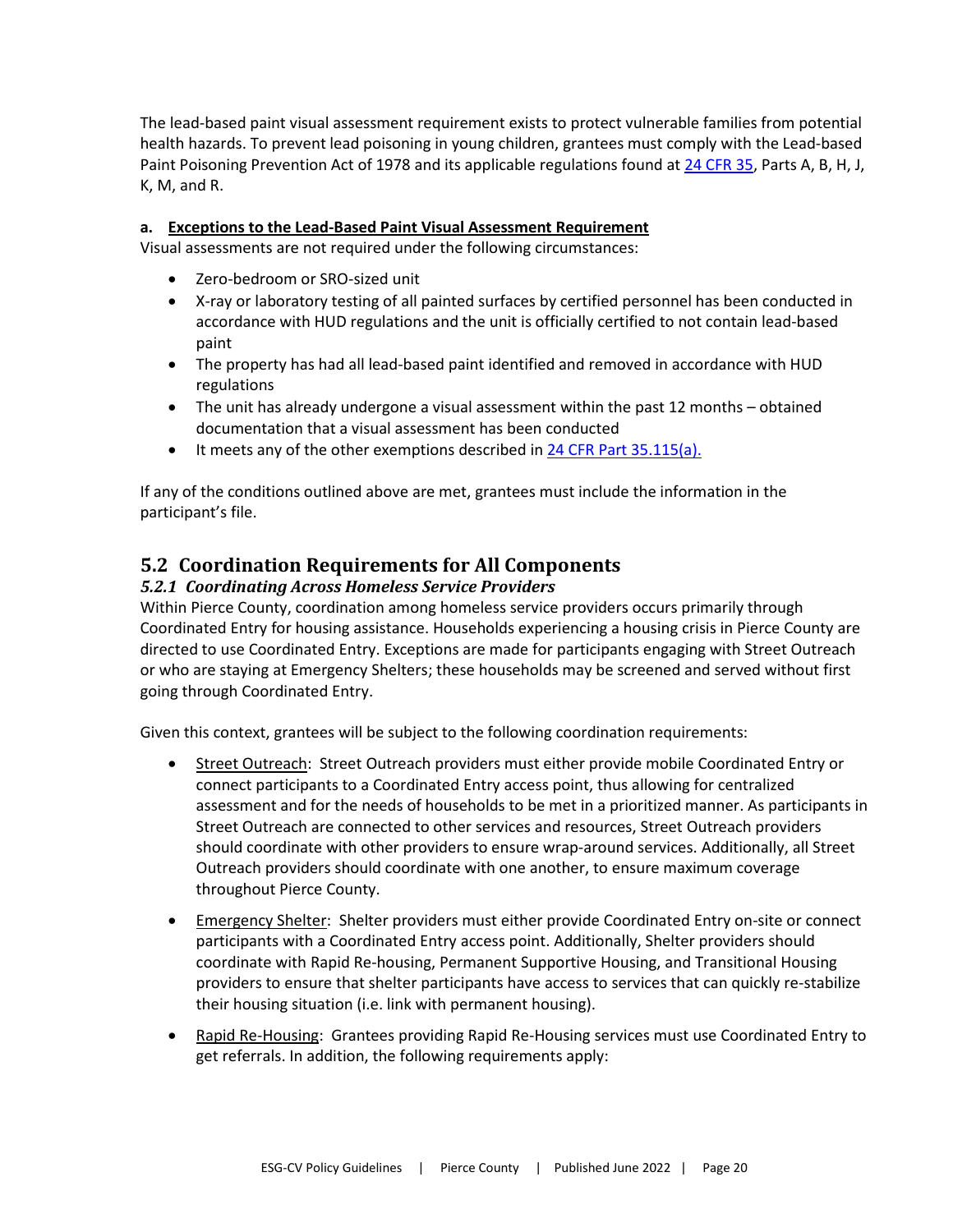The lead-based paint visual assessment requirement exists to protect vulnerable families from potential health hazards. To prevent lead poisoning in young children, grantees must comply with the Lead-based Paint Poisoning Prevention Act of 1978 and its applicable regulations found at [24 CFR 35](), Parts A, B, H, J, K, M, and R.

**a. <u>Exceptions to the Lead-Based Paint Visual Assessment Requirement</u>**

Visual assessments are not required under the following circumstances:

- Zero-bedroom or SRO-sized unit
- X-ray or laboratory testing of all painted surfaces by certified personnel has been conducted in accordance with HUD regulations and the unit is officially certified to not contain lead-based paint
- The property has had all lead-based paint identified and removed in accordance with HUD regulations
- The unit has already undergone a visual assessment within the past 12 months – obtained documentation that a visual assessment has been conducted
- It meets any of the other exemptions described in [24 CFR Part 35.115(a).]()

If any of the conditions outlined above are met, grantees must include the information in the participant's file.

## 5.2 Coordination Requirements for All Components

### *5.2.1 Coordinating Across Homeless Service Providers*

Within Pierce County, coordination among homeless service providers occurs primarily through Coordinated Entry for housing assistance. Households experiencing a housing crisis in Pierce County are directed to use Coordinated Entry. Exceptions are made for participants engaging with Street Outreach or who are staying at Emergency Shelters; these households may be screened and served without first going through Coordinated Entry.

Given this context, grantees will be subject to the following coordination requirements:

- <u>Street Outreach</u>: Street Outreach providers must either provide mobile Coordinated Entry or connect participants to a Coordinated Entry access point, thus allowing for centralized assessment and for the needs of households to be met in a prioritized manner. As participants in Street Outreach are connected to other services and resources, Street Outreach providers should coordinate with other providers to ensure wrap-around services. Additionally, all Street Outreach providers should coordinate with one another, to ensure maximum coverage throughout Pierce County.

- <u>Emergency Shelter</u>: Shelter providers must either provide Coordinated Entry on-site or connect participants with a Coordinated Entry access point. Additionally, Shelter providers should coordinate with Rapid Re-housing, Permanent Supportive Housing, and Transitional Housing providers to ensure that shelter participants have access to services that can quickly re-stabilize their housing situation (i.e. link with permanent housing).

- <u>Rapid Re-Housing</u>: Grantees providing Rapid Re-Housing services must use Coordinated Entry to get referrals. In addition, the following requirements apply: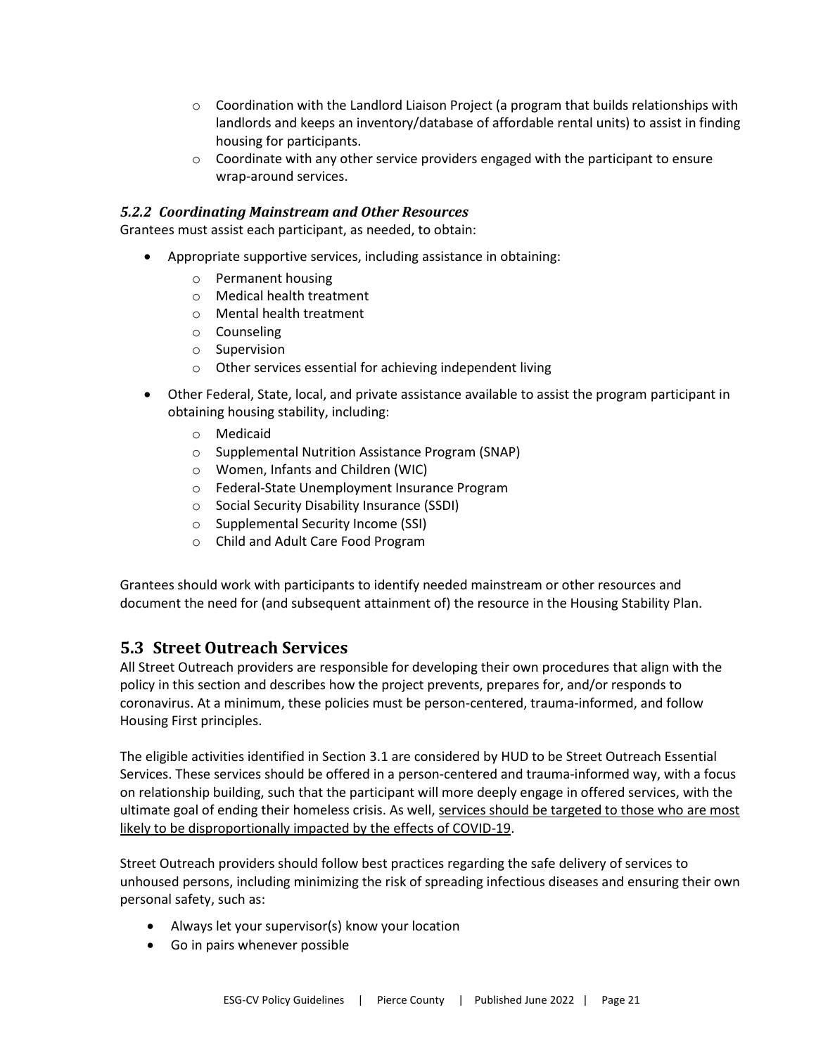- Coordination with the Landlord Liaison Project (a program that builds relationships with landlords and keeps an inventory/database of affordable rental units) to assist in finding housing for participants.
  - Coordinate with any other service providers engaged with the participant to ensure wrap-around services.

### *5.2.2 Coordinating Mainstream and Other Resources*

Grantees must assist each participant, as needed, to obtain:

- Appropriate supportive services, including assistance in obtaining:
  - Permanent housing
  - Medical health treatment
  - Mental health treatment
  - Counseling
  - Supervision
  - Other services essential for achieving independent living
- Other Federal, State, local, and private assistance available to assist the program participant in obtaining housing stability, including:
  - Medicaid
  - Supplemental Nutrition Assistance Program (SNAP)
  - Women, Infants and Children (WIC)
  - Federal-State Unemployment Insurance Program
  - Social Security Disability Insurance (SSDI)
  - Supplemental Security Income (SSI)
  - Child and Adult Care Food Program

Grantees should work with participants to identify needed mainstream or other resources and document the need for (and subsequent attainment of) the resource in the Housing Stability Plan.

## 5.3 Street Outreach Services

All Street Outreach providers are responsible for developing their own procedures that align with the policy in this section and describes how the project prevents, prepares for, and/or responds to coronavirus. At a minimum, these policies must be person-centered, trauma-informed, and follow Housing First principles.

The eligible activities identified in Section 3.1 are considered by HUD to be Street Outreach Essential Services. These services should be offered in a person-centered and trauma-informed way, with a focus on relationship building, such that the participant will more deeply engage in offered services, with the ultimate goal of ending their homeless crisis. As well, <u>services should be targeted to those who are most likely to be disproportionally impacted by the effects of COVID-19</u>.

Street Outreach providers should follow best practices regarding the safe delivery of services to unhoused persons, including minimizing the risk of spreading infectious diseases and ensuring their own personal safety, such as:

- Always let your supervisor(s) know your location
- Go in pairs whenever possible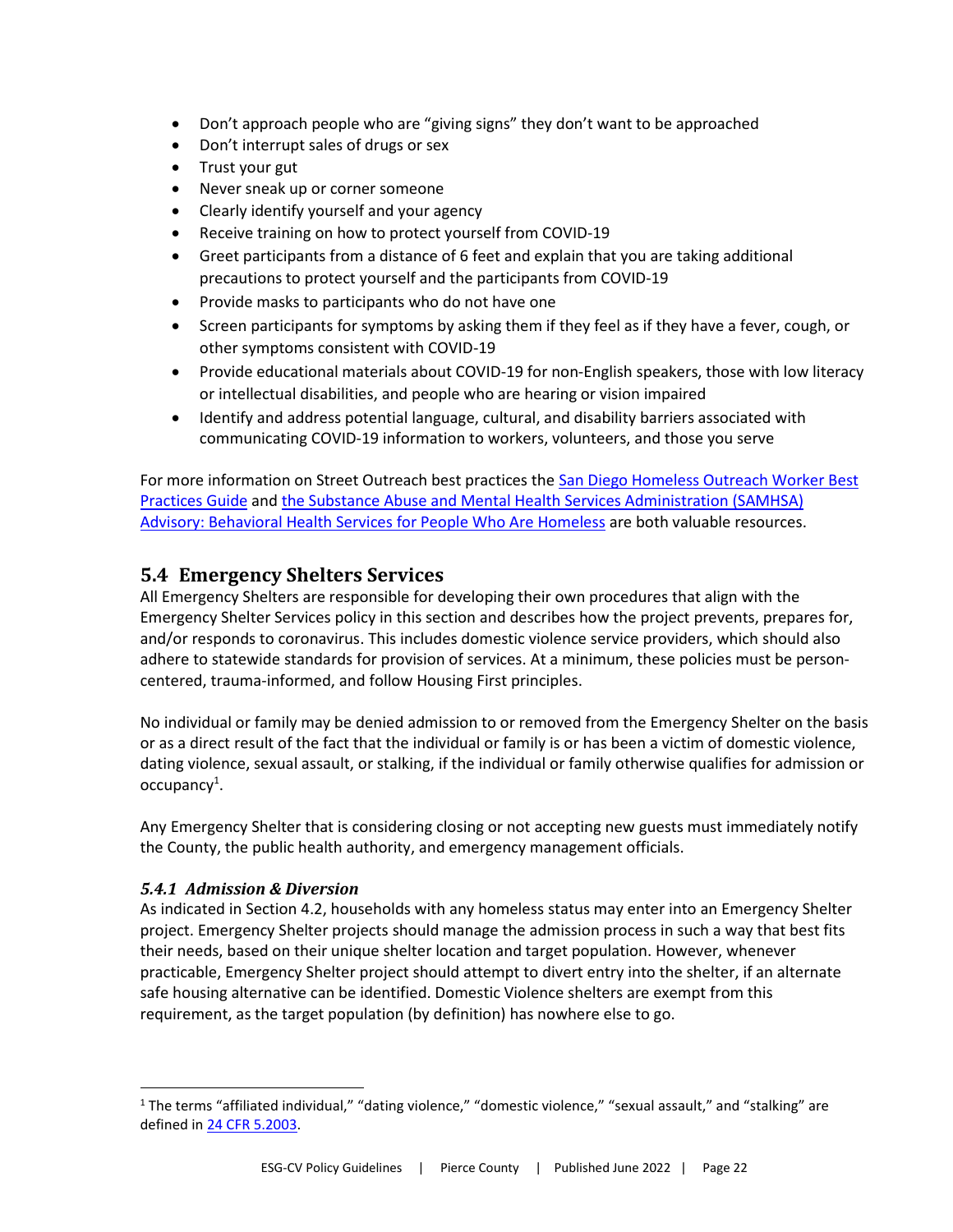- Don't approach people who are "giving signs" they don't want to be approached
- Don't interrupt sales of drugs or sex
- Trust your gut
- Never sneak up or corner someone
- Clearly identify yourself and your agency
- Receive training on how to protect yourself from COVID-19
- Greet participants from a distance of 6 feet and explain that you are taking additional precautions to protect yourself and the participants from COVID-19
- Provide masks to participants who do not have one
- Screen participants for symptoms by asking them if they feel as if they have a fever, cough, or other symptoms consistent with COVID-19
- Provide educational materials about COVID-19 for non-English speakers, those with low literacy or intellectual disabilities, and people who are hearing or vision impaired
- Identify and address potential language, cultural, and disability barriers associated with communicating COVID-19 information to workers, volunteers, and those you serve

For more information on Street Outreach best practices the San Diego Homeless Outreach Worker Best Practices Guide and the Substance Abuse and Mental Health Services Administration (SAMHSA) Advisory: Behavioral Health Services for People Who Are Homeless are both valuable resources.

## 5.4 Emergency Shelters Services

All Emergency Shelters are responsible for developing their own procedures that align with the Emergency Shelter Services policy in this section and describes how the project prevents, prepares for, and/or responds to coronavirus. This includes domestic violence service providers, which should also adhere to statewide standards for provision of services. At a minimum, these policies must be person-centered, trauma-informed, and follow Housing First principles.

No individual or family may be denied admission to or removed from the Emergency Shelter on the basis or as a direct result of the fact that the individual or family is or has been a victim of domestic violence, dating violence, sexual assault, or stalking, if the individual or family otherwise qualifies for admission or occupancy[1].

Any Emergency Shelter that is considering closing or not accepting new guests must immediately notify the County, the public health authority, and emergency management officials.

### *5.4.1 Admission & Diversion*

As indicated in Section 4.2, households with any homeless status may enter into an Emergency Shelter project. Emergency Shelter projects should manage the admission process in such a way that best fits their needs, based on their unique shelter location and target population. However, whenever practicable, Emergency Shelter project should attempt to divert entry into the shelter, if an alternate safe housing alternative can be identified. Domestic Violence shelters are exempt from this requirement, as the target population (by definition) has nowhere else to go.

[1] The terms "affiliated individual," "dating violence," "domestic violence," "sexual assault," and "stalking" are defined in 24 CFR 5.2003.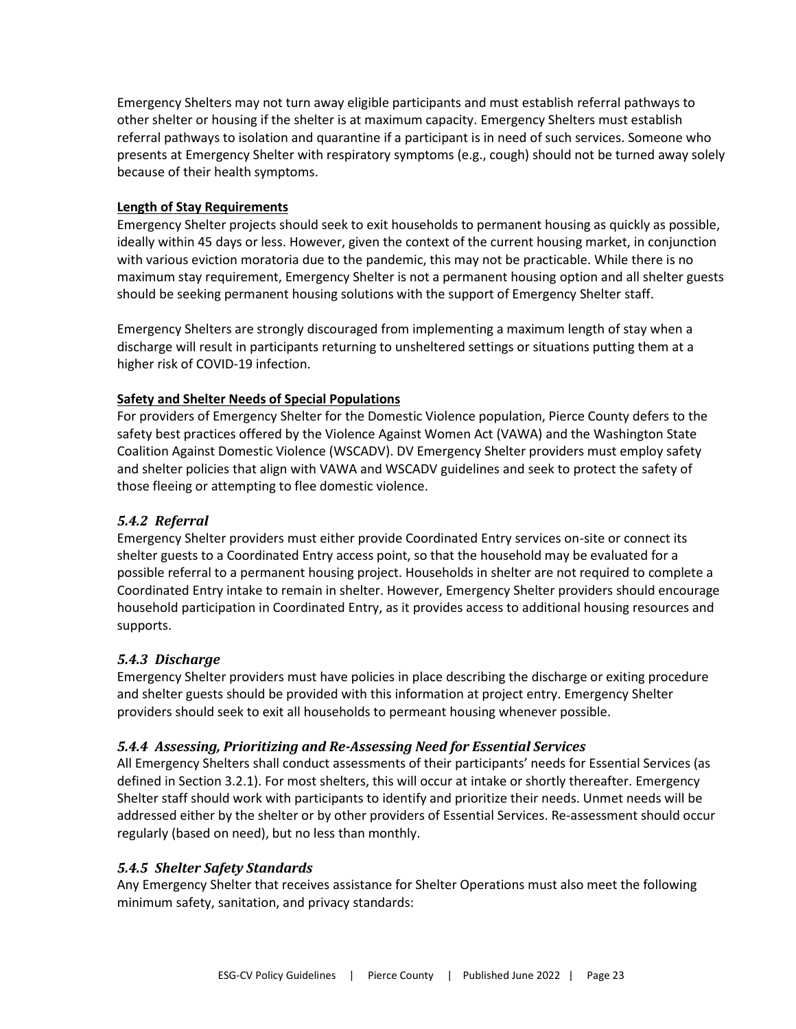Emergency Shelters may not turn away eligible participants and must establish referral pathways to other shelter or housing if the shelter is at maximum capacity. Emergency Shelters must establish referral pathways to isolation and quarantine if a participant is in need of such services. Someone who presents at Emergency Shelter with respiratory symptoms (e.g., cough) should not be turned away solely because of their health symptoms.

**Length of Stay Requirements**

Emergency Shelter projects should seek to exit households to permanent housing as quickly as possible, ideally within 45 days or less. However, given the context of the current housing market, in conjunction with various eviction moratoria due to the pandemic, this may not be practicable. While there is no maximum stay requirement, Emergency Shelter is not a permanent housing option and all shelter guests should be seeking permanent housing solutions with the support of Emergency Shelter staff.

Emergency Shelters are strongly discouraged from implementing a maximum length of stay when a discharge will result in participants returning to unsheltered settings or situations putting them at a higher risk of COVID-19 infection.

**Safety and Shelter Needs of Special Populations**

For providers of Emergency Shelter for the Domestic Violence population, Pierce County defers to the safety best practices offered by the Violence Against Women Act (VAWA) and the Washington State Coalition Against Domestic Violence (WSCADV). DV Emergency Shelter providers must employ safety and shelter policies that align with VAWA and WSCADV guidelines and seek to protect the safety of those fleeing or attempting to flee domestic violence.

### *5.4.2 Referral*

Emergency Shelter providers must either provide Coordinated Entry services on-site or connect its shelter guests to a Coordinated Entry access point, so that the household may be evaluated for a possible referral to a permanent housing project. Households in shelter are not required to complete a Coordinated Entry intake to remain in shelter. However, Emergency Shelter providers should encourage household participation in Coordinated Entry, as it provides access to additional housing resources and supports.

### *5.4.3 Discharge*

Emergency Shelter providers must have policies in place describing the discharge or exiting procedure and shelter guests should be provided with this information at project entry. Emergency Shelter providers should seek to exit all households to permeant housing whenever possible.

### *5.4.4 Assessing, Prioritizing and Re-Assessing Need for Essential Services*

All Emergency Shelters shall conduct assessments of their participants' needs for Essential Services (as defined in Section 3.2.1). For most shelters, this will occur at intake or shortly thereafter. Emergency Shelter staff should work with participants to identify and prioritize their needs. Unmet needs will be addressed either by the shelter or by other providers of Essential Services. Re-assessment should occur regularly (based on need), but no less than monthly.

### *5.4.5 Shelter Safety Standards*

Any Emergency Shelter that receives assistance for Shelter Operations must also meet the following minimum safety, sanitation, and privacy standards: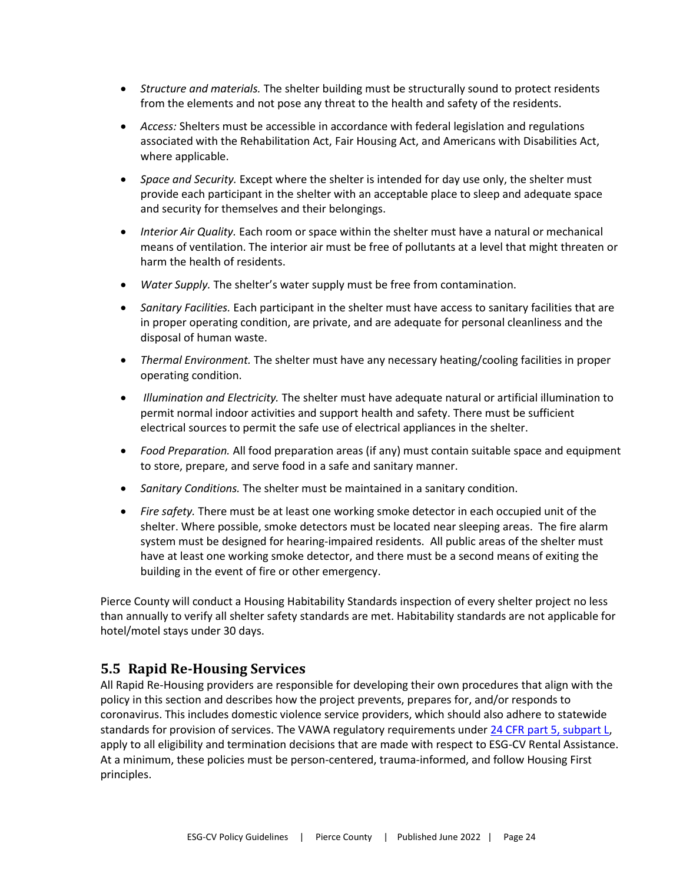- *Structure and materials.* The shelter building must be structurally sound to protect residents from the elements and not pose any threat to the health and safety of the residents.
- *Access:* Shelters must be accessible in accordance with federal legislation and regulations associated with the Rehabilitation Act, Fair Housing Act, and Americans with Disabilities Act, where applicable.
- *Space and Security.* Except where the shelter is intended for day use only, the shelter must provide each participant in the shelter with an acceptable place to sleep and adequate space and security for themselves and their belongings.
- *Interior Air Quality.* Each room or space within the shelter must have a natural or mechanical means of ventilation. The interior air must be free of pollutants at a level that might threaten or harm the health of residents.
- *Water Supply.* The shelter's water supply must be free from contamination.
- *Sanitary Facilities.* Each participant in the shelter must have access to sanitary facilities that are in proper operating condition, are private, and are adequate for personal cleanliness and the disposal of human waste.
- *Thermal Environment.* The shelter must have any necessary heating/cooling facilities in proper operating condition.
- *Illumination and Electricity.* The shelter must have adequate natural or artificial illumination to permit normal indoor activities and support health and safety. There must be sufficient electrical sources to permit the safe use of electrical appliances in the shelter.
- *Food Preparation.* All food preparation areas (if any) must contain suitable space and equipment to store, prepare, and serve food in a safe and sanitary manner.
- *Sanitary Conditions.* The shelter must be maintained in a sanitary condition.
- *Fire safety.* There must be at least one working smoke detector in each occupied unit of the shelter. Where possible, smoke detectors must be located near sleeping areas. The fire alarm system must be designed for hearing-impaired residents. All public areas of the shelter must have at least one working smoke detector, and there must be a second means of exiting the building in the event of fire or other emergency.

Pierce County will conduct a Housing Habitability Standards inspection of every shelter project no less than annually to verify all shelter safety standards are met. Habitability standards are not applicable for hotel/motel stays under 30 days.

## 5.5 Rapid Re-Housing Services

All Rapid Re-Housing providers are responsible for developing their own procedures that align with the policy in this section and describes how the project prevents, prepares for, and/or responds to coronavirus. This includes domestic violence service providers, which should also adhere to statewide standards for provision of services. The VAWA regulatory requirements under [24 CFR part 5, subpart L](), apply to all eligibility and termination decisions that are made with respect to ESG-CV Rental Assistance. At a minimum, these policies must be person-centered, trauma-informed, and follow Housing First principles.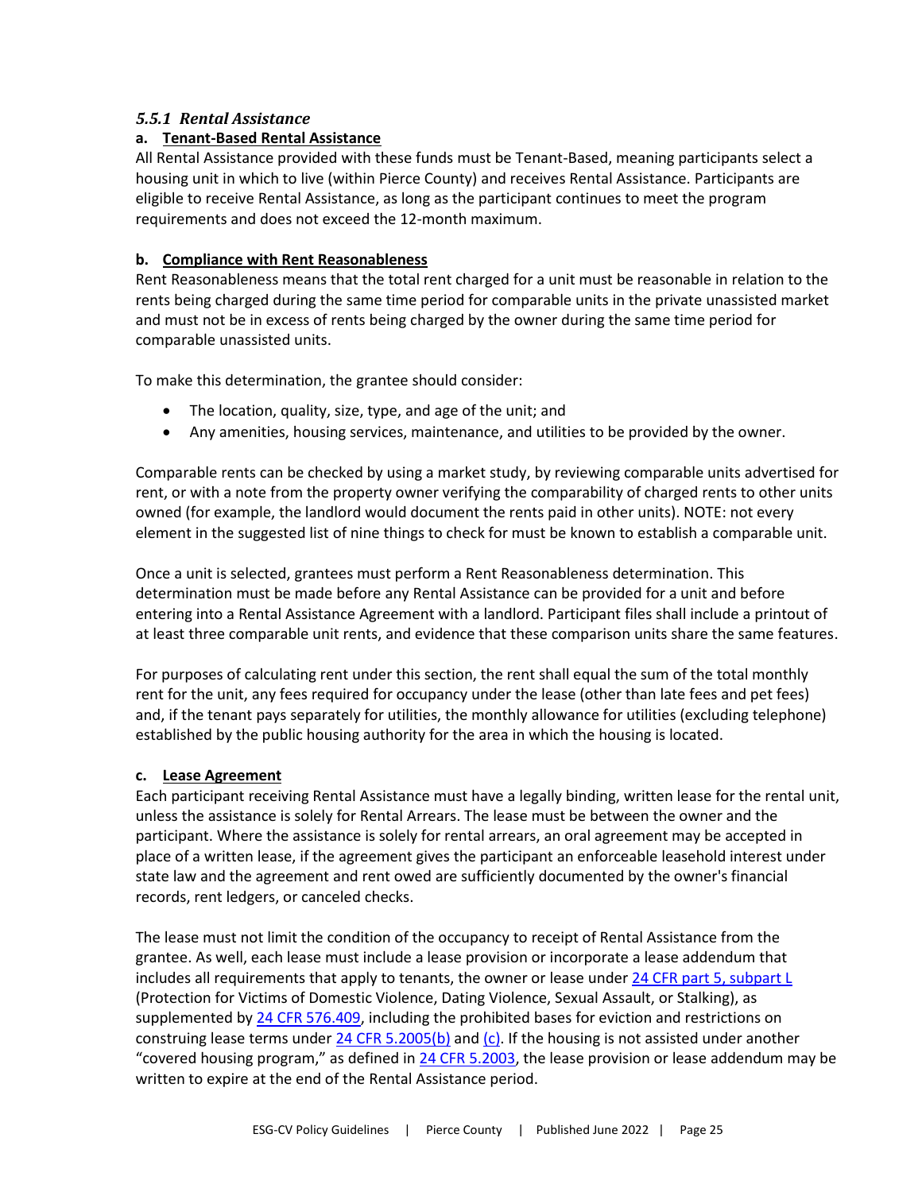### *5.5.1 Rental Assistance*

**a. Tenant-Based Rental Assistance**

All Rental Assistance provided with these funds must be Tenant-Based, meaning participants select a housing unit in which to live (within Pierce County) and receives Rental Assistance. Participants are eligible to receive Rental Assistance, as long as the participant continues to meet the program requirements and does not exceed the 12-month maximum.

**b. Compliance with Rent Reasonableness**

Rent Reasonableness means that the total rent charged for a unit must be reasonable in relation to the rents being charged during the same time period for comparable units in the private unassisted market and must not be in excess of rents being charged by the owner during the same time period for comparable unassisted units.

To make this determination, the grantee should consider:

- The location, quality, size, type, and age of the unit; and
- Any amenities, housing services, maintenance, and utilities to be provided by the owner.

Comparable rents can be checked by using a market study, by reviewing comparable units advertised for rent, or with a note from the property owner verifying the comparability of charged rents to other units owned (for example, the landlord would document the rents paid in other units). NOTE: not every element in the suggested list of nine things to check for must be known to establish a comparable unit.

Once a unit is selected, grantees must perform a Rent Reasonableness determination. This determination must be made before any Rental Assistance can be provided for a unit and before entering into a Rental Assistance Agreement with a landlord. Participant files shall include a printout of at least three comparable unit rents, and evidence that these comparison units share the same features.

For purposes of calculating rent under this section, the rent shall equal the sum of the total monthly rent for the unit, any fees required for occupancy under the lease (other than late fees and pet fees) and, if the tenant pays separately for utilities, the monthly allowance for utilities (excluding telephone) established by the public housing authority for the area in which the housing is located.

**c. Lease Agreement**

Each participant receiving Rental Assistance must have a legally binding, written lease for the rental unit, unless the assistance is solely for Rental Arrears. The lease must be between the owner and the participant. Where the assistance is solely for rental arrears, an oral agreement may be accepted in place of a written lease, if the agreement gives the participant an enforceable leasehold interest under state law and the agreement and rent owed are sufficiently documented by the owner's financial records, rent ledgers, or canceled checks.

The lease must not limit the condition of the occupancy to receipt of Rental Assistance from the grantee. As well, each lease must include a lease provision or incorporate a lease addendum that includes all requirements that apply to tenants, the owner or lease under 24 CFR part 5, subpart L (Protection for Victims of Domestic Violence, Dating Violence, Sexual Assault, or Stalking), as supplemented by 24 CFR 576.409, including the prohibited bases for eviction and restrictions on construing lease terms under 24 CFR 5.2005(b) and (c). If the housing is not assisted under another "covered housing program," as defined in 24 CFR 5.2003, the lease provision or lease addendum may be written to expire at the end of the Rental Assistance period.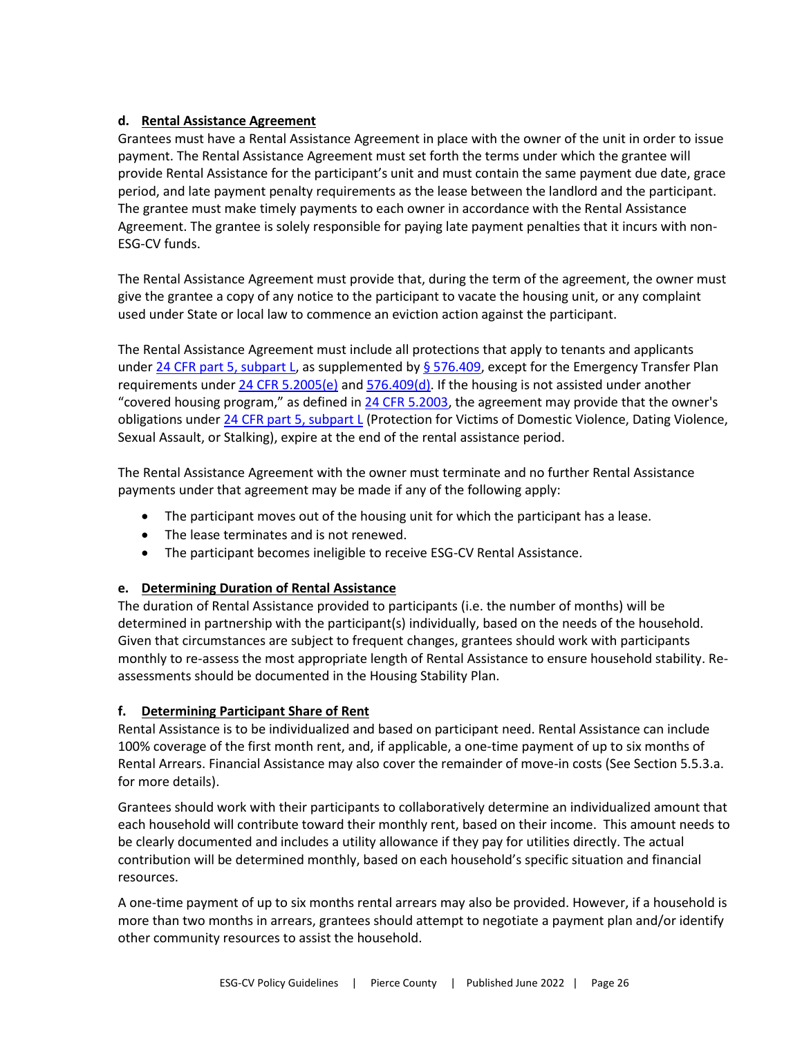#### d. Rental Assistance Agreement

Grantees must have a Rental Assistance Agreement in place with the owner of the unit in order to issue payment. The Rental Assistance Agreement must set forth the terms under which the grantee will provide Rental Assistance for the participant's unit and must contain the same payment due date, grace period, and late payment penalty requirements as the lease between the landlord and the participant. The grantee must make timely payments to each owner in accordance with the Rental Assistance Agreement. The grantee is solely responsible for paying late payment penalties that it incurs with non-ESG-CV funds.

The Rental Assistance Agreement must provide that, during the term of the agreement, the owner must give the grantee a copy of any notice to the participant to vacate the housing unit, or any complaint used under State or local law to commence an eviction action against the participant.

The Rental Assistance Agreement must include all protections that apply to tenants and applicants under 24 CFR part 5, subpart L, as supplemented by § 576.409, except for the Emergency Transfer Plan requirements under 24 CFR 5.2005(e) and 576.409(d). If the housing is not assisted under another "covered housing program," as defined in 24 CFR 5.2003, the agreement may provide that the owner's obligations under 24 CFR part 5, subpart L (Protection for Victims of Domestic Violence, Dating Violence, Sexual Assault, or Stalking), expire at the end of the rental assistance period.

The Rental Assistance Agreement with the owner must terminate and no further Rental Assistance payments under that agreement may be made if any of the following apply:

- The participant moves out of the housing unit for which the participant has a lease.
- The lease terminates and is not renewed.
- The participant becomes ineligible to receive ESG-CV Rental Assistance.

#### e. Determining Duration of Rental Assistance

The duration of Rental Assistance provided to participants (i.e. the number of months) will be determined in partnership with the participant(s) individually, based on the needs of the household. Given that circumstances are subject to frequent changes, grantees should work with participants monthly to re-assess the most appropriate length of Rental Assistance to ensure household stability. Re-assessments should be documented in the Housing Stability Plan.

#### f. Determining Participant Share of Rent

Rental Assistance is to be individualized and based on participant need. Rental Assistance can include 100% coverage of the first month rent, and, if applicable, a one-time payment of up to six months of Rental Arrears. Financial Assistance may also cover the remainder of move-in costs (See Section 5.5.3.a. for more details).

Grantees should work with their participants to collaboratively determine an individualized amount that each household will contribute toward their monthly rent, based on their income. This amount needs to be clearly documented and includes a utility allowance if they pay for utilities directly. The actual contribution will be determined monthly, based on each household's specific situation and financial resources.

A one-time payment of up to six months rental arrears may also be provided. However, if a household is more than two months in arrears, grantees should attempt to negotiate a payment plan and/or identify other community resources to assist the household.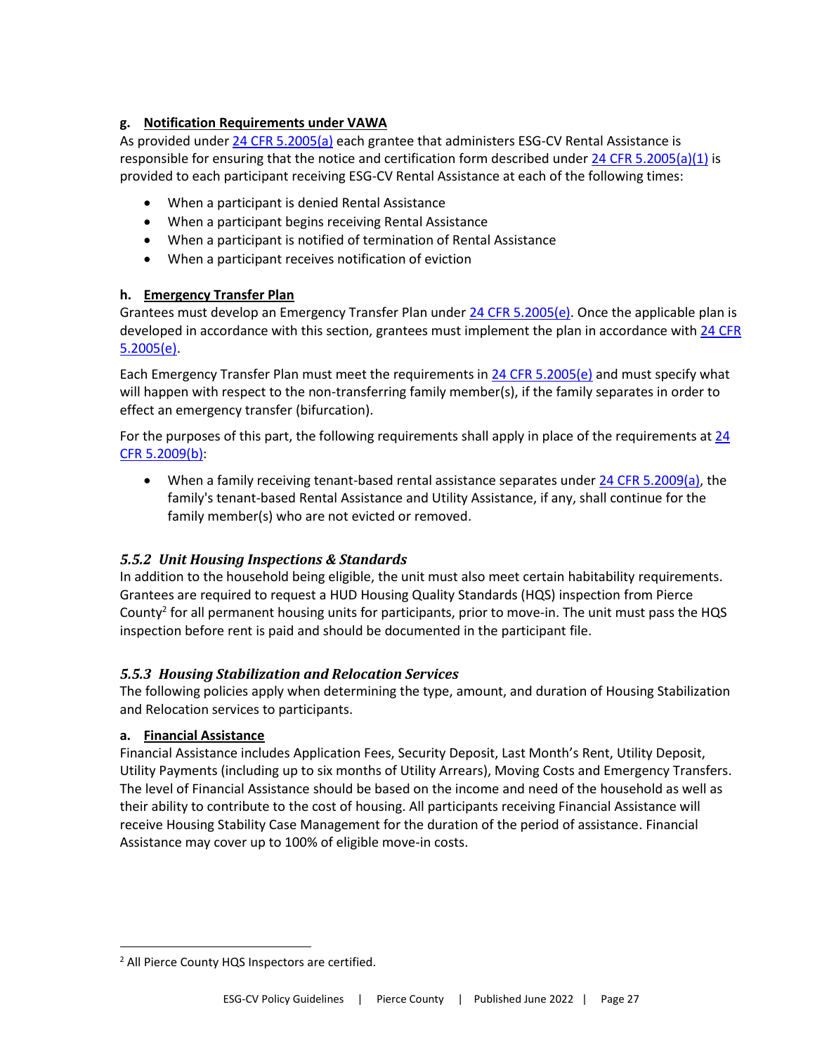#### g. Notification Requirements under VAWA

As provided under 24 CFR 5.2005(a) each grantee that administers ESG-CV Rental Assistance is responsible for ensuring that the notice and certification form described under 24 CFR 5.2005(a)(1) is provided to each participant receiving ESG-CV Rental Assistance at each of the following times:

- When a participant is denied Rental Assistance
- When a participant begins receiving Rental Assistance
- When a participant is notified of termination of Rental Assistance
- When a participant receives notification of eviction

#### h. Emergency Transfer Plan

Grantees must develop an Emergency Transfer Plan under 24 CFR 5.2005(e). Once the applicable plan is developed in accordance with this section, grantees must implement the plan in accordance with 24 CFR 5.2005(e).

Each Emergency Transfer Plan must meet the requirements in 24 CFR 5.2005(e) and must specify what will happen with respect to the non-transferring family member(s), if the family separates in order to effect an emergency transfer (bifurcation).

For the purposes of this part, the following requirements shall apply in place of the requirements at 24 CFR 5.2009(b):

- When a family receiving tenant-based rental assistance separates under 24 CFR 5.2009(a), the family's tenant-based Rental Assistance and Utility Assistance, if any, shall continue for the family member(s) who are not evicted or removed.

### *5.5.2 Unit Housing Inspections & Standards*

In addition to the household being eligible, the unit must also meet certain habitability requirements. Grantees are required to request a HUD Housing Quality Standards (HQS) inspection from Pierce County[2] for all permanent housing units for participants, prior to move-in. The unit must pass the HQS inspection before rent is paid and should be documented in the participant file.

### *5.5.3 Housing Stabilization and Relocation Services*

The following policies apply when determining the type, amount, and duration of Housing Stabilization and Relocation services to participants.

#### a. Financial Assistance

Financial Assistance includes Application Fees, Security Deposit, Last Month's Rent, Utility Deposit, Utility Payments (including up to six months of Utility Arrears), Moving Costs and Emergency Transfers. The level of Financial Assistance should be based on the income and need of the household as well as their ability to contribute to the cost of housing. All participants receiving Financial Assistance will receive Housing Stability Case Management for the duration of the period of assistance. Financial Assistance may cover up to 100% of eligible move-in costs.

[2] All Pierce County HQS Inspectors are certified.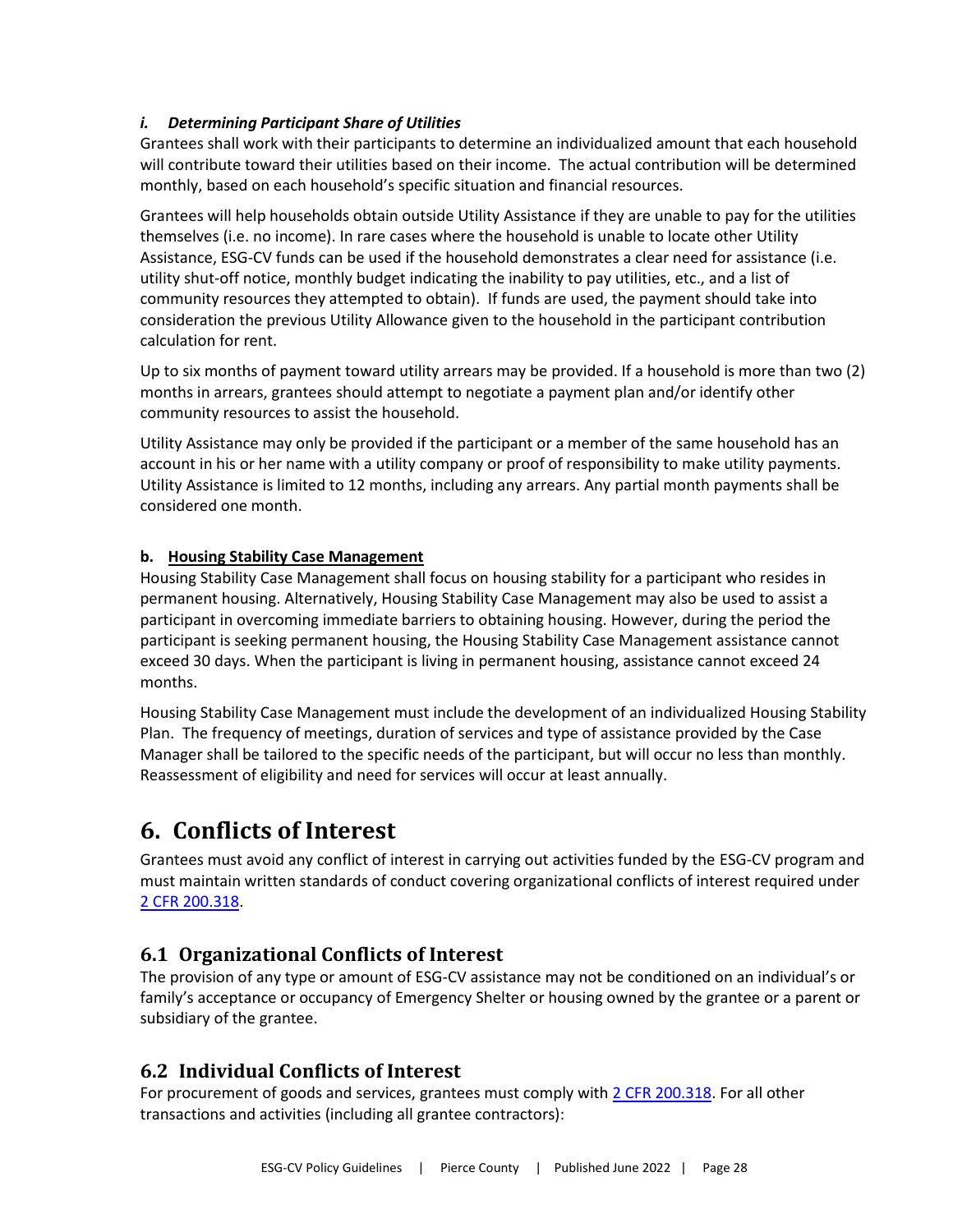#### *i. Determining Participant Share of Utilities*

Grantees shall work with their participants to determine an individualized amount that each household will contribute toward their utilities based on their income. The actual contribution will be determined monthly, based on each household's specific situation and financial resources.

Grantees will help households obtain outside Utility Assistance if they are unable to pay for the utilities themselves (i.e. no income). In rare cases where the household is unable to locate other Utility Assistance, ESG-CV funds can be used if the household demonstrates a clear need for assistance (i.e. utility shut-off notice, monthly budget indicating the inability to pay utilities, etc., and a list of community resources they attempted to obtain). If funds are used, the payment should take into consideration the previous Utility Allowance given to the household in the participant contribution calculation for rent.

Up to six months of payment toward utility arrears may be provided. If a household is more than two (2) months in arrears, grantees should attempt to negotiate a payment plan and/or identify other community resources to assist the household.

Utility Assistance may only be provided if the participant or a member of the same household has an account in his or her name with a utility company or proof of responsibility to make utility payments. Utility Assistance is limited to 12 months, including any arrears. Any partial month payments shall be considered one month.

#### **b. Housing Stability Case Management**

Housing Stability Case Management shall focus on housing stability for a participant who resides in permanent housing. Alternatively, Housing Stability Case Management may also be used to assist a participant in overcoming immediate barriers to obtaining housing. However, during the period the participant is seeking permanent housing, the Housing Stability Case Management assistance cannot exceed 30 days. When the participant is living in permanent housing, assistance cannot exceed 24 months.

Housing Stability Case Management must include the development of an individualized Housing Stability Plan. The frequency of meetings, duration of services and type of assistance provided by the Case Manager shall be tailored to the specific needs of the participant, but will occur no less than monthly. Reassessment of eligibility and need for services will occur at least annually.

# 6. Conflicts of Interest

Grantees must avoid any conflict of interest in carrying out activities funded by the ESG-CV program and must maintain written standards of conduct covering organizational conflicts of interest required under 2 CFR 200.318.

## 6.1 Organizational Conflicts of Interest

The provision of any type or amount of ESG-CV assistance may not be conditioned on an individual's or family's acceptance or occupancy of Emergency Shelter or housing owned by the grantee or a parent or subsidiary of the grantee.

## 6.2 Individual Conflicts of Interest

For procurement of goods and services, grantees must comply with 2 CFR 200.318. For all other transactions and activities (including all grantee contractors):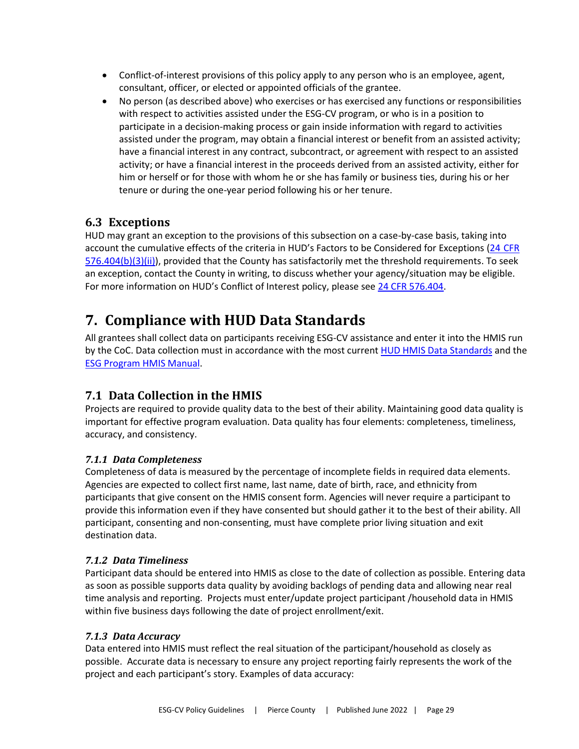- Conflict-of-interest provisions of this policy apply to any person who is an employee, agent, consultant, officer, or elected or appointed officials of the grantee.
- No person (as described above) who exercises or has exercised any functions or responsibilities with respect to activities assisted under the ESG-CV program, or who is in a position to participate in a decision-making process or gain inside information with regard to activities assisted under the program, may obtain a financial interest or benefit from an assisted activity; have a financial interest in any contract, subcontract, or agreement with respect to an assisted activity; or have a financial interest in the proceeds derived from an assisted activity, either for him or herself or for those with whom he or she has family or business ties, during his or her tenure or during the one-year period following his or her tenure.

## 6.3 Exceptions

HUD may grant an exception to the provisions of this subsection on a case-by-case basis, taking into account the cumulative effects of the criteria in HUD's Factors to be Considered for Exceptions (24 CFR 576.404(b)(3)(ii)), provided that the County has satisfactorily met the threshold requirements. To seek an exception, contact the County in writing, to discuss whether your agency/situation may be eligible. For more information on HUD's Conflict of Interest policy, please see 24 CFR 576.404.

# 7. Compliance with HUD Data Standards

All grantees shall collect data on participants receiving ESG-CV assistance and enter it into the HMIS run by the CoC. Data collection must in accordance with the most current HUD HMIS Data Standards and the ESG Program HMIS Manual.

## 7.1 Data Collection in the HMIS

Projects are required to provide quality data to the best of their ability. Maintaining good data quality is important for effective program evaluation. Data quality has four elements: completeness, timeliness, accuracy, and consistency.

### *7.1.1 Data Completeness*

Completeness of data is measured by the percentage of incomplete fields in required data elements. Agencies are expected to collect first name, last name, date of birth, race, and ethnicity from participants that give consent on the HMIS consent form. Agencies will never require a participant to provide this information even if they have consented but should gather it to the best of their ability. All participant, consenting and non-consenting, must have complete prior living situation and exit destination data.

### *7.1.2 Data Timeliness*

Participant data should be entered into HMIS as close to the date of collection as possible. Entering data as soon as possible supports data quality by avoiding backlogs of pending data and allowing near real time analysis and reporting. Projects must enter/update project participant /household data in HMIS within five business days following the date of project enrollment/exit.

### *7.1.3 Data Accuracy*

Data entered into HMIS must reflect the real situation of the participant/household as closely as possible. Accurate data is necessary to ensure any project reporting fairly represents the work of the project and each participant's story. Examples of data accuracy: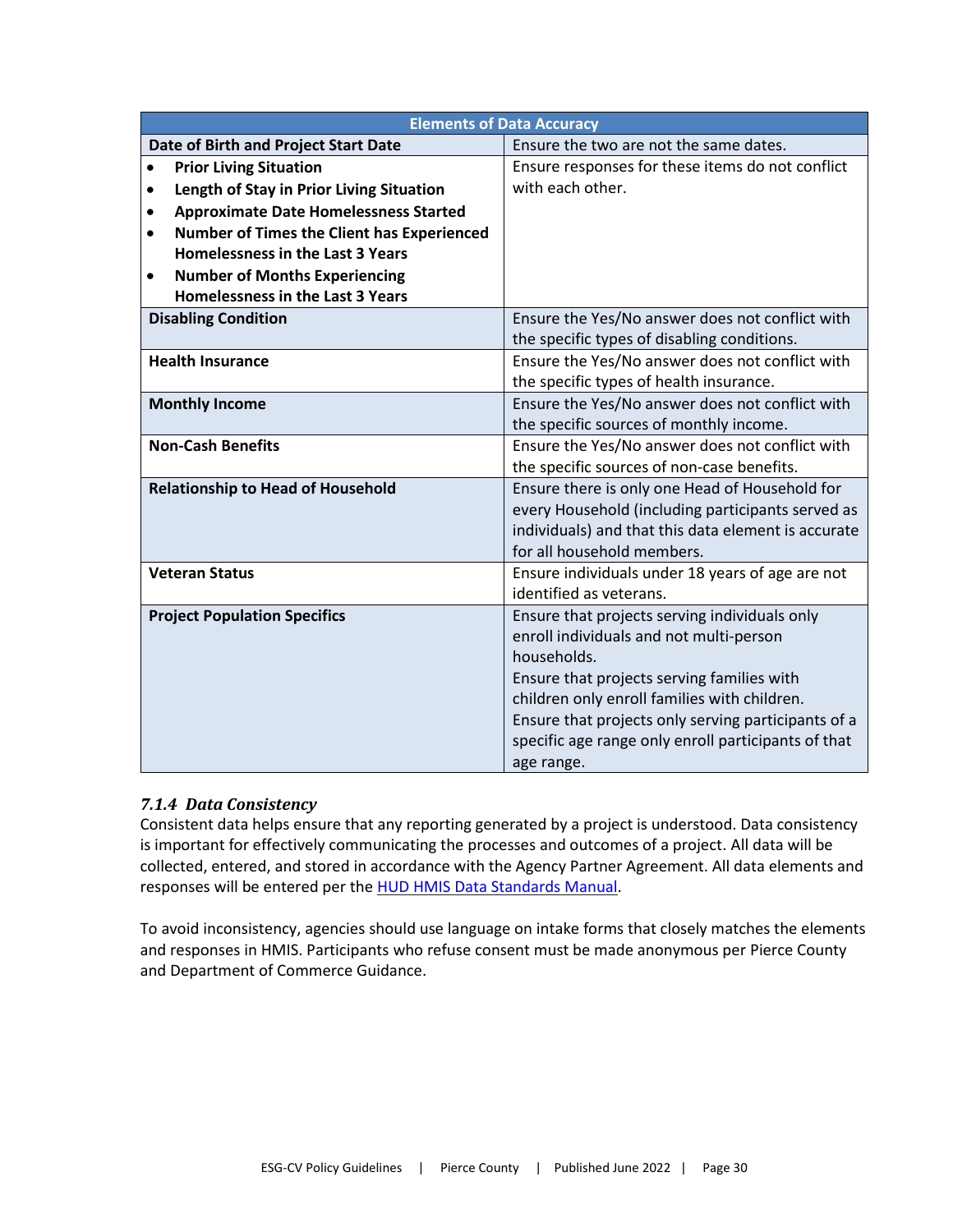| Elements of Data Accuracy | |
|---|---|
| **Date of Birth and Project Start Date** | Ensure the two are not the same dates. |
| • **Prior Living Situation**<br>• **Length of Stay in Prior Living Situation**<br>• **Approximate Date Homelessness Started**<br>• **Number of Times the Client has Experienced Homelessness in the Last 3 Years**<br>• **Number of Months Experiencing Homelessness in the Last 3 Years** | Ensure responses for these items do not conflict with each other. |
| **Disabling Condition** | Ensure the Yes/No answer does not conflict with the specific types of disabling conditions. |
| **Health Insurance** | Ensure the Yes/No answer does not conflict with the specific types of health insurance. |
| **Monthly Income** | Ensure the Yes/No answer does not conflict with the specific sources of monthly income. |
| **Non-Cash Benefits** | Ensure the Yes/No answer does not conflict with the specific sources of non-case benefits. |
| **Relationship to Head of Household** | Ensure there is only one Head of Household for every Household (including participants served as individuals) and that this data element is accurate for all household members. |
| **Veteran Status** | Ensure individuals under 18 years of age are not identified as veterans. |
| **Project Population Specifics** | Ensure that projects serving individuals only enroll individuals and not multi-person households.<br>Ensure that projects serving families with children only enroll families with children.<br>Ensure that projects only serving participants of a specific age range only enroll participants of that age range. |

### *7.1.4 Data Consistency*

Consistent data helps ensure that any reporting generated by a project is understood. Data consistency is important for effectively communicating the processes and outcomes of a project. All data will be collected, entered, and stored in accordance with the Agency Partner Agreement. All data elements and responses will be entered per the HUD HMIS Data Standards Manual.

To avoid inconsistency, agencies should use language on intake forms that closely matches the elements and responses in HMIS. Participants who refuse consent must be made anonymous per Pierce County and Department of Commerce Guidance.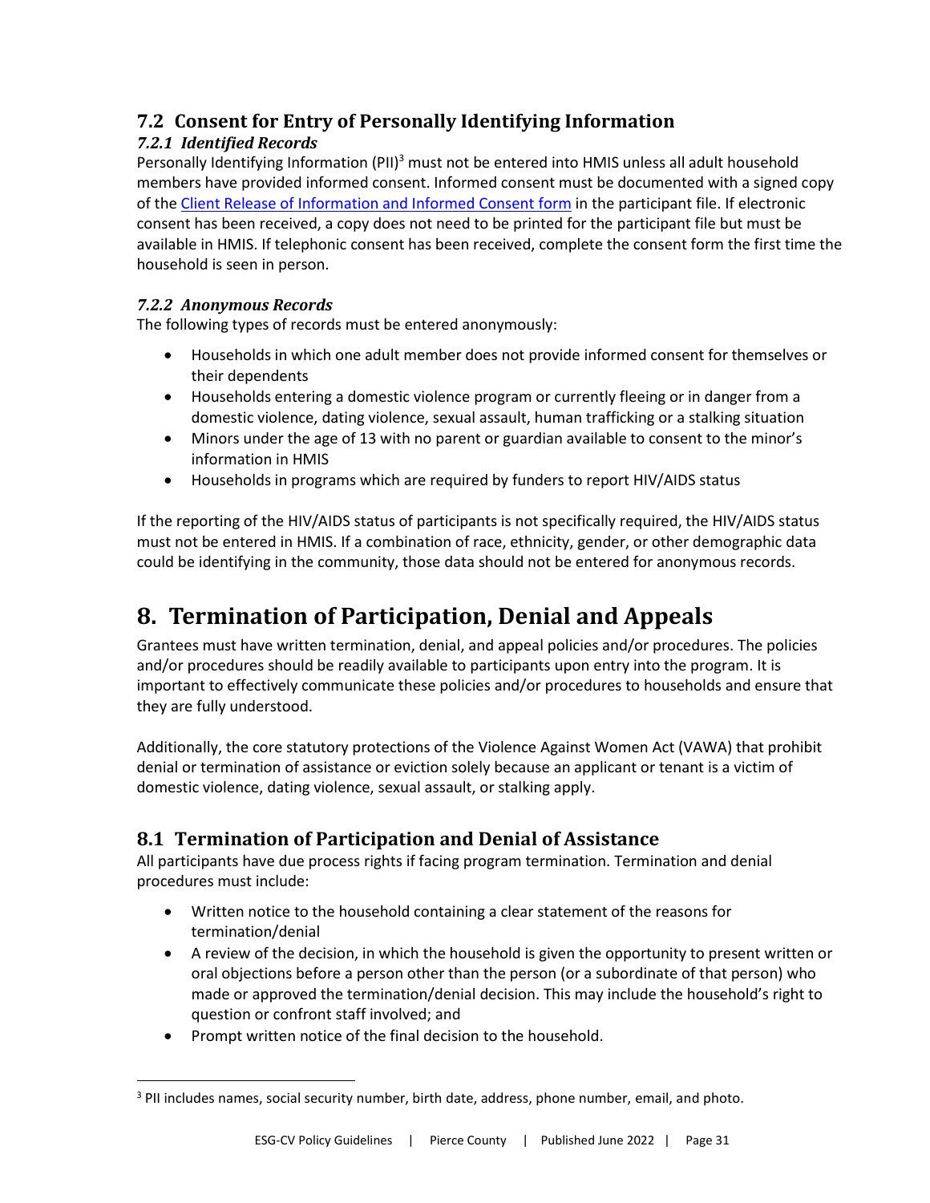## 7.2 Consent for Entry of Personally Identifying Information

### *7.2.1 Identified Records*

Personally Identifying Information (PII)[3] must not be entered into HMIS unless all adult household members have provided informed consent. Informed consent must be documented with a signed copy of the [Client Release of Information and Informed Consent form]() in the participant file. If electronic consent has been received, a copy does not need to be printed for the participant file but must be available in HMIS. If telephonic consent has been received, complete the consent form the first time the household is seen in person.

### *7.2.2 Anonymous Records*

The following types of records must be entered anonymously:

- Households in which one adult member does not provide informed consent for themselves or their dependents
- Households entering a domestic violence program or currently fleeing or in danger from a domestic violence, dating violence, sexual assault, human trafficking or a stalking situation
- Minors under the age of 13 with no parent or guardian available to consent to the minor's information in HMIS
- Households in programs which are required by funders to report HIV/AIDS status

If the reporting of the HIV/AIDS status of participants is not specifically required, the HIV/AIDS status must not be entered in HMIS. If a combination of race, ethnicity, gender, or other demographic data could be identifying in the community, those data should not be entered for anonymous records.

# 8. Termination of Participation, Denial and Appeals

Grantees must have written termination, denial, and appeal policies and/or procedures. The policies and/or procedures should be readily available to participants upon entry into the program. It is important to effectively communicate these policies and/or procedures to households and ensure that they are fully understood.

Additionally, the core statutory protections of the Violence Against Women Act (VAWA) that prohibit denial or termination of assistance or eviction solely because an applicant or tenant is a victim of domestic violence, dating violence, sexual assault, or stalking apply.

## 8.1 Termination of Participation and Denial of Assistance

All participants have due process rights if facing program termination. Termination and denial procedures must include:

- Written notice to the household containing a clear statement of the reasons for termination/denial
- A review of the decision, in which the household is given the opportunity to present written or oral objections before a person other than the person (or a subordinate of that person) who made or approved the termination/denial decision. This may include the household's right to question or confront staff involved; and
- Prompt written notice of the final decision to the household.

---

[3] PII includes names, social security number, birth date, address, phone number, email, and photo.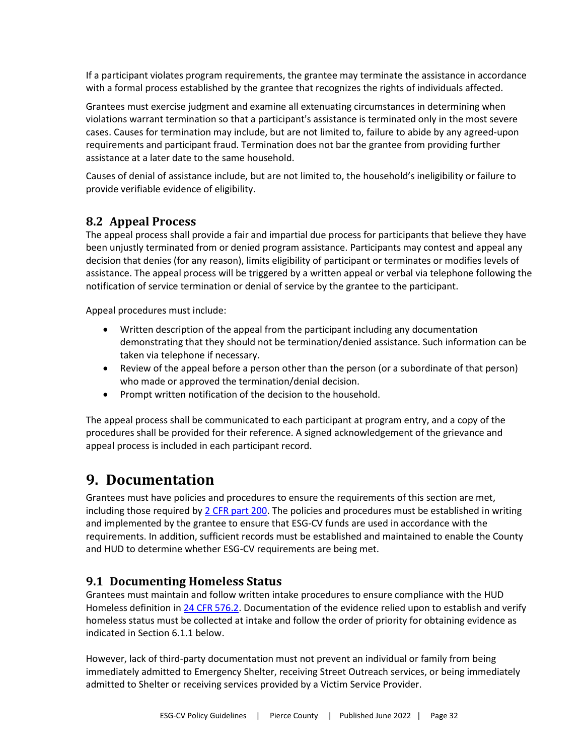If a participant violates program requirements, the grantee may terminate the assistance in accordance with a formal process established by the grantee that recognizes the rights of individuals affected.

Grantees must exercise judgment and examine all extenuating circumstances in determining when violations warrant termination so that a participant's assistance is terminated only in the most severe cases. Causes for termination may include, but are not limited to, failure to abide by any agreed-upon requirements and participant fraud. Termination does not bar the grantee from providing further assistance at a later date to the same household.

Causes of denial of assistance include, but are not limited to, the household's ineligibility or failure to provide verifiable evidence of eligibility.

## 8.2 Appeal Process

The appeal process shall provide a fair and impartial due process for participants that believe they have been unjustly terminated from or denied program assistance. Participants may contest and appeal any decision that denies (for any reason), limits eligibility of participant or terminates or modifies levels of assistance. The appeal process will be triggered by a written appeal or verbal via telephone following the notification of service termination or denial of service by the grantee to the participant.

Appeal procedures must include:

- Written description of the appeal from the participant including any documentation demonstrating that they should not be termination/denied assistance. Such information can be taken via telephone if necessary.
- Review of the appeal before a person other than the person (or a subordinate of that person) who made or approved the termination/denial decision.
- Prompt written notification of the decision to the household.

The appeal process shall be communicated to each participant at program entry, and a copy of the procedures shall be provided for their reference. A signed acknowledgement of the grievance and appeal process is included in each participant record.

# 9. Documentation

Grantees must have policies and procedures to ensure the requirements of this section are met, including those required by 2 CFR part 200. The policies and procedures must be established in writing and implemented by the grantee to ensure that ESG-CV funds are used in accordance with the requirements. In addition, sufficient records must be established and maintained to enable the County and HUD to determine whether ESG-CV requirements are being met.

## 9.1 Documenting Homeless Status

Grantees must maintain and follow written intake procedures to ensure compliance with the HUD Homeless definition in 24 CFR 576.2. Documentation of the evidence relied upon to establish and verify homeless status must be collected at intake and follow the order of priority for obtaining evidence as indicated in Section 6.1.1 below.

However, lack of third-party documentation must not prevent an individual or family from being immediately admitted to Emergency Shelter, receiving Street Outreach services, or being immediately admitted to Shelter or receiving services provided by a Victim Service Provider.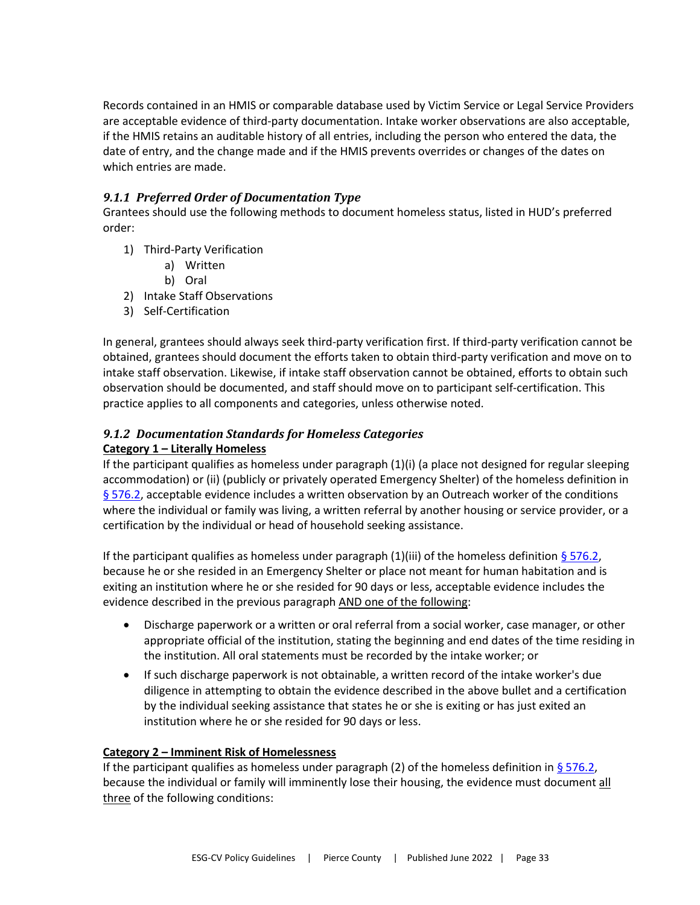Records contained in an HMIS or comparable database used by Victim Service or Legal Service Providers are acceptable evidence of third-party documentation. Intake worker observations are also acceptable, if the HMIS retains an auditable history of all entries, including the person who entered the data, the date of entry, and the change made and if the HMIS prevents overrides or changes of the dates on which entries are made.

### *9.1.1 Preferred Order of Documentation Type*

Grantees should use the following methods to document homeless status, listed in HUD's preferred order:

1) Third-Party Verification
    a) Written
    b) Oral
2) Intake Staff Observations
3) Self-Certification

In general, grantees should always seek third-party verification first. If third-party verification cannot be obtained, grantees should document the efforts taken to obtain third-party verification and move on to intake staff observation. Likewise, if intake staff observation cannot be obtained, efforts to obtain such observation should be documented, and staff should move on to participant self-certification. This practice applies to all components and categories, unless otherwise noted.

### *9.1.2 Documentation Standards for Homeless Categories*

**Category 1 – Literally Homeless**

If the participant qualifies as homeless under paragraph (1)(i) (a place not designed for regular sleeping accommodation) or (ii) (publicly or privately operated Emergency Shelter) of the homeless definition in § 576.2, acceptable evidence includes a written observation by an Outreach worker of the conditions where the individual or family was living, a written referral by another housing or service provider, or a certification by the individual or head of household seeking assistance.

If the participant qualifies as homeless under paragraph (1)(iii) of the homeless definition § 576.2, because he or she resided in an Emergency Shelter or place not meant for human habitation and is exiting an institution where he or she resided for 90 days or less, acceptable evidence includes the evidence described in the previous paragraph AND one of the following:

- Discharge paperwork or a written or oral referral from a social worker, case manager, or other appropriate official of the institution, stating the beginning and end dates of the time residing in the institution. All oral statements must be recorded by the intake worker; or
- If such discharge paperwork is not obtainable, a written record of the intake worker's due diligence in attempting to obtain the evidence described in the above bullet and a certification by the individual seeking assistance that states he or she is exiting or has just exited an institution where he or she resided for 90 days or less.

**Category 2 – Imminent Risk of Homelessness**

If the participant qualifies as homeless under paragraph (2) of the homeless definition in § 576.2, because the individual or family will imminently lose their housing, the evidence must document all three of the following conditions: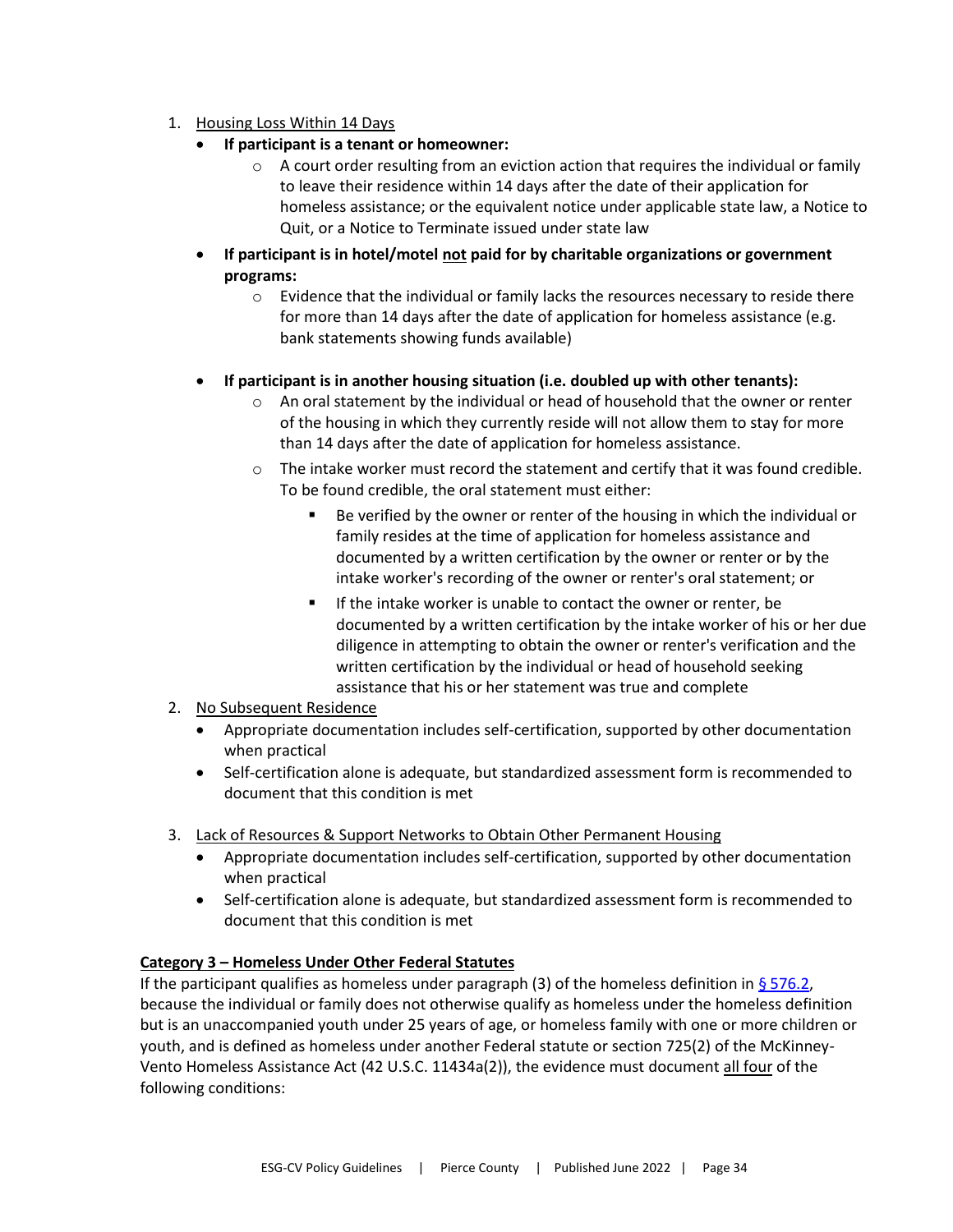1. <u>Housing Loss Within 14 Days</u>
    - **If participant is a tenant or homeowner:**
        - A court order resulting from an eviction action that requires the individual or family to leave their residence within 14 days after the date of their application for homeless assistance; or the equivalent notice under applicable state law, a Notice to Quit, or a Notice to Terminate issued under state law
    - **If participant is in hotel/motel <u>not</u> paid for by charitable organizations or government programs:**
        - Evidence that the individual or family lacks the resources necessary to reside there for more than 14 days after the date of application for homeless assistance (e.g. bank statements showing funds available)
    - **If participant is in another housing situation (i.e. doubled up with other tenants):**
        - An oral statement by the individual or head of household that the owner or renter of the housing in which they currently reside will not allow them to stay for more than 14 days after the date of application for homeless assistance.
        - The intake worker must record the statement and certify that it was found credible. To be found credible, the oral statement must either:
            - Be verified by the owner or renter of the housing in which the individual or family resides at the time of application for homeless assistance and documented by a written certification by the owner or renter or by the intake worker's recording of the owner or renter's oral statement; or
            - If the intake worker is unable to contact the owner or renter, be documented by a written certification by the intake worker of his or her due diligence in attempting to obtain the owner or renter's verification and the written certification by the individual or head of household seeking assistance that his or her statement was true and complete
2. <u>No Subsequent Residence</u>
    - Appropriate documentation includes self-certification, supported by other documentation when practical
    - Self-certification alone is adequate, but standardized assessment form is recommended to document that this condition is met
3. <u>Lack of Resources & Support Networks to Obtain Other Permanent Housing</u>
    - Appropriate documentation includes self-certification, supported by other documentation when practical
    - Self-certification alone is adequate, but standardized assessment form is recommended to document that this condition is met

**<u>Category 3 – Homeless Under Other Federal Statutes</u>**

If the participant qualifies as homeless under paragraph (3) of the homeless definition in [§ 576.2](), because the individual or family does not otherwise qualify as homeless under the homeless definition but is an unaccompanied youth under 25 years of age, or homeless family with one or more children or youth, and is defined as homeless under another Federal statute or section 725(2) of the McKinney-Vento Homeless Assistance Act (42 U.S.C. 11434a(2)), the evidence must document <u>all four</u> of the following conditions: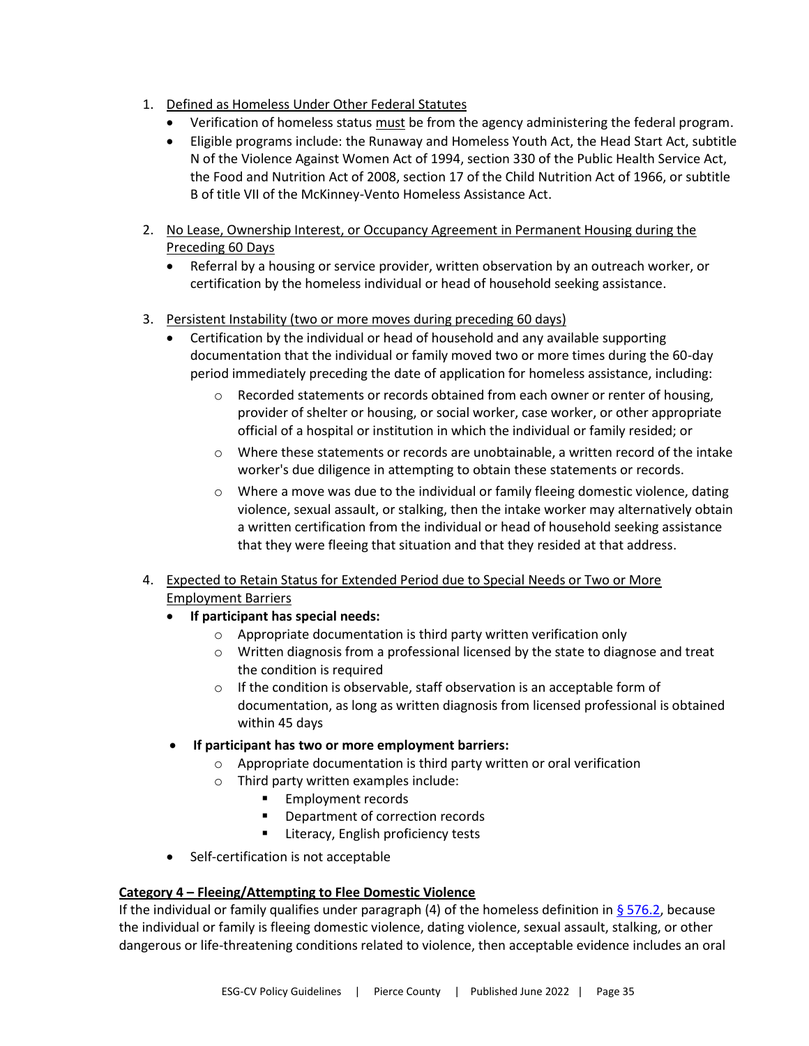1. Defined as Homeless Under Other Federal Statutes
   - Verification of homeless status must be from the agency administering the federal program.
   - Eligible programs include: the Runaway and Homeless Youth Act, the Head Start Act, subtitle N of the Violence Against Women Act of 1994, section 330 of the Public Health Service Act, the Food and Nutrition Act of 2008, section 17 of the Child Nutrition Act of 1966, or subtitle B of title VII of the McKinney-Vento Homeless Assistance Act.

2. No Lease, Ownership Interest, or Occupancy Agreement in Permanent Housing during the Preceding 60 Days
   - Referral by a housing or service provider, written observation by an outreach worker, or certification by the homeless individual or head of household seeking assistance.

3. Persistent Instability (two or more moves during preceding 60 days)
   - Certification by the individual or head of household and any available supporting documentation that the individual or family moved two or more times during the 60-day period immediately preceding the date of application for homeless assistance, including:
     - Recorded statements or records obtained from each owner or renter of housing, provider of shelter or housing, or social worker, case worker, or other appropriate official of a hospital or institution in which the individual or family resided; or
     - Where these statements or records are unobtainable, a written record of the intake worker's due diligence in attempting to obtain these statements or records.
     - Where a move was due to the individual or family fleeing domestic violence, dating violence, sexual assault, or stalking, then the intake worker may alternatively obtain a written certification from the individual or head of household seeking assistance that they were fleeing that situation and that they resided at that address.

4. Expected to Retain Status for Extended Period due to Special Needs or Two or More Employment Barriers
   - **If participant has special needs:**
     - Appropriate documentation is third party written verification only
     - Written diagnosis from a professional licensed by the state to diagnose and treat the condition is required
     - If the condition is observable, staff observation is an acceptable form of documentation, as long as written diagnosis from licensed professional is obtained within 45 days
   - **If participant has two or more employment barriers:**
     - Appropriate documentation is third party written or oral verification
     - Third party written examples include:
       - Employment records
       - Department of correction records
       - Literacy, English proficiency tests
   - Self-certification is not acceptable

**Category 4 – Fleeing/Attempting to Flee Domestic Violence**

If the individual or family qualifies under paragraph (4) of the homeless definition in § 576.2, because the individual or family is fleeing domestic violence, dating violence, sexual assault, stalking, or other dangerous or life-threatening conditions related to violence, then acceptable evidence includes an oral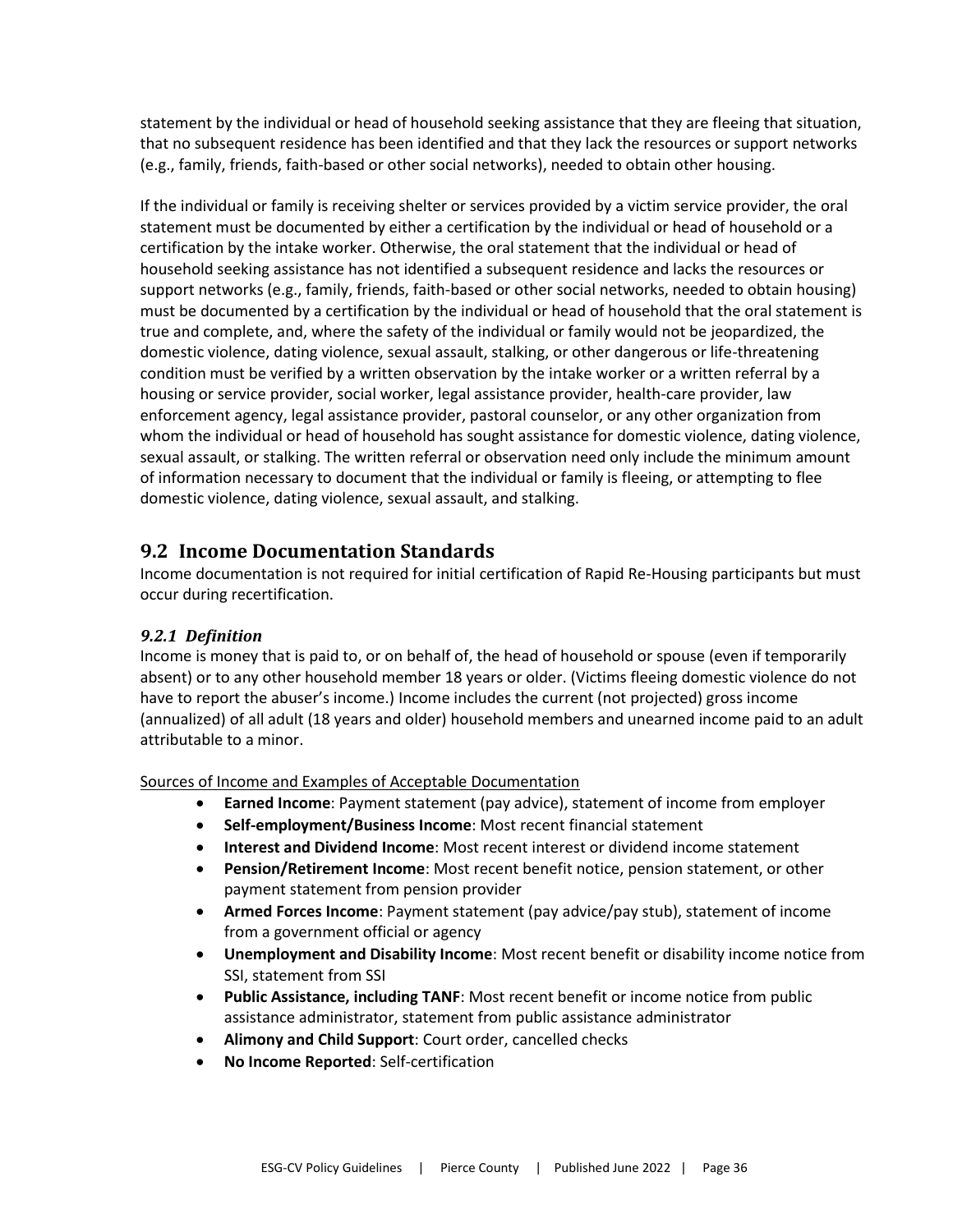statement by the individual or head of household seeking assistance that they are fleeing that situation, that no subsequent residence has been identified and that they lack the resources or support networks (e.g., family, friends, faith-based or other social networks), needed to obtain other housing.

If the individual or family is receiving shelter or services provided by a victim service provider, the oral statement must be documented by either a certification by the individual or head of household or a certification by the intake worker. Otherwise, the oral statement that the individual or head of household seeking assistance has not identified a subsequent residence and lacks the resources or support networks (e.g., family, friends, faith-based or other social networks, needed to obtain housing) must be documented by a certification by the individual or head of household that the oral statement is true and complete, and, where the safety of the individual or family would not be jeopardized, the domestic violence, dating violence, sexual assault, stalking, or other dangerous or life-threatening condition must be verified by a written observation by the intake worker or a written referral by a housing or service provider, social worker, legal assistance provider, health-care provider, law enforcement agency, legal assistance provider, pastoral counselor, or any other organization from whom the individual or head of household has sought assistance for domestic violence, dating violence, sexual assault, or stalking. The written referral or observation need only include the minimum amount of information necessary to document that the individual or family is fleeing, or attempting to flee domestic violence, dating violence, sexual assault, and stalking.

## 9.2 Income Documentation Standards

Income documentation is not required for initial certification of Rapid Re-Housing participants but must occur during recertification.

### *9.2.1 Definition*

Income is money that is paid to, or on behalf of, the head of household or spouse (even if temporarily absent) or to any other household member 18 years or older. (Victims fleeing domestic violence do not have to report the abuser's income.) Income includes the current (not projected) gross income (annualized) of all adult (18 years and older) household members and unearned income paid to an adult attributable to a minor.

<u>Sources of Income and Examples of Acceptable Documentation</u>

- **Earned Income**: Payment statement (pay advice), statement of income from employer
- **Self-employment/Business Income**: Most recent financial statement
- **Interest and Dividend Income**: Most recent interest or dividend income statement
- **Pension/Retirement Income**: Most recent benefit notice, pension statement, or other payment statement from pension provider
- **Armed Forces Income**: Payment statement (pay advice/pay stub), statement of income from a government official or agency
- **Unemployment and Disability Income**: Most recent benefit or disability income notice from SSI, statement from SSI
- **Public Assistance, including TANF**: Most recent benefit or income notice from public assistance administrator, statement from public assistance administrator
- **Alimony and Child Support**: Court order, cancelled checks
- **No Income Reported**: Self-certification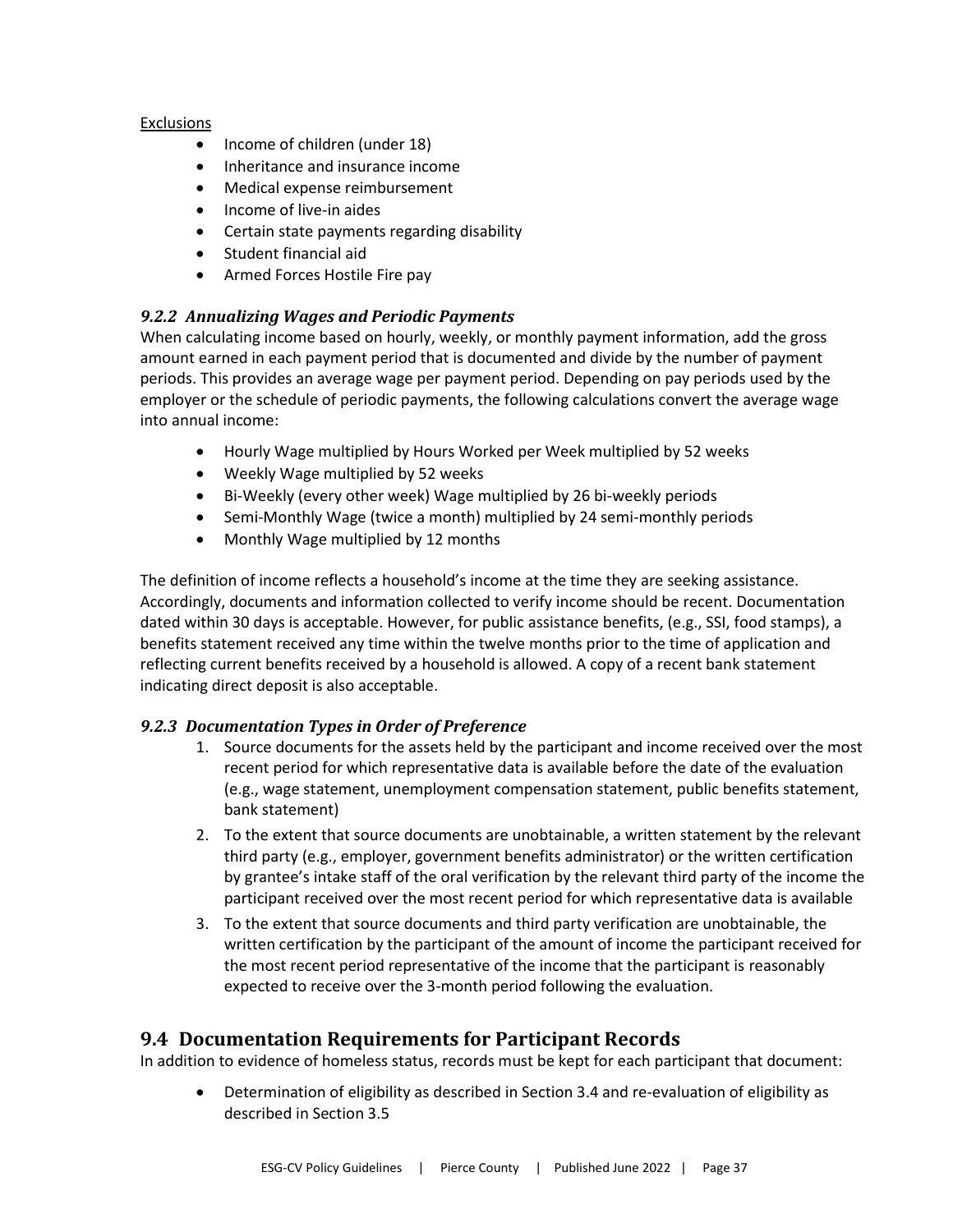Exclusions

- Income of children (under 18)
- Inheritance and insurance income
- Medical expense reimbursement
- Income of live-in aides
- Certain state payments regarding disability
- Student financial aid
- Armed Forces Hostile Fire pay

### *9.2.2 Annualizing Wages and Periodic Payments*

When calculating income based on hourly, weekly, or monthly payment information, add the gross amount earned in each payment period that is documented and divide by the number of payment periods. This provides an average wage per payment period. Depending on pay periods used by the employer or the schedule of periodic payments, the following calculations convert the average wage into annual income:

- Hourly Wage multiplied by Hours Worked per Week multiplied by 52 weeks
- Weekly Wage multiplied by 52 weeks
- Bi-Weekly (every other week) Wage multiplied by 26 bi-weekly periods
- Semi-Monthly Wage (twice a month) multiplied by 24 semi-monthly periods
- Monthly Wage multiplied by 12 months

The definition of income reflects a household's income at the time they are seeking assistance. Accordingly, documents and information collected to verify income should be recent. Documentation dated within 30 days is acceptable. However, for public assistance benefits, (e.g., SSI, food stamps), a benefits statement received any time within the twelve months prior to the time of application and reflecting current benefits received by a household is allowed. A copy of a recent bank statement indicating direct deposit is also acceptable.

### *9.2.3 Documentation Types in Order of Preference*

1. Source documents for the assets held by the participant and income received over the most recent period for which representative data is available before the date of the evaluation (e.g., wage statement, unemployment compensation statement, public benefits statement, bank statement)
2. To the extent that source documents are unobtainable, a written statement by the relevant third party (e.g., employer, government benefits administrator) or the written certification by grantee's intake staff of the oral verification by the relevant third party of the income the participant received over the most recent period for which representative data is available
3. To the extent that source documents and third party verification are unobtainable, the written certification by the participant of the amount of income the participant received for the most recent period representative of the income that the participant is reasonably expected to receive over the 3-month period following the evaluation.

## 9.4 Documentation Requirements for Participant Records

In addition to evidence of homeless status, records must be kept for each participant that document:

- Determination of eligibility as described in Section 3.4 and re-evaluation of eligibility as described in Section 3.5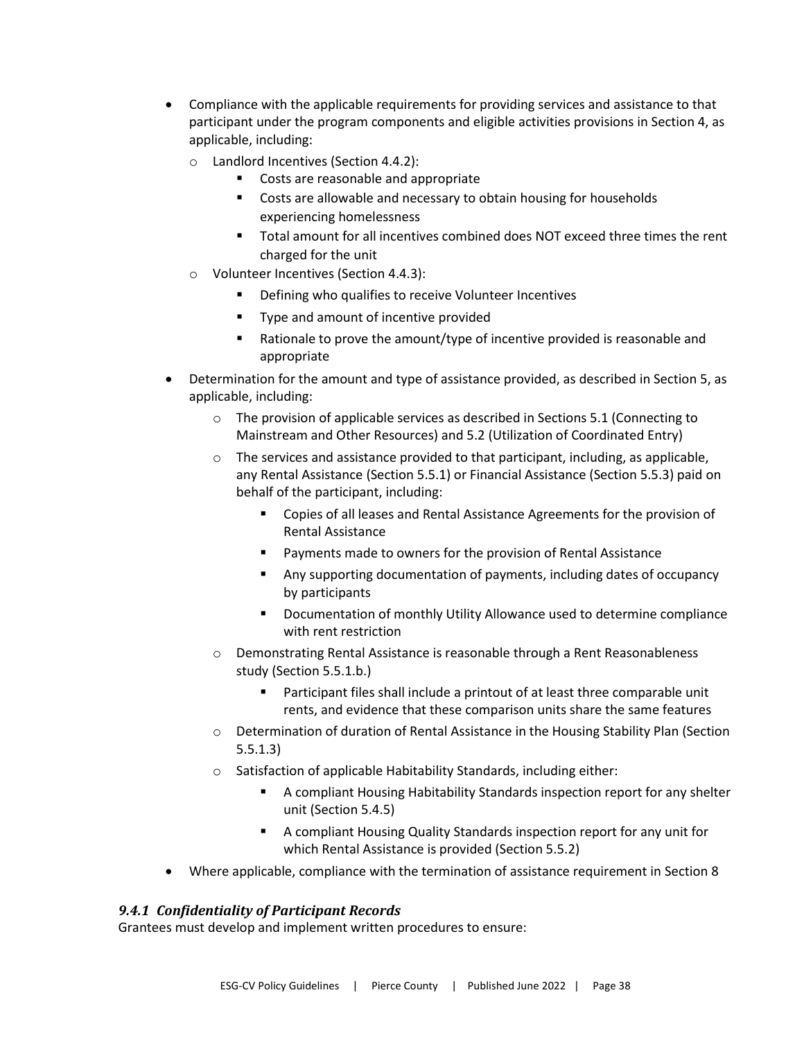- Compliance with the applicable requirements for providing services and assistance to that participant under the program components and eligible activities provisions in Section 4, as applicable, including:
  - Landlord Incentives (Section 4.4.2):
    - Costs are reasonable and appropriate
    - Costs are allowable and necessary to obtain housing for households experiencing homelessness
    - Total amount for all incentives combined does NOT exceed three times the rent charged for the unit
  - Volunteer Incentives (Section 4.4.3):
    - Defining who qualifies to receive Volunteer Incentives
    - Type and amount of incentive provided
    - Rationale to prove the amount/type of incentive provided is reasonable and appropriate
- Determination for the amount and type of assistance provided, as described in Section 5, as applicable, including:
  - The provision of applicable services as described in Sections 5.1 (Connecting to Mainstream and Other Resources) and 5.2 (Utilization of Coordinated Entry)
  - The services and assistance provided to that participant, including, as applicable, any Rental Assistance (Section 5.5.1) or Financial Assistance (Section 5.5.3) paid on behalf of the participant, including:
    - Copies of all leases and Rental Assistance Agreements for the provision of Rental Assistance
    - Payments made to owners for the provision of Rental Assistance
    - Any supporting documentation of payments, including dates of occupancy by participants
    - Documentation of monthly Utility Allowance used to determine compliance with rent restriction
  - Demonstrating Rental Assistance is reasonable through a Rent Reasonableness study (Section 5.5.1.b.)
    - Participant files shall include a printout of at least three comparable unit rents, and evidence that these comparison units share the same features
  - Determination of duration of Rental Assistance in the Housing Stability Plan (Section 5.5.1.3)
  - Satisfaction of applicable Habitability Standards, including either:
    - A compliant Housing Habitability Standards inspection report for any shelter unit (Section 5.4.5)
    - A compliant Housing Quality Standards inspection report for any unit for which Rental Assistance is provided (Section 5.5.2)
- Where applicable, compliance with the termination of assistance requirement in Section 8

### *9.4.1 Confidentiality of Participant Records*

Grantees must develop and implement written procedures to ensure: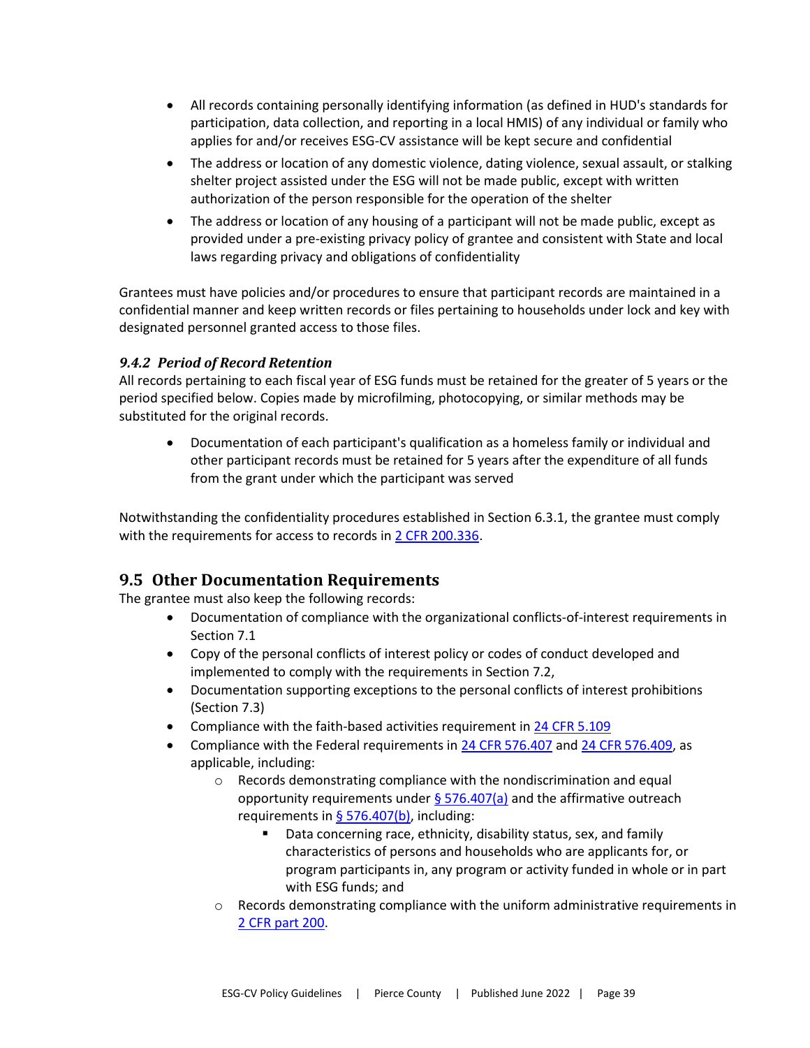- All records containing personally identifying information (as defined in HUD's standards for participation, data collection, and reporting in a local HMIS) of any individual or family who applies for and/or receives ESG-CV assistance will be kept secure and confidential
- The address or location of any domestic violence, dating violence, sexual assault, or stalking shelter project assisted under the ESG will not be made public, except with written authorization of the person responsible for the operation of the shelter
- The address or location of any housing of a participant will not be made public, except as provided under a pre-existing privacy policy of grantee and consistent with State and local laws regarding privacy and obligations of confidentiality

Grantees must have policies and/or procedures to ensure that participant records are maintained in a confidential manner and keep written records or files pertaining to households under lock and key with designated personnel granted access to those files.

### *9.4.2 Period of Record Retention*

All records pertaining to each fiscal year of ESG funds must be retained for the greater of 5 years or the period specified below. Copies made by microfilming, photocopying, or similar methods may be substituted for the original records.

- Documentation of each participant's qualification as a homeless family or individual and other participant records must be retained for 5 years after the expenditure of all funds from the grant under which the participant was served

Notwithstanding the confidentiality procedures established in Section 6.3.1, the grantee must comply with the requirements for access to records in 2 CFR 200.336.

## 9.5 Other Documentation Requirements

The grantee must also keep the following records:

- Documentation of compliance with the organizational conflicts-of-interest requirements in Section 7.1
- Copy of the personal conflicts of interest policy or codes of conduct developed and implemented to comply with the requirements in Section 7.2,
- Documentation supporting exceptions to the personal conflicts of interest prohibitions (Section 7.3)
- Compliance with the faith-based activities requirement in 24 CFR 5.109
- Compliance with the Federal requirements in 24 CFR 576.407 and 24 CFR 576.409, as applicable, including:
  - Records demonstrating compliance with the nondiscrimination and equal opportunity requirements under § 576.407(a) and the affirmative outreach requirements in § 576.407(b), including:
    - Data concerning race, ethnicity, disability status, sex, and family characteristics of persons and households who are applicants for, or program participants in, any program or activity funded in whole or in part with ESG funds; and
  - Records demonstrating compliance with the uniform administrative requirements in 2 CFR part 200.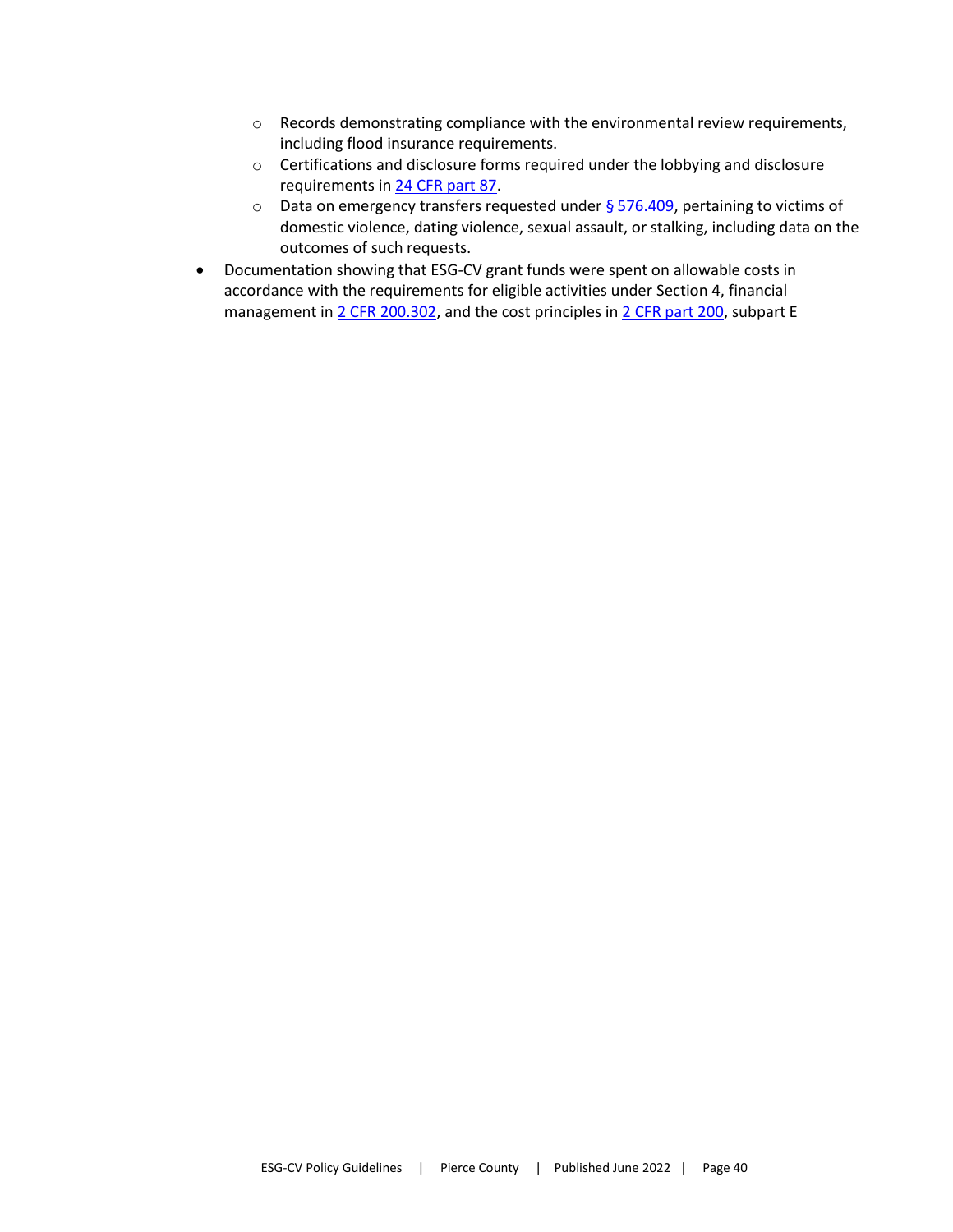- Records demonstrating compliance with the environmental review requirements, including flood insurance requirements.
  - Certifications and disclosure forms required under the lobbying and disclosure requirements in 24 CFR part 87.
  - Data on emergency transfers requested under § 576.409, pertaining to victims of domestic violence, dating violence, sexual assault, or stalking, including data on the outcomes of such requests.
- Documentation showing that ESG-CV grant funds were spent on allowable costs in accordance with the requirements for eligible activities under Section 4, financial management in 2 CFR 200.302, and the cost principles in 2 CFR part 200, subpart E